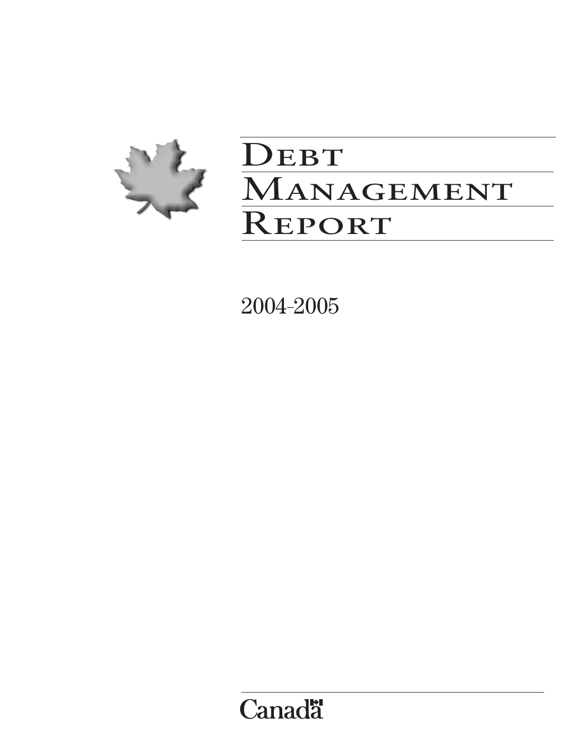# Debt Management Report

2004-2005

Canada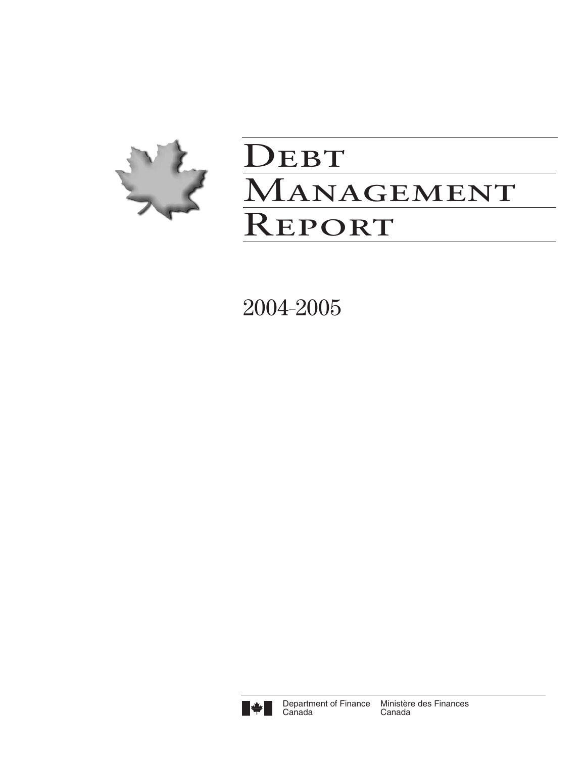# Debt Management Report

2004-2005

Department of Finance Canada | Ministère des Finances Canada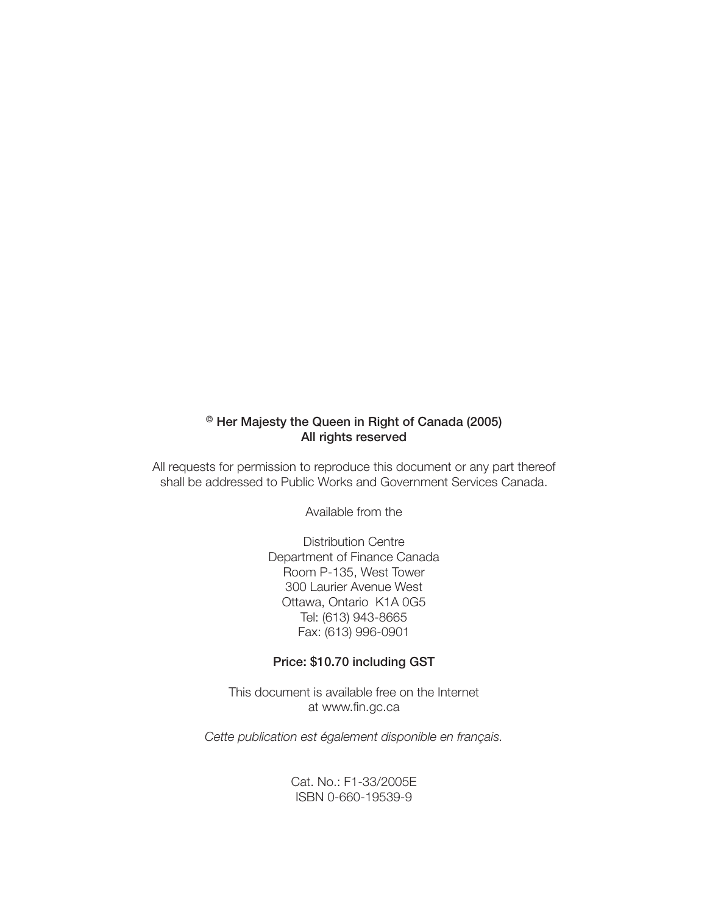**© Her Majesty the Queen in Right of Canada (2005)**
**All rights reserved**

All requests for permission to reproduce this document or any part thereof shall be addressed to Public Works and Government Services Canada.

Available from the

Distribution Centre
Department of Finance Canada
Room P-135, West Tower
300 Laurier Avenue West
Ottawa, Ontario K1A 0G5
Tel: (613) 943-8665
Fax: (613) 996-0901

**Price: $10.70 including GST**

This document is available free on the Internet
at www.fin.gc.ca

*Cette publication est également disponible en français.*

Cat. No.: F1-33/2005E
ISBN 0-660-19539-9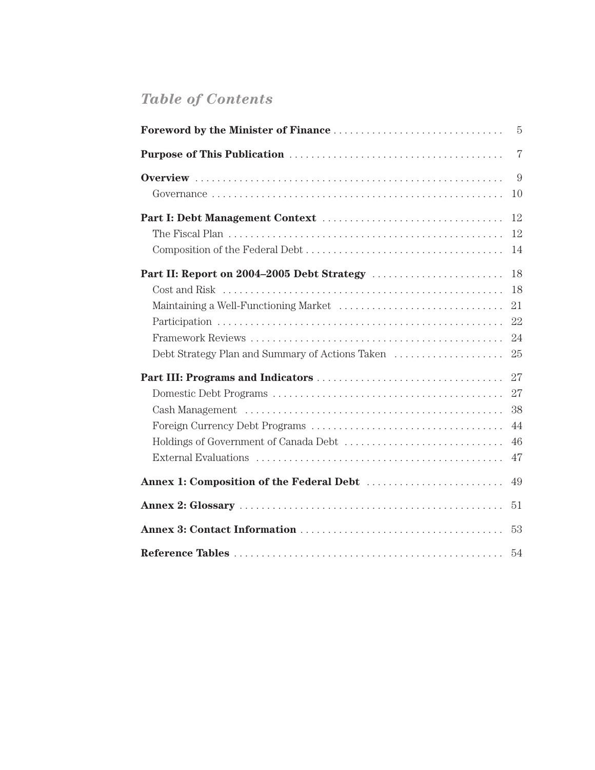# *Table of Contents*

**Foreword by the Minister of Finance** . . . . . . . . . . 5

**Purpose of This Publication** . . . . . . . . . . 7

**Overview** . . . . . . . . . . 9

- Governance . . . . . . . . . . 10

**Part I: Debt Management Context** . . . . . . . . . . 12

- The Fiscal Plan . . . . . . . . . . 12
- Composition of the Federal Debt . . . . . . . . . . 14

**Part II: Report on 2004–2005 Debt Strategy** . . . . . . . . . . 18

- Cost and Risk . . . . . . . . . . 18
- Maintaining a Well-Functioning Market . . . . . . . . . . 21
- Participation . . . . . . . . . . 22
- Framework Reviews . . . . . . . . . . 24
- Debt Strategy Plan and Summary of Actions Taken . . . . . . . . . . 25

**Part III: Programs and Indicators** . . . . . . . . . . 27

- Domestic Debt Programs . . . . . . . . . . 27
- Cash Management . . . . . . . . . . 38
- Foreign Currency Debt Programs . . . . . . . . . . 44
- Holdings of Government of Canada Debt . . . . . . . . . . 46
- External Evaluations . . . . . . . . . . 47

**Annex 1: Composition of the Federal Debt** . . . . . . . . . . 49

**Annex 2: Glossary** . . . . . . . . . . 51

**Annex 3: Contact Information** . . . . . . . . . . 53

**Reference Tables** . . . . . . . . . . 54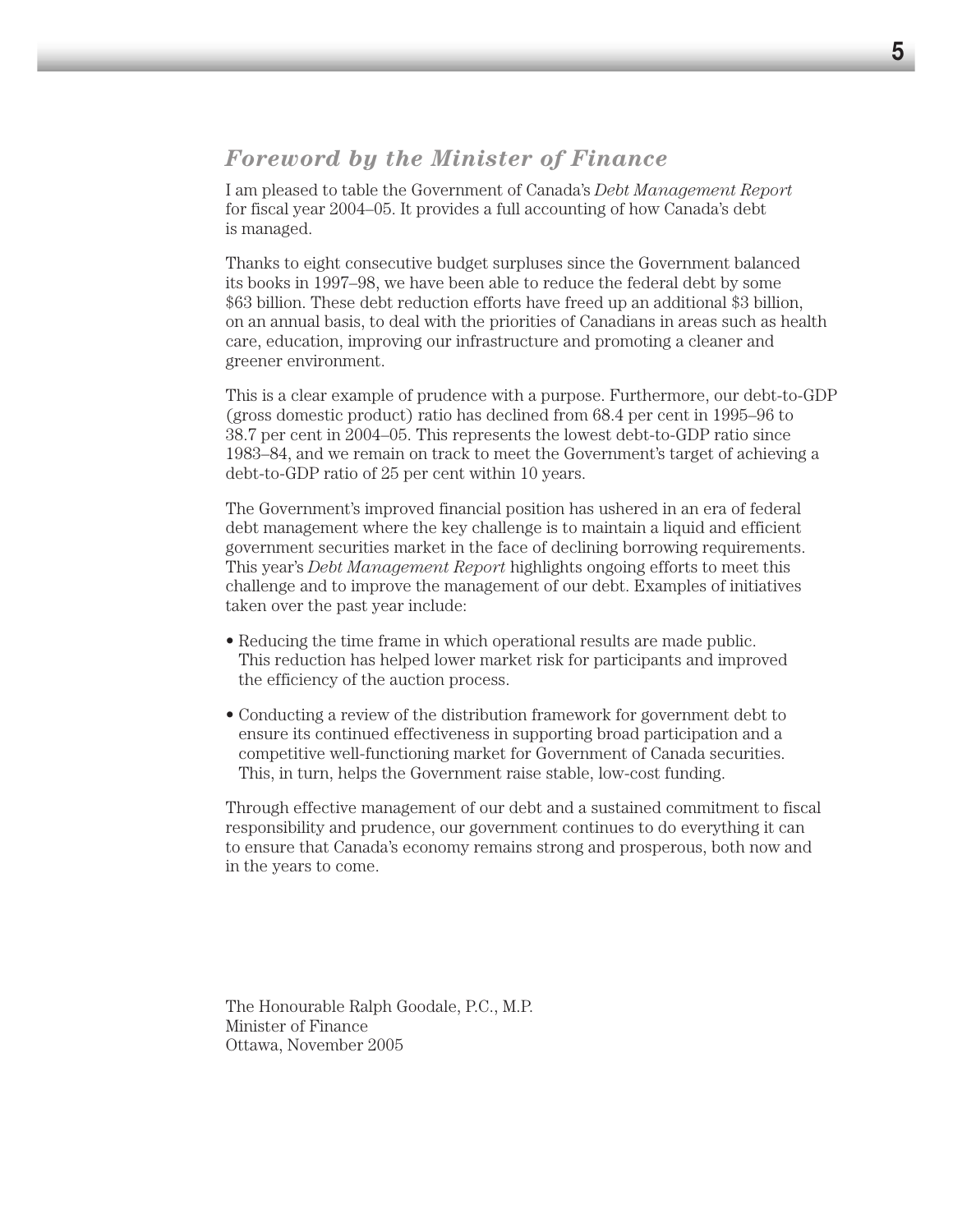## *Foreword by the Minister of Finance*

I am pleased to table the Government of Canada's *Debt Management Report* for fiscal year 2004–05. It provides a full accounting of how Canada's debt is managed.

Thanks to eight consecutive budget surpluses since the Government balanced its books in 1997–98, we have been able to reduce the federal debt by some $63 billion. These debt reduction efforts have freed up an additional $3 billion, on an annual basis, to deal with the priorities of Canadians in areas such as health care, education, improving our infrastructure and promoting a cleaner and greener environment.

This is a clear example of prudence with a purpose. Furthermore, our debt-to-GDP (gross domestic product) ratio has declined from 68.4 per cent in 1995–96 to 38.7 per cent in 2004–05. This represents the lowest debt-to-GDP ratio since 1983–84, and we remain on track to meet the Government's target of achieving a debt-to-GDP ratio of 25 per cent within 10 years.

The Government's improved financial position has ushered in an era of federal debt management where the key challenge is to maintain a liquid and efficient government securities market in the face of declining borrowing requirements. This year's *Debt Management Report* highlights ongoing efforts to meet this challenge and to improve the management of our debt. Examples of initiatives taken over the past year include:

- Reducing the time frame in which operational results are made public. This reduction has helped lower market risk for participants and improved the efficiency of the auction process.
- Conducting a review of the distribution framework for government debt to ensure its continued effectiveness in supporting broad participation and a competitive well-functioning market for Government of Canada securities. This, in turn, helps the Government raise stable, low-cost funding.

Through effective management of our debt and a sustained commitment to fiscal responsibility and prudence, our government continues to do everything it can to ensure that Canada's economy remains strong and prosperous, both now and in the years to come.

The Honourable Ralph Goodale, P.C., M.P.
Minister of Finance
Ottawa, November 2005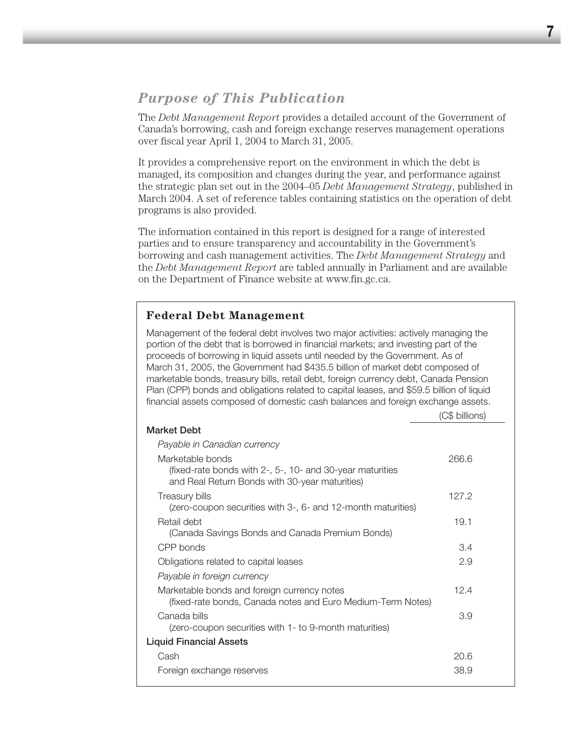## *Purpose of This Publication*

The *Debt Management Report* provides a detailed account of the Government of Canada's borrowing, cash and foreign exchange reserves management operations over fiscal year April 1, 2004 to March 31, 2005.

It provides a comprehensive report on the environment in which the debt is managed, its composition and changes during the year, and performance against the strategic plan set out in the 2004–05 *Debt Management Strategy*, published in March 2004. A set of reference tables containing statistics on the operation of debt programs is also provided.

The information contained in this report is designed for a range of interested parties and to ensure transparency and accountability in the Government's borrowing and cash management activities. The *Debt Management Strategy* and the *Debt Management Report* are tabled annually in Parliament and are available on the Department of Finance website at www.fin.gc.ca.

### Federal Debt Management

Management of the federal debt involves two major activities: actively managing the portion of the debt that is borrowed in financial markets; and investing part of the proceeds of borrowing in liquid assets until needed by the Government. As of March 31, 2005, the Government had $435.5 billion of market debt composed of marketable bonds, treasury bills, retail debt, foreign currency debt, Canada Pension Plan (CPP) bonds and obligations related to capital leases, and $59.5 billion of liquid financial assets composed of domestic cash balances and foreign exchange assets.

| | (C$ billions) |
|---|---|
| **Market Debt** | |
| *Payable in Canadian currency* | |
| Marketable bonds (fixed-rate bonds with 2-, 5-, 10- and 30-year maturities and Real Return Bonds with 30-year maturities) | 266.6 |
| Treasury bills (zero-coupon securities with 3-, 6- and 12-month maturities) | 127.2 |
| Retail debt (Canada Savings Bonds and Canada Premium Bonds) | 19.1 |
| CPP bonds | 3.4 |
| Obligations related to capital leases | 2.9 |
| *Payable in foreign currency* | |
| Marketable bonds and foreign currency notes (fixed-rate bonds, Canada notes and Euro Medium-Term Notes) | 12.4 |
| Canada bills (zero-coupon securities with 1- to 9-month maturities) | 3.9 |
| **Liquid Financial Assets** | |
| Cash | 20.6 |
| Foreign exchange reserves | 38.9 |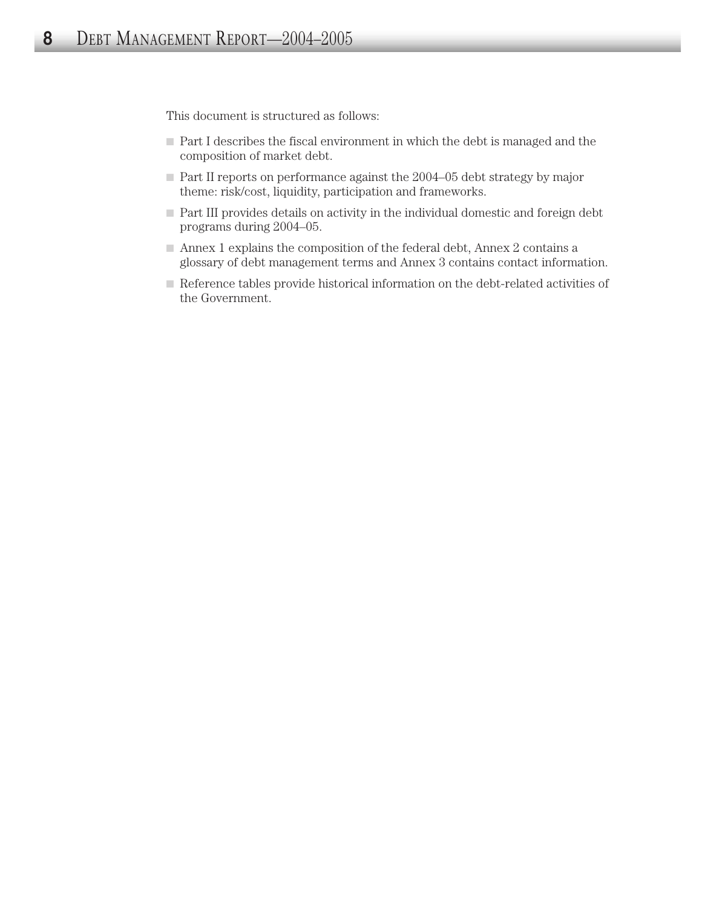This document is structured as follows:

- Part I describes the fiscal environment in which the debt is managed and the composition of market debt.
- Part II reports on performance against the 2004–05 debt strategy by major theme: risk/cost, liquidity, participation and frameworks.
- Part III provides details on activity in the individual domestic and foreign debt programs during 2004–05.
- Annex 1 explains the composition of the federal debt, Annex 2 contains a glossary of debt management terms and Annex 3 contains contact information.
- Reference tables provide historical information on the debt-related activities of the Government.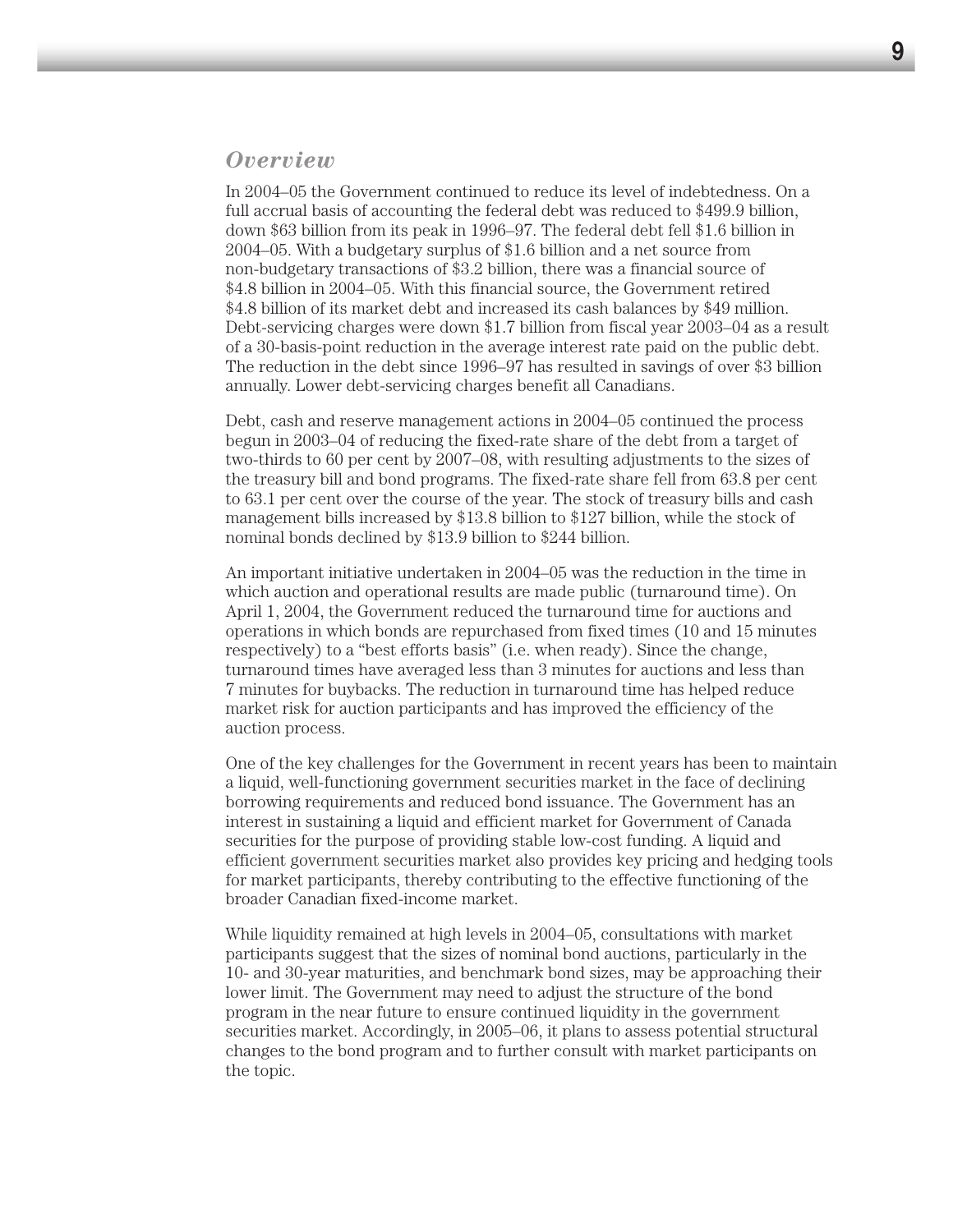## *Overview*

In 2004–05 the Government continued to reduce its level of indebtedness. On a full accrual basis of accounting the federal debt was reduced to $499.9 billion, down $63 billion from its peak in 1996–97. The federal debt fell $1.6 billion in 2004–05. With a budgetary surplus of $1.6 billion and a net source from non-budgetary transactions of $3.2 billion, there was a financial source of $4.8 billion in 2004–05. With this financial source, the Government retired $4.8 billion of its market debt and increased its cash balances by $49 million. Debt-servicing charges were down $1.7 billion from fiscal year 2003–04 as a result of a 30-basis-point reduction in the average interest rate paid on the public debt. The reduction in the debt since 1996–97 has resulted in savings of over $3 billion annually. Lower debt-servicing charges benefit all Canadians.

Debt, cash and reserve management actions in 2004–05 continued the process begun in 2003–04 of reducing the fixed-rate share of the debt from a target of two-thirds to 60 per cent by 2007–08, with resulting adjustments to the sizes of the treasury bill and bond programs. The fixed-rate share fell from 63.8 per cent to 63.1 per cent over the course of the year. The stock of treasury bills and cash management bills increased by $13.8 billion to $127 billion, while the stock of nominal bonds declined by $13.9 billion to $244 billion.

An important initiative undertaken in 2004–05 was the reduction in the time in which auction and operational results are made public (turnaround time). On April 1, 2004, the Government reduced the turnaround time for auctions and operations in which bonds are repurchased from fixed times (10 and 15 minutes respectively) to a "best efforts basis" (i.e. when ready). Since the change, turnaround times have averaged less than 3 minutes for auctions and less than 7 minutes for buybacks. The reduction in turnaround time has helped reduce market risk for auction participants and has improved the efficiency of the auction process.

One of the key challenges for the Government in recent years has been to maintain a liquid, well-functioning government securities market in the face of declining borrowing requirements and reduced bond issuance. The Government has an interest in sustaining a liquid and efficient market for Government of Canada securities for the purpose of providing stable low-cost funding. A liquid and efficient government securities market also provides key pricing and hedging tools for market participants, thereby contributing to the effective functioning of the broader Canadian fixed-income market.

While liquidity remained at high levels in 2004–05, consultations with market participants suggest that the sizes of nominal bond auctions, particularly in the 10- and 30-year maturities, and benchmark bond sizes, may be approaching their lower limit. The Government may need to adjust the structure of the bond program in the near future to ensure continued liquidity in the government securities market. Accordingly, in 2005–06, it plans to assess potential structural changes to the bond program and to further consult with market participants on the topic.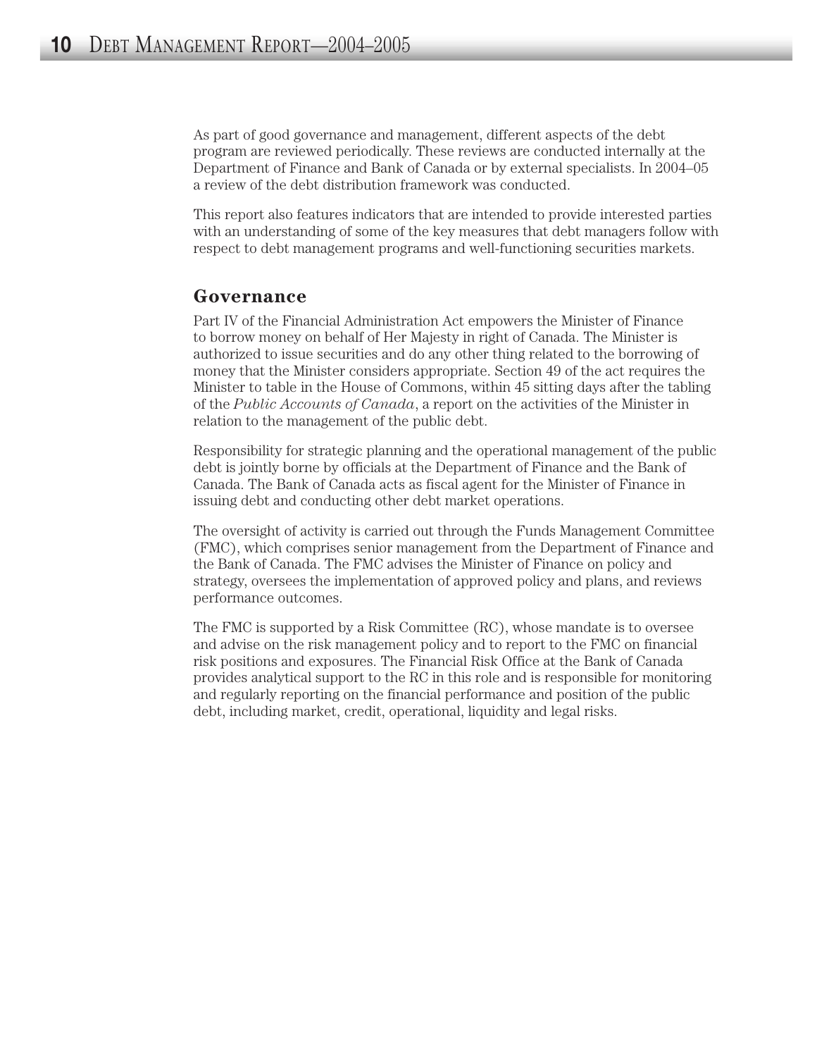As part of good governance and management, different aspects of the debt program are reviewed periodically. These reviews are conducted internally at the Department of Finance and Bank of Canada or by external specialists. In 2004–05 a review of the debt distribution framework was conducted.

This report also features indicators that are intended to provide interested parties with an understanding of some of the key measures that debt managers follow with respect to debt management programs and well-functioning securities markets.

## Governance

Part IV of the Financial Administration Act empowers the Minister of Finance to borrow money on behalf of Her Majesty in right of Canada. The Minister is authorized to issue securities and do any other thing related to the borrowing of money that the Minister considers appropriate. Section 49 of the act requires the Minister to table in the House of Commons, within 45 sitting days after the tabling of the *Public Accounts of Canada*, a report on the activities of the Minister in relation to the management of the public debt.

Responsibility for strategic planning and the operational management of the public debt is jointly borne by officials at the Department of Finance and the Bank of Canada. The Bank of Canada acts as fiscal agent for the Minister of Finance in issuing debt and conducting other debt market operations.

The oversight of activity is carried out through the Funds Management Committee (FMC), which comprises senior management from the Department of Finance and the Bank of Canada. The FMC advises the Minister of Finance on policy and strategy, oversees the implementation of approved policy and plans, and reviews performance outcomes.

The FMC is supported by a Risk Committee (RC), whose mandate is to oversee and advise on the risk management policy and to report to the FMC on financial risk positions and exposures. The Financial Risk Office at the Bank of Canada provides analytical support to the RC in this role and is responsible for monitoring and regularly reporting on the financial performance and position of the public debt, including market, credit, operational, liquidity and legal risks.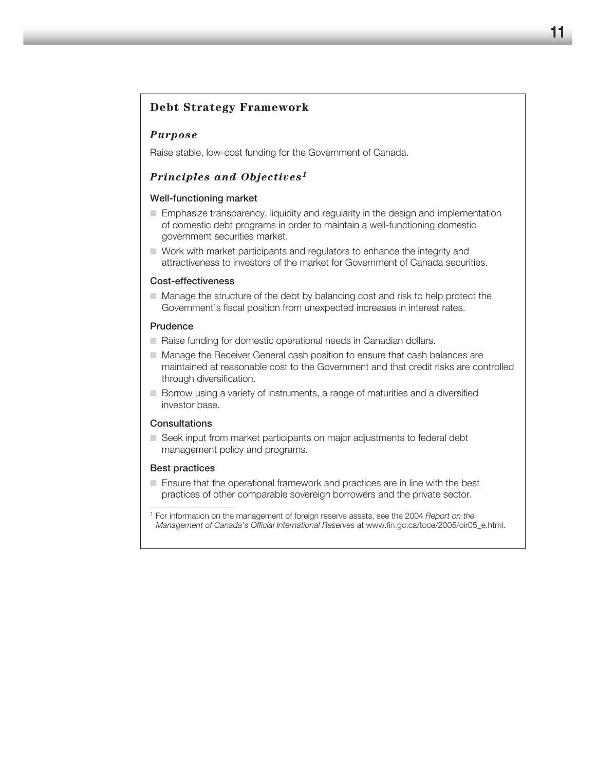## Debt Strategy Framework

### *Purpose*

Raise stable, low-cost funding for the Government of Canada.

### *Principles and Objectives*[1]

#### Well-functioning market

- Emphasize transparency, liquidity and regularity in the design and implementation of domestic debt programs in order to maintain a well-functioning domestic government securities market.
- Work with market participants and regulators to enhance the integrity and attractiveness to investors of the market for Government of Canada securities.

#### Cost-effectiveness

- Manage the structure of the debt by balancing cost and risk to help protect the Government's fiscal position from unexpected increases in interest rates.

#### Prudence

- Raise funding for domestic operational needs in Canadian dollars.
- Manage the Receiver General cash position to ensure that cash balances are maintained at reasonable cost to the Government and that credit risks are controlled through diversification.
- Borrow using a variety of instruments, a range of maturities and a diversified investor base.

#### Consultations

- Seek input from market participants on major adjustments to federal debt management policy and programs.

#### Best practices

- Ensure that the operational framework and practices are in line with the best practices of other comparable sovereign borrowers and the private sector.

---

[1] For information on the management of foreign reserve assets, see the 2004 *Report on the Management of Canada's Official International Reserves* at www.fin.gc.ca/toce/2005/oir05_e.html.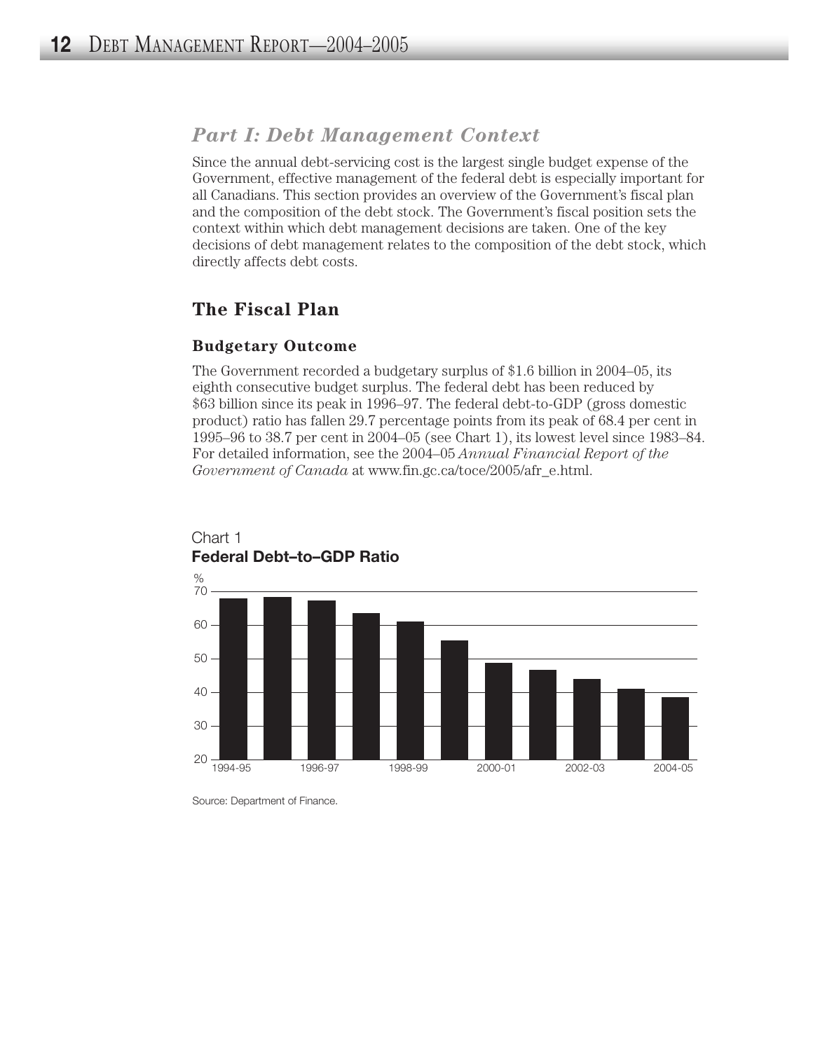## Part I: Debt Management Context

Since the annual debt-servicing cost is the largest single budget expense of the Government, effective management of the federal debt is especially important for all Canadians. This section provides an overview of the Government's fiscal plan and the composition of the debt stock. The Government's fiscal position sets the context within which debt management decisions are taken. One of the key decisions of debt management relates to the composition of the debt stock, which directly affects debt costs.

### The Fiscal Plan

#### Budgetary Outcome

The Government recorded a budgetary surplus of $1.6 billion in 2004–05, its eighth consecutive budget surplus. The federal debt has been reduced by $63 billion since its peak in 1996–97. The federal debt-to-GDP (gross domestic product) ratio has fallen 29.7 percentage points from its peak of 68.4 per cent in 1995–96 to 38.7 per cent in 2004–05 (see Chart 1), its lowest level since 1983–84. For detailed information, see the 2004–05 *Annual Financial Report of the Government of Canada* at www.fin.gc.ca/toce/2005/afr_e.html.

Chart 1
**Federal Debt–to–GDP Ratio**

Source: Department of Finance.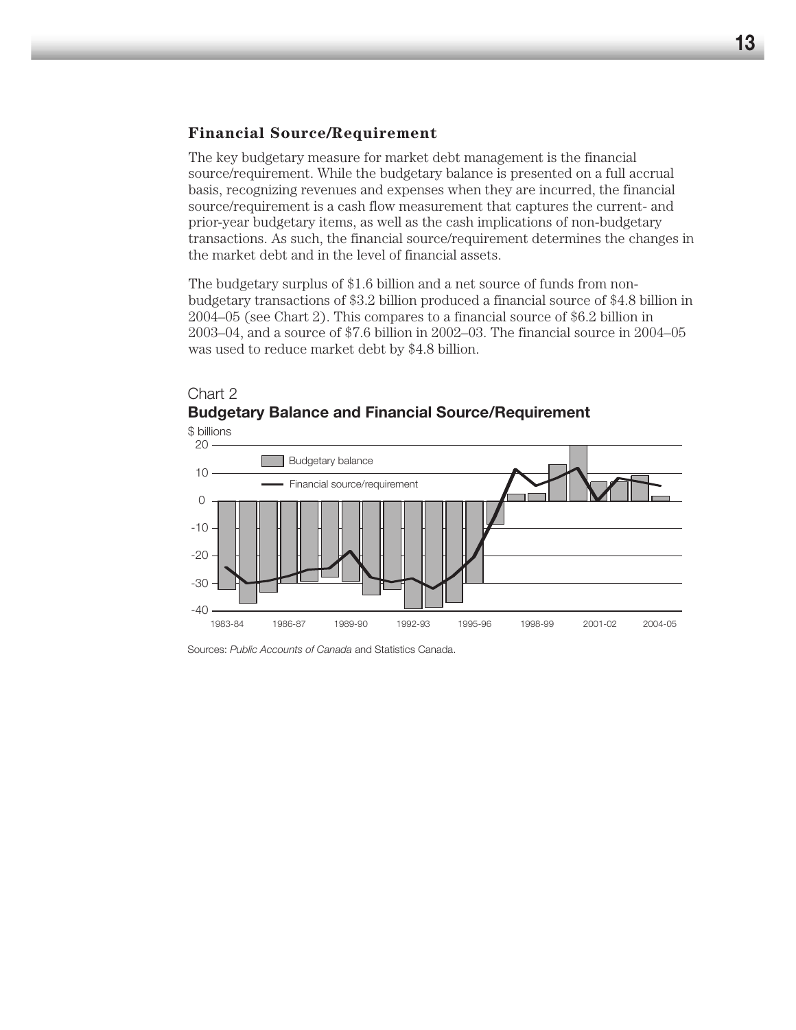### Financial Source/Requirement

The key budgetary measure for market debt management is the financial source/requirement. While the budgetary balance is presented on a full accrual basis, recognizing revenues and expenses when they are incurred, the financial source/requirement is a cash flow measurement that captures the current- and prior-year budgetary items, as well as the cash implications of non-budgetary transactions. As such, the financial source/requirement determines the changes in the market debt and in the level of financial assets.

The budgetary surplus of $1.6 billion and a net source of funds from non-budgetary transactions of $3.2 billion produced a financial source of $4.8 billion in 2004–05 (see Chart 2). This compares to a financial source of $6.2 billion in 2003–04, and a source of $7.6 billion in 2002–03. The financial source in 2004–05 was used to reduce market debt by $4.8 billion.

Chart 2
**Budgetary Balance and Financial Source/Requirement**

Sources: *Public Accounts of Canada* and Statistics Canada.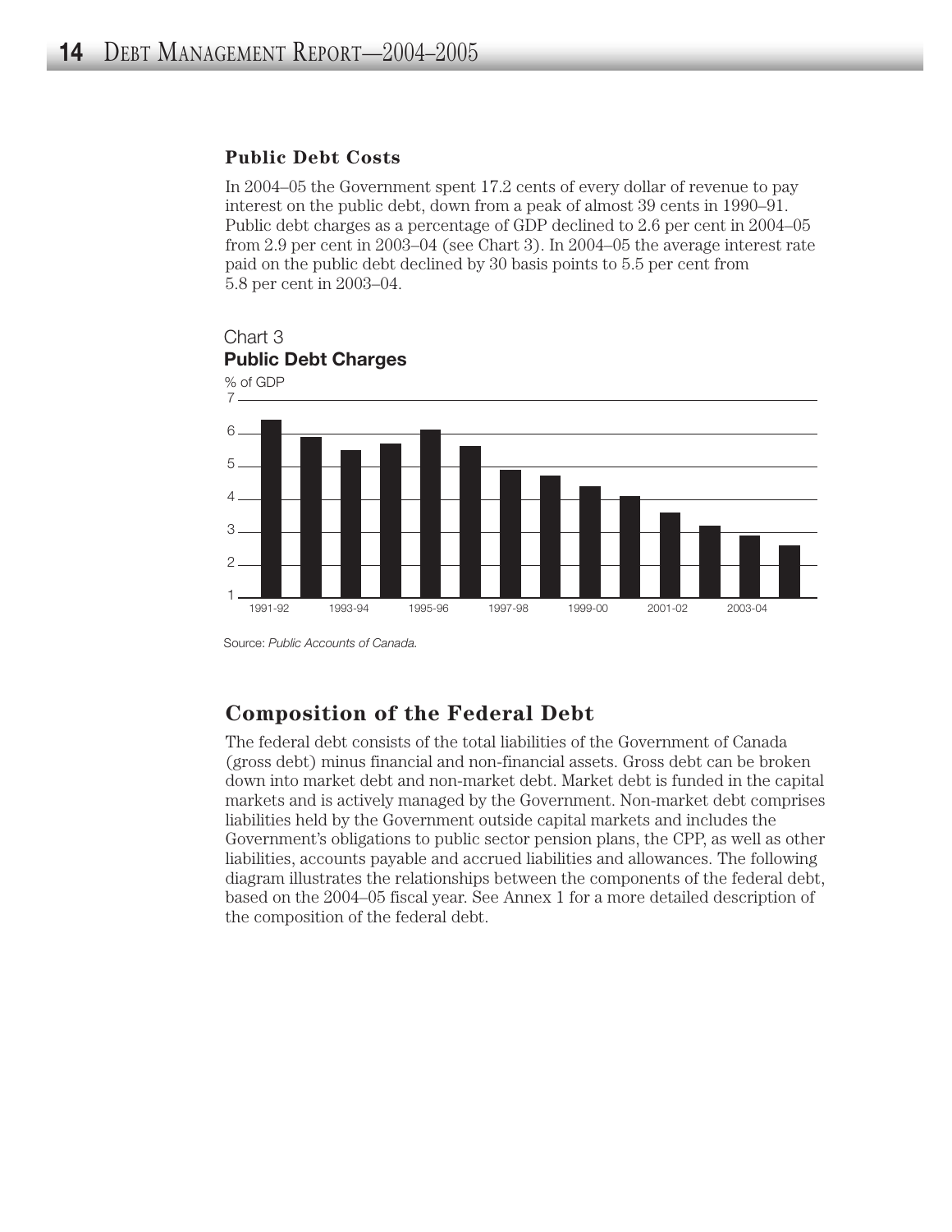### Public Debt Costs

In 2004–05 the Government spent 17.2 cents of every dollar of revenue to pay interest on the public debt, down from a peak of almost 39 cents in 1990–91. Public debt charges as a percentage of GDP declined to 2.6 per cent in 2004–05 from 2.9 per cent in 2003–04 (see Chart 3). In 2004–05 the average interest rate paid on the public debt declined by 30 basis points to 5.5 per cent from 5.8 per cent in 2003–04.

Chart 3
**Public Debt Charges**

Source: *Public Accounts of Canada.*

## Composition of the Federal Debt

The federal debt consists of the total liabilities of the Government of Canada (gross debt) minus financial and non-financial assets. Gross debt can be broken down into market debt and non-market debt. Market debt is funded in the capital markets and is actively managed by the Government. Non-market debt comprises liabilities held by the Government outside capital markets and includes the Government's obligations to public sector pension plans, the CPP, as well as other liabilities, accounts payable and accrued liabilities and allowances. The following diagram illustrates the relationships between the components of the federal debt, based on the 2004–05 fiscal year. See Annex 1 for a more detailed description of the composition of the federal debt.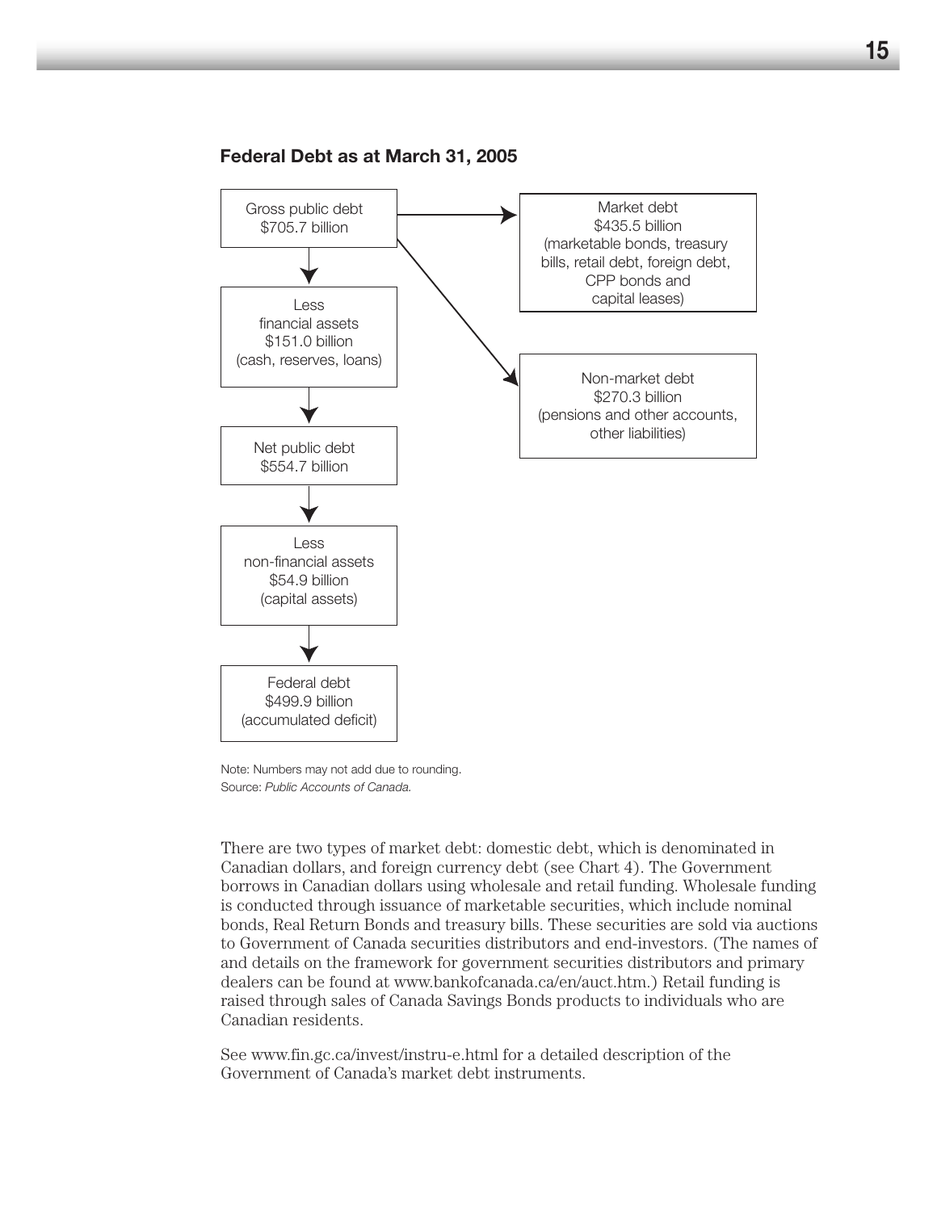**Federal Debt as at March 31, 2005**

Gross public debt
$705.7 billion

→ Market debt
$435.5 billion
(marketable bonds, treasury bills, retail debt, foreign debt, CPP bonds and capital leases)

→ Non-market debt
$270.3 billion
(pensions and other accounts, other liabilities)

↓

Less
financial assets
$151.0 billion
(cash, reserves, loans)

↓

Net public debt
$554.7 billion

↓

Less
non-financial assets
$54.9 billion
(capital assets)

↓

Federal debt
$499.9 billion
(accumulated deficit)

Note: Numbers may not add due to rounding.
Source: *Public Accounts of Canada.*

There are two types of market debt: domestic debt, which is denominated in Canadian dollars, and foreign currency debt (see Chart 4). The Government borrows in Canadian dollars using wholesale and retail funding. Wholesale funding is conducted through issuance of marketable securities, which include nominal bonds, Real Return Bonds and treasury bills. These securities are sold via auctions to Government of Canada securities distributors and end-investors. (The names of and details on the framework for government securities distributors and primary dealers can be found at www.bankofcanada.ca/en/auct.htm.) Retail funding is raised through sales of Canada Savings Bonds products to individuals who are Canadian residents.

See www.fin.gc.ca/invest/instru-e.html for a detailed description of the Government of Canada's market debt instruments.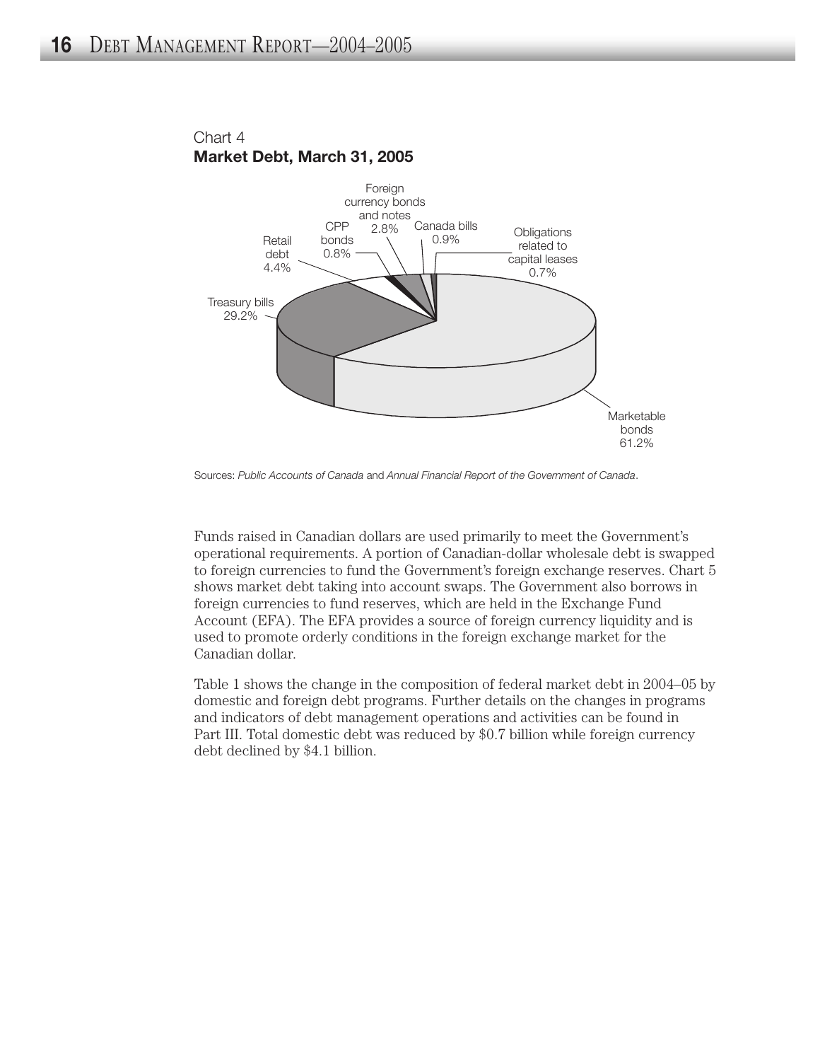Chart 4
**Market Debt, March 31, 2005**

Foreign currency bonds and notes 2.8%
Canada bills 0.9%
Obligations related to capital leases 0.7%
CPP bonds 0.8%
Retail debt 4.4%
Treasury bills 29.2%
Marketable bonds 61.2%

Sources: *Public Accounts of Canada* and *Annual Financial Report of the Government of Canada*.

Funds raised in Canadian dollars are used primarily to meet the Government's operational requirements. A portion of Canadian-dollar wholesale debt is swapped to foreign currencies to fund the Government's foreign exchange reserves. Chart 5 shows market debt taking into account swaps. The Government also borrows in foreign currencies to fund reserves, which are held in the Exchange Fund Account (EFA). The EFA provides a source of foreign currency liquidity and is used to promote orderly conditions in the foreign exchange market for the Canadian dollar.

Table 1 shows the change in the composition of federal market debt in 2004–05 by domestic and foreign debt programs. Further details on the changes in programs and indicators of debt management operations and activities can be found in Part III. Total domestic debt was reduced by $0.7 billion while foreign currency debt declined by $4.1 billion.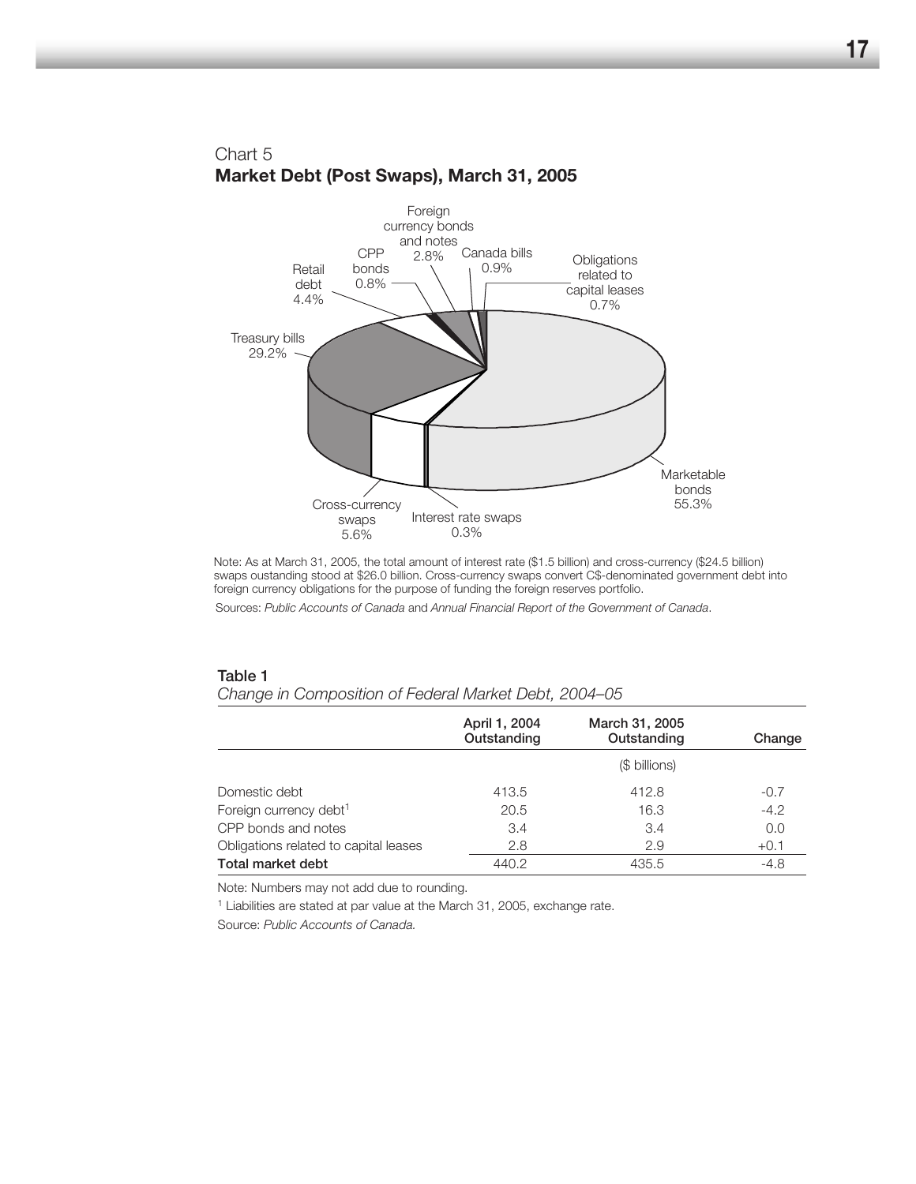Chart 5

**Market Debt (Post Swaps), March 31, 2005**

Note: As at March 31, 2005, the total amount of interest rate ($1.5 billion) and cross-currency ($24.5 billion) swaps outstanding stood at $26.0 billion. Cross-currency swaps convert C$-denominated government debt into foreign currency obligations for the purpose of funding the foreign reserves portfolio.

Sources: *Public Accounts of Canada* and *Annual Financial Report of the Government of Canada*.

**Table 1**

*Change in Composition of Federal Market Debt, 2004–05*

| | April 1, 2004 Outstanding | March 31, 2005 Outstanding | Change |
|---|---|---|---|
| | | ($ billions) | |
| Domestic debt | 413.5 | 412.8 | -0.7 |
| Foreign currency debt[1] | 20.5 | 16.3 | -4.2 |
| CPP bonds and notes | 3.4 | 3.4 | 0.0 |
| Obligations related to capital leases | 2.8 | 2.9 | +0.1 |
| **Total market debt** | 440.2 | 435.5 | -4.8 |

Note: Numbers may not add due to rounding.

[1] Liabilities are stated at par value at the March 31, 2005, exchange rate.

Source: *Public Accounts of Canada.*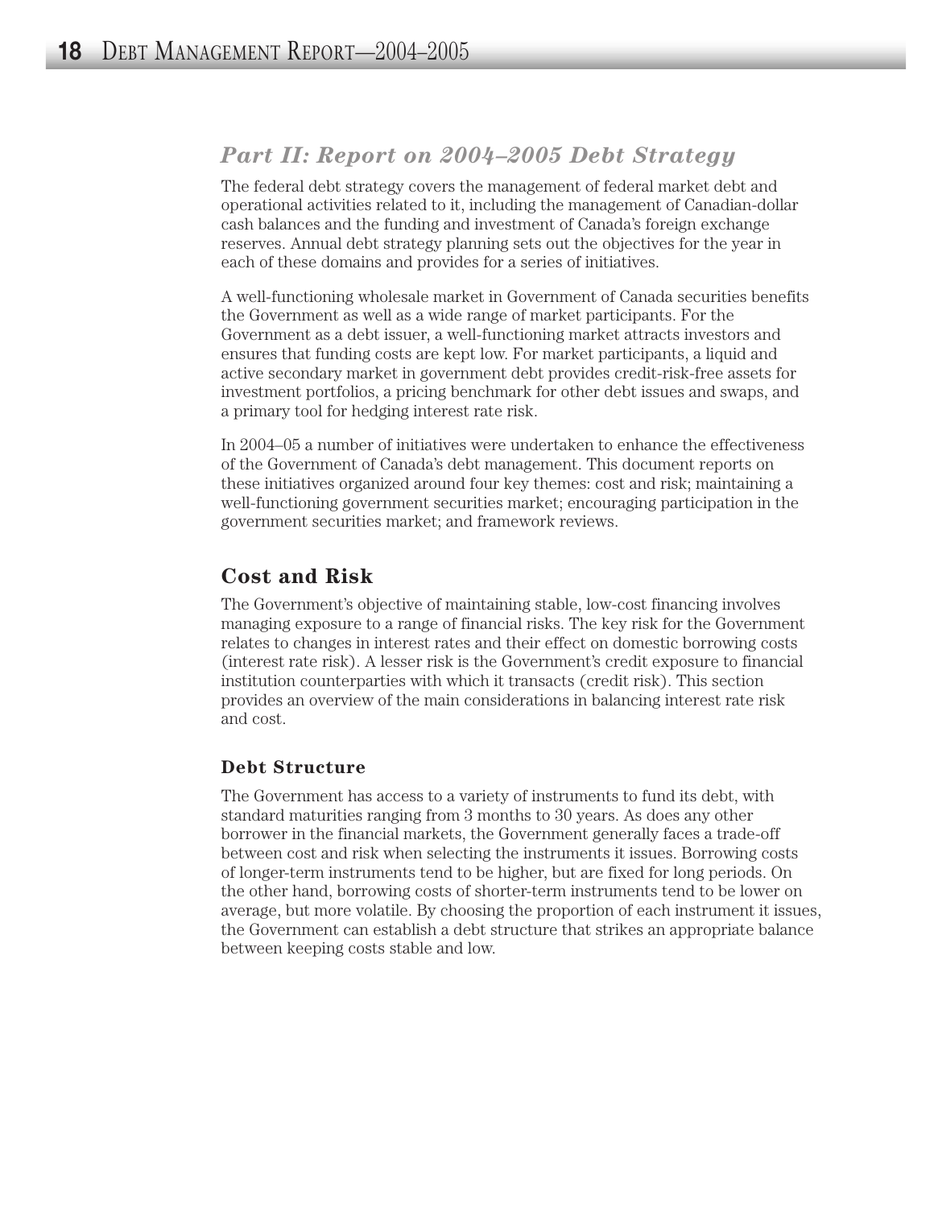## *Part II: Report on 2004–2005 Debt Strategy*

The federal debt strategy covers the management of federal market debt and operational activities related to it, including the management of Canadian-dollar cash balances and the funding and investment of Canada's foreign exchange reserves. Annual debt strategy planning sets out the objectives for the year in each of these domains and provides for a series of initiatives.

A well-functioning wholesale market in Government of Canada securities benefits the Government as well as a wide range of market participants. For the Government as a debt issuer, a well-functioning market attracts investors and ensures that funding costs are kept low. For market participants, a liquid and active secondary market in government debt provides credit-risk-free assets for investment portfolios, a pricing benchmark for other debt issues and swaps, and a primary tool for hedging interest rate risk.

In 2004–05 a number of initiatives were undertaken to enhance the effectiveness of the Government of Canada's debt management. This document reports on these initiatives organized around four key themes: cost and risk; maintaining a well-functioning government securities market; encouraging participation in the government securities market; and framework reviews.

### Cost and Risk

The Government's objective of maintaining stable, low-cost financing involves managing exposure to a range of financial risks. The key risk for the Government relates to changes in interest rates and their effect on domestic borrowing costs (interest rate risk). A lesser risk is the Government's credit exposure to financial institution counterparties with which it transacts (credit risk). This section provides an overview of the main considerations in balancing interest rate risk and cost.

#### Debt Structure

The Government has access to a variety of instruments to fund its debt, with standard maturities ranging from 3 months to 30 years. As does any other borrower in the financial markets, the Government generally faces a trade-off between cost and risk when selecting the instruments it issues. Borrowing costs of longer-term instruments tend to be higher, but are fixed for long periods. On the other hand, borrowing costs of shorter-term instruments tend to be lower on average, but more volatile. By choosing the proportion of each instrument it issues, the Government can establish a debt structure that strikes an appropriate balance between keeping costs stable and low.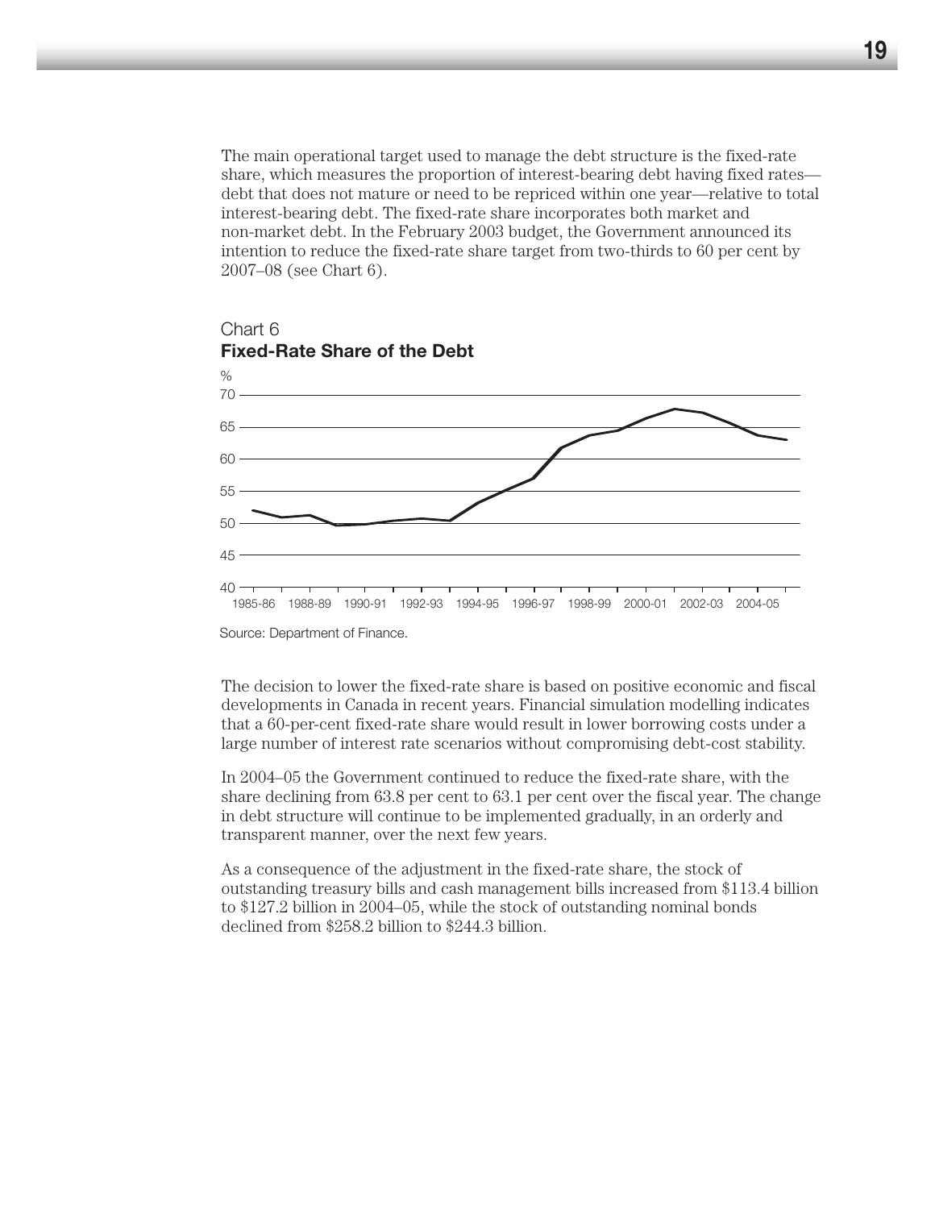The main operational target used to manage the debt structure is the fixed-rate share, which measures the proportion of interest-bearing debt having fixed rates—debt that does not mature or need to be repriced within one year—relative to total interest-bearing debt. The fixed-rate share incorporates both market and non-market debt. In the February 2003 budget, the Government announced its intention to reduce the fixed-rate share target from two-thirds to 60 per cent by 2007–08 (see Chart 6).

Chart 6
**Fixed-Rate Share of the Debt**

Source: Department of Finance.

The decision to lower the fixed-rate share is based on positive economic and fiscal developments in Canada in recent years. Financial simulation modelling indicates that a 60-per-cent fixed-rate share would result in lower borrowing costs under a large number of interest rate scenarios without compromising debt-cost stability.

In 2004–05 the Government continued to reduce the fixed-rate share, with the share declining from 63.8 per cent to 63.1 per cent over the fiscal year. The change in debt structure will continue to be implemented gradually, in an orderly and transparent manner, over the next few years.

As a consequence of the adjustment in the fixed-rate share, the stock of outstanding treasury bills and cash management bills increased from $113.4 billion to $127.2 billion in 2004–05, while the stock of outstanding nominal bonds declined from $258.2 billion to $244.3 billion.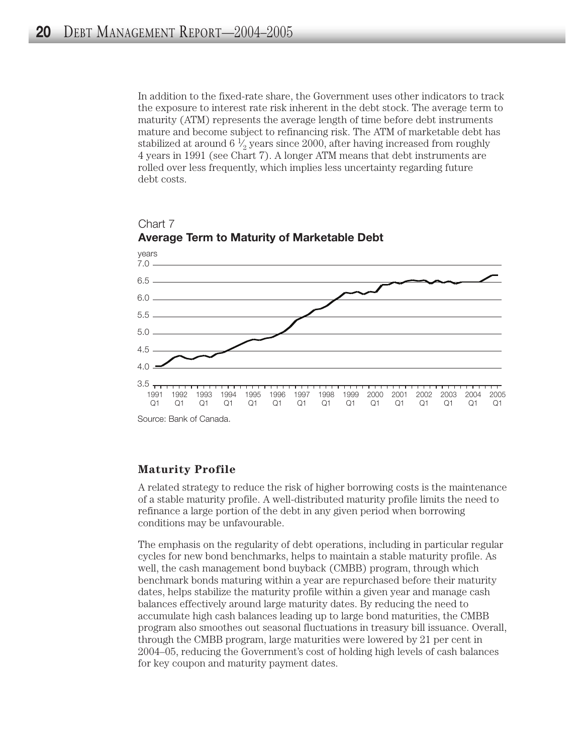In addition to the fixed-rate share, the Government uses other indicators to track the exposure to interest rate risk inherent in the debt stock. The average term to maturity (ATM) represents the average length of time before debt instruments mature and become subject to refinancing risk. The ATM of marketable debt has stabilized at around 6 ½ years since 2000, after having increased from roughly 4 years in 1991 (see Chart 7). A longer ATM means that debt instruments are rolled over less frequently, which implies less uncertainty regarding future debt costs.

Chart 7

**Average Term to Maturity of Marketable Debt**

Source: Bank of Canada.

### Maturity Profile

A related strategy to reduce the risk of higher borrowing costs is the maintenance of a stable maturity profile. A well-distributed maturity profile limits the need to refinance a large portion of the debt in any given period when borrowing conditions may be unfavourable.

The emphasis on the regularity of debt operations, including in particular regular cycles for new bond benchmarks, helps to maintain a stable maturity profile. As well, the cash management bond buyback (CMBB) program, through which benchmark bonds maturing within a year are repurchased before their maturity dates, helps stabilize the maturity profile within a given year and manage cash balances effectively around large maturity dates. By reducing the need to accumulate high cash balances leading up to large bond maturities, the CMBB program also smoothes out seasonal fluctuations in treasury bill issuance. Overall, through the CMBB program, large maturities were lowered by 21 per cent in 2004–05, reducing the Government's cost of holding high levels of cash balances for key coupon and maturity payment dates.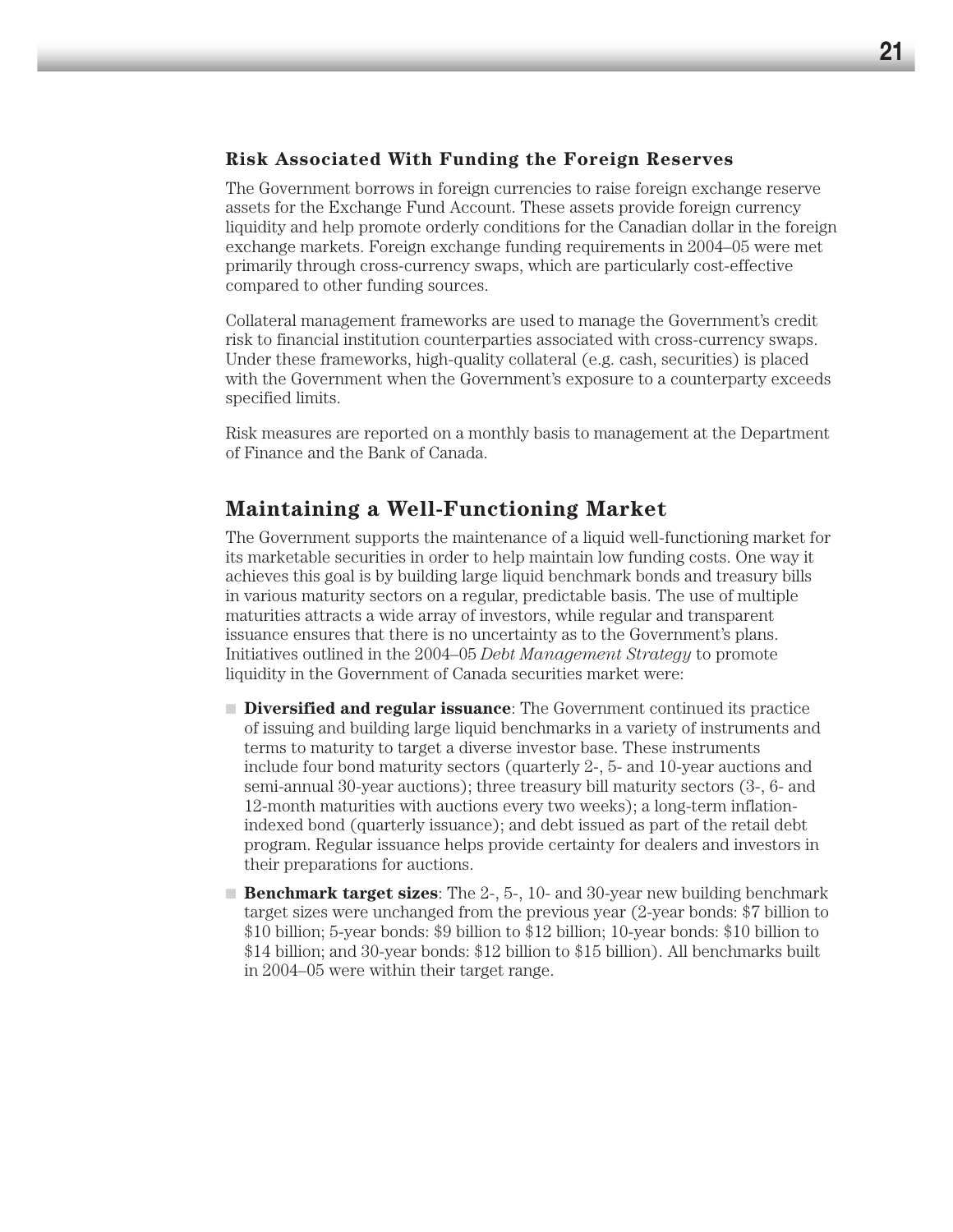### Risk Associated With Funding the Foreign Reserves

The Government borrows in foreign currencies to raise foreign exchange reserve assets for the Exchange Fund Account. These assets provide foreign currency liquidity and help promote orderly conditions for the Canadian dollar in the foreign exchange markets. Foreign exchange funding requirements in 2004–05 were met primarily through cross-currency swaps, which are particularly cost-effective compared to other funding sources.

Collateral management frameworks are used to manage the Government's credit risk to financial institution counterparties associated with cross-currency swaps. Under these frameworks, high-quality collateral (e.g. cash, securities) is placed with the Government when the Government's exposure to a counterparty exceeds specified limits.

Risk measures are reported on a monthly basis to management at the Department of Finance and the Bank of Canada.

## Maintaining a Well-Functioning Market

The Government supports the maintenance of a liquid well-functioning market for its marketable securities in order to help maintain low funding costs. One way it achieves this goal is by building large liquid benchmark bonds and treasury bills in various maturity sectors on a regular, predictable basis. The use of multiple maturities attracts a wide array of investors, while regular and transparent issuance ensures that there is no uncertainty as to the Government's plans. Initiatives outlined in the 2004–05 *Debt Management Strategy* to promote liquidity in the Government of Canada securities market were:

- **Diversified and regular issuance**: The Government continued its practice of issuing and building large liquid benchmarks in a variety of instruments and terms to maturity to target a diverse investor base. These instruments include four bond maturity sectors (quarterly 2-, 5- and 10-year auctions and semi-annual 30-year auctions); three treasury bill maturity sectors (3-, 6- and 12-month maturities with auctions every two weeks); a long-term inflation-indexed bond (quarterly issuance); and debt issued as part of the retail debt program. Regular issuance helps provide certainty for dealers and investors in their preparations for auctions.
- **Benchmark target sizes**: The 2-, 5-, 10- and 30-year new building benchmark target sizes were unchanged from the previous year (2-year bonds: $7 billion to $10 billion; 5-year bonds: $9 billion to $12 billion; 10-year bonds: $10 billion to $14 billion; and 30-year bonds: $12 billion to $15 billion). All benchmarks built in 2004–05 were within their target range.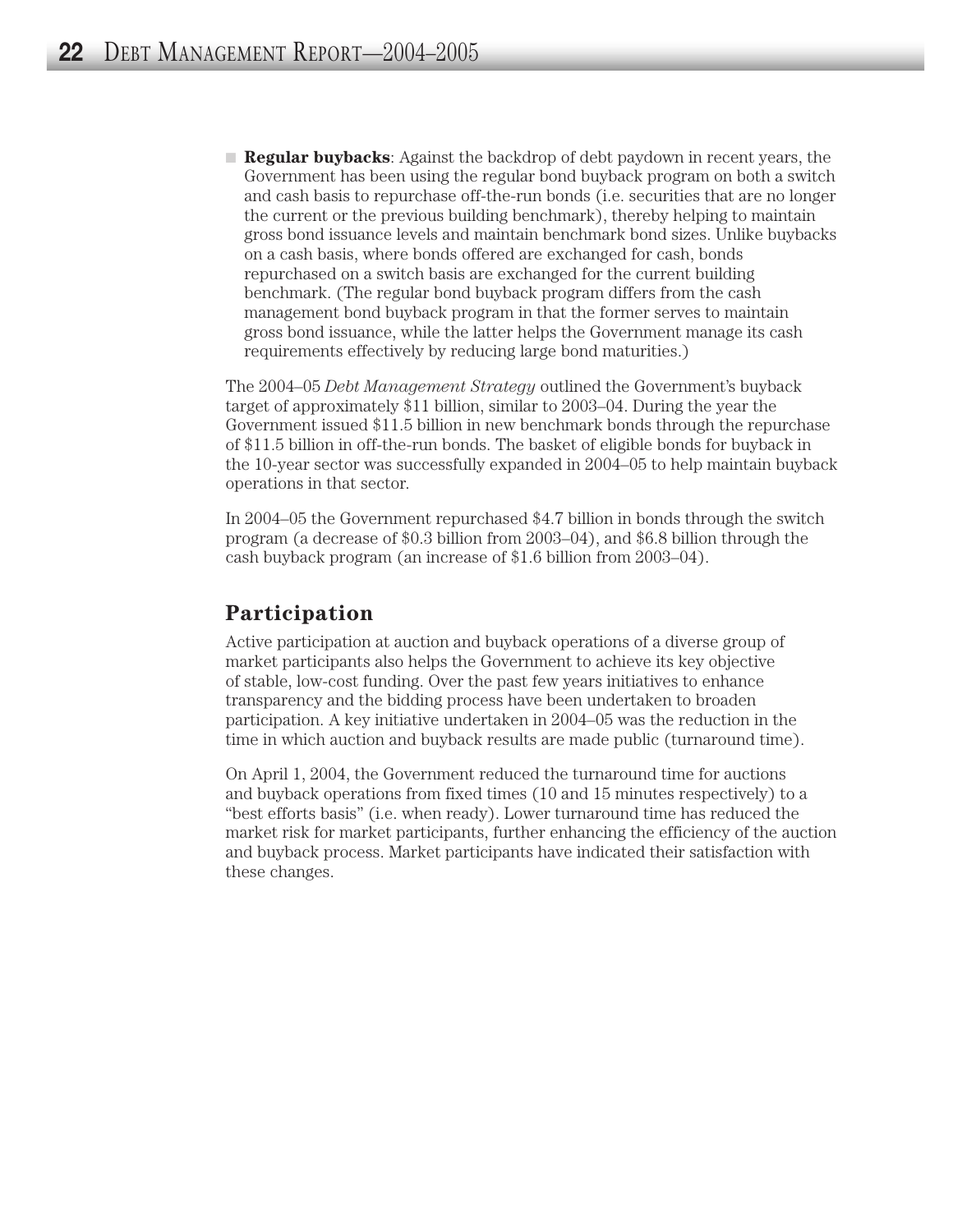- **Regular buybacks**: Against the backdrop of debt paydown in recent years, the Government has been using the regular bond buyback program on both a switch and cash basis to repurchase off-the-run bonds (i.e. securities that are no longer the current or the previous building benchmark), thereby helping to maintain gross bond issuance levels and maintain benchmark bond sizes. Unlike buybacks on a cash basis, where bonds offered are exchanged for cash, bonds repurchased on a switch basis are exchanged for the current building benchmark. (The regular bond buyback program differs from the cash management bond buyback program in that the former serves to maintain gross bond issuance, while the latter helps the Government manage its cash requirements effectively by reducing large bond maturities.)

The 2004–05 *Debt Management Strategy* outlined the Government's buyback target of approximately $11 billion, similar to 2003–04. During the year the Government issued $11.5 billion in new benchmark bonds through the repurchase of $11.5 billion in off-the-run bonds. The basket of eligible bonds for buyback in the 10-year sector was successfully expanded in 2004–05 to help maintain buyback operations in that sector.

In 2004–05 the Government repurchased $4.7 billion in bonds through the switch program (a decrease of $0.3 billion from 2003–04), and $6.8 billion through the cash buyback program (an increase of $1.6 billion from 2003–04).

## Participation

Active participation at auction and buyback operations of a diverse group of market participants also helps the Government to achieve its key objective of stable, low-cost funding. Over the past few years initiatives to enhance transparency and the bidding process have been undertaken to broaden participation. A key initiative undertaken in 2004–05 was the reduction in the time in which auction and buyback results are made public (turnaround time).

On April 1, 2004, the Government reduced the turnaround time for auctions and buyback operations from fixed times (10 and 15 minutes respectively) to a "best efforts basis" (i.e. when ready). Lower turnaround time has reduced the market risk for market participants, further enhancing the efficiency of the auction and buyback process. Market participants have indicated their satisfaction with these changes.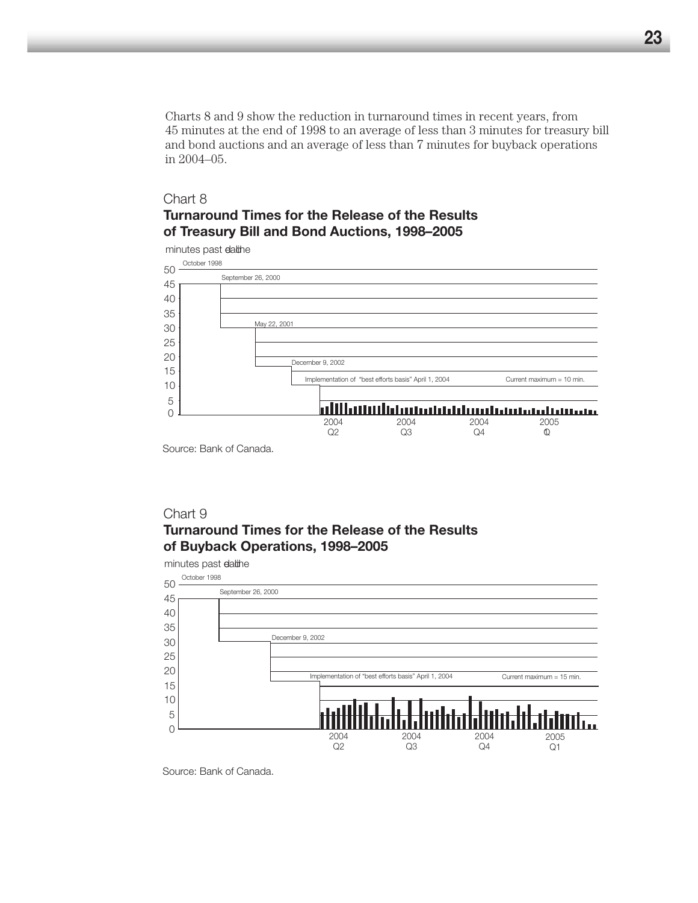Charts 8 and 9 show the reduction in turnaround times in recent years, from 45 minutes at the end of 1998 to an average of less than 3 minutes for treasury bill and bond auctions and an average of less than 7 minutes for buyback operations in 2004–05.

Chart 8

**Turnaround Times for the Release of the Results of Treasury Bill and Bond Auctions, 1998–2005**

minutes past deadline

October 1998

September 26, 2000

May 22, 2001

December 9, 2002

Implementation of "best efforts basis" April 1, 2004

Current maximum = 10 min.

2004 Q2 | 2004 Q3 | 2004 Q4 | 2005 Q1

Source: Bank of Canada.

Chart 9

**Turnaround Times for the Release of the Results of Buyback Operations, 1998–2005**

minutes past deadline

October 1998

September 26, 2000

December 9, 2002

Implementation of "best efforts basis" April 1, 2004

Current maximum = 15 min.

2004 Q2 | 2004 Q3 | 2004 Q4 | 2005 Q1

Source: Bank of Canada.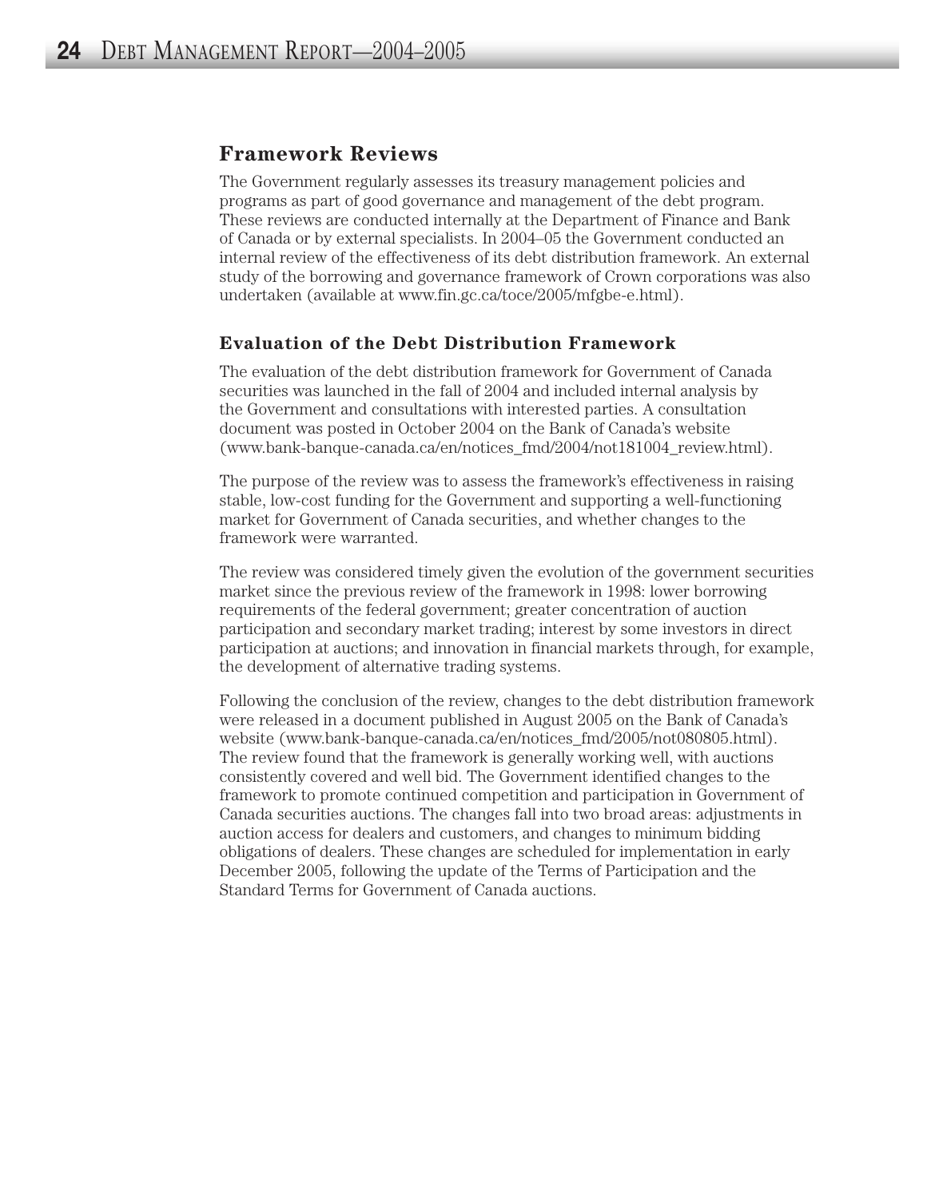## Framework Reviews

The Government regularly assesses its treasury management policies and programs as part of good governance and management of the debt program. These reviews are conducted internally at the Department of Finance and Bank of Canada or by external specialists. In 2004–05 the Government conducted an internal review of the effectiveness of its debt distribution framework. An external study of the borrowing and governance framework of Crown corporations was also undertaken (available at www.fin.gc.ca/toce/2005/mfgbe-e.html).

### Evaluation of the Debt Distribution Framework

The evaluation of the debt distribution framework for Government of Canada securities was launched in the fall of 2004 and included internal analysis by the Government and consultations with interested parties. A consultation document was posted in October 2004 on the Bank of Canada's website (www.bank-banque-canada.ca/en/notices_fmd/2004/not181004_review.html).

The purpose of the review was to assess the framework's effectiveness in raising stable, low-cost funding for the Government and supporting a well-functioning market for Government of Canada securities, and whether changes to the framework were warranted.

The review was considered timely given the evolution of the government securities market since the previous review of the framework in 1998: lower borrowing requirements of the federal government; greater concentration of auction participation and secondary market trading; interest by some investors in direct participation at auctions; and innovation in financial markets through, for example, the development of alternative trading systems.

Following the conclusion of the review, changes to the debt distribution framework were released in a document published in August 2005 on the Bank of Canada's website (www.bank-banque-canada.ca/en/notices_fmd/2005/not080805.html). The review found that the framework is generally working well, with auctions consistently covered and well bid. The Government identified changes to the framework to promote continued competition and participation in Government of Canada securities auctions. The changes fall into two broad areas: adjustments in auction access for dealers and customers, and changes to minimum bidding obligations of dealers. These changes are scheduled for implementation in early December 2005, following the update of the Terms of Participation and the Standard Terms for Government of Canada auctions.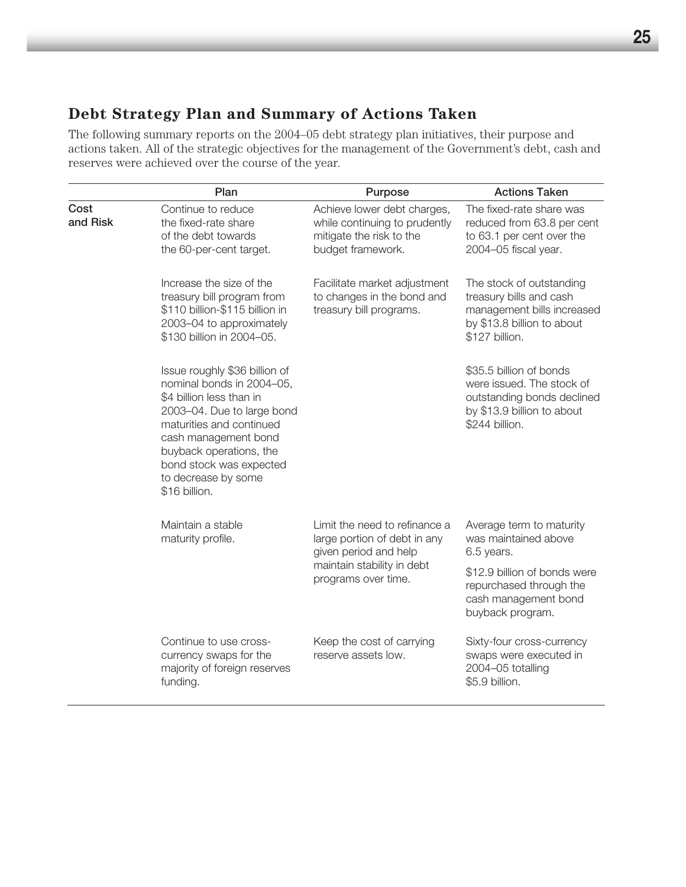## Debt Strategy Plan and Summary of Actions Taken

The following summary reports on the 2004–05 debt strategy plan initiatives, their purpose and actions taken. All of the strategic objectives for the management of the Government's debt, cash and reserves were achieved over the course of the year.

| | Plan | Purpose | Actions Taken |
|---|---|---|---|
| Cost and Risk | Continue to reduce the fixed-rate share of the debt towards the 60-per-cent target. | Achieve lower debt charges, while continuing to prudently mitigate the risk to the budget framework. | The fixed-rate share was reduced from 63.8 per cent to 63.1 per cent over the 2004–05 fiscal year. |
| | Increase the size of the treasury bill program from $110 billion-$115 billion in 2003–04 to approximately $130 billion in 2004–05. | Facilitate market adjustment to changes in the bond and treasury bill programs. | The stock of outstanding treasury bills and cash management bills increased by $13.8 billion to about $127 billion. |
| | Issue roughly $36 billion of nominal bonds in 2004–05, $4 billion less than in 2003–04. Due to large bond maturities and continued cash management bond buyback operations, the bond stock was expected to decrease by some $16 billion. | | $35.5 billion of bonds were issued. The stock of outstanding bonds declined by $13.9 billion to about $244 billion. |
| | Maintain a stable maturity profile. | Limit the need to refinance a large portion of debt in any given period and help maintain stability in debt programs over time. | Average term to maturity was maintained above 6.5 years.<br><br>$12.9 billion of bonds were repurchased through the cash management bond buyback program. |
| | Continue to use cross-currency swaps for the majority of foreign reserves funding. | Keep the cost of carrying reserve assets low. | Sixty-four cross-currency swaps were executed in 2004–05 totalling $5.9 billion. |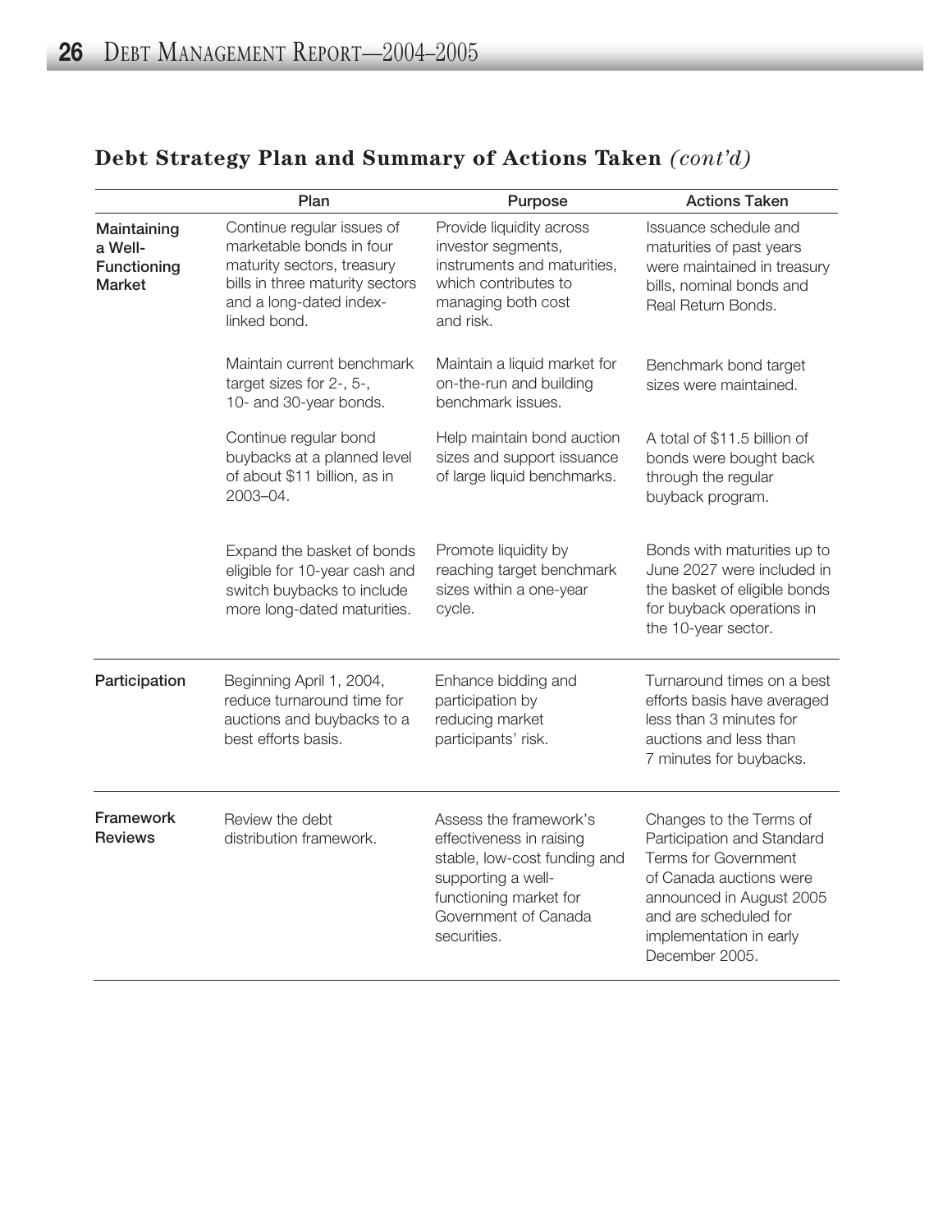## Debt Strategy Plan and Summary of Actions Taken *(cont'd)*

| | Plan | Purpose | Actions Taken |
|---|---|---|---|
| **Maintaining a Well-Functioning Market** | Continue regular issues of marketable bonds in four maturity sectors, treasury bills in three maturity sectors and a long-dated index-linked bond. | Provide liquidity across investor segments, instruments and maturities, which contributes to managing both cost and risk. | Issuance schedule and maturities of past years were maintained in treasury bills, nominal bonds and Real Return Bonds. |
| | Maintain current benchmark target sizes for 2-, 5-, 10- and 30-year bonds. | Maintain a liquid market for on-the-run and building benchmark issues. | Benchmark bond target sizes were maintained. |
| | Continue regular bond buybacks at a planned level of about $11 billion, as in 2003–04. | Help maintain bond auction sizes and support issuance of large liquid benchmarks. | A total of $11.5 billion of bonds were bought back through the regular buyback program. |
| | Expand the basket of bonds eligible for 10-year cash and switch buybacks to include more long-dated maturities. | Promote liquidity by reaching target benchmark sizes within a one-year cycle. | Bonds with maturities up to June 2027 were included in the basket of eligible bonds for buyback operations in the 10-year sector. |
| **Participation** | Beginning April 1, 2004, reduce turnaround time for auctions and buybacks to a best efforts basis. | Enhance bidding and participation by reducing market participants' risk. | Turnaround times on a best efforts basis have averaged less than 3 minutes for auctions and less than 7 minutes for buybacks. |
| **Framework Reviews** | Review the debt distribution framework. | Assess the framework's effectiveness in raising stable, low-cost funding and supporting a well-functioning market for Government of Canada securities. | Changes to the Terms of Participation and Standard Terms for Government of Canada auctions were announced in August 2005 and are scheduled for implementation in early December 2005. |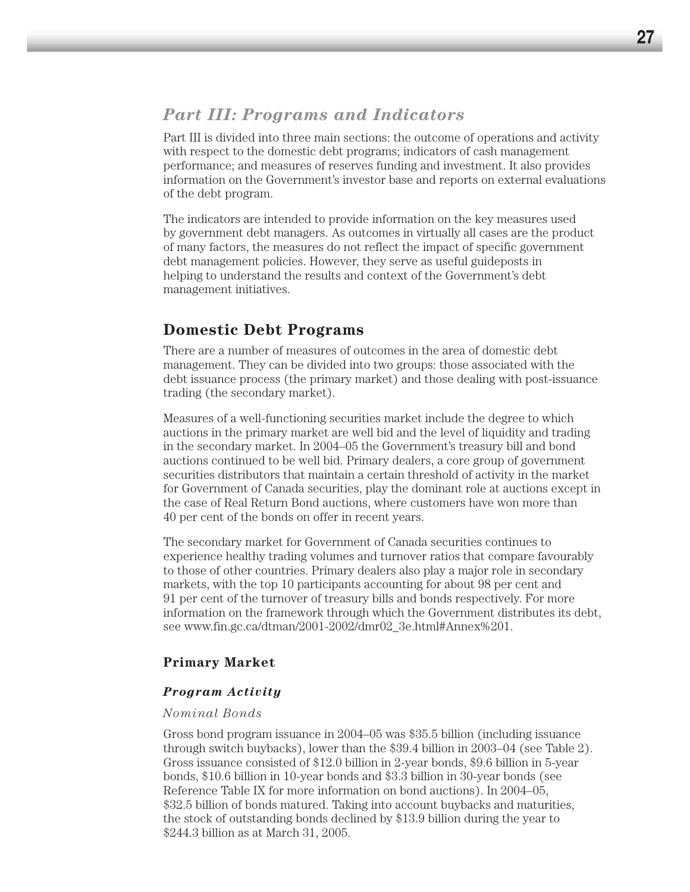## *Part III: Programs and Indicators*

Part III is divided into three main sections: the outcome of operations and activity with respect to the domestic debt programs; indicators of cash management performance; and measures of reserves funding and investment. It also provides information on the Government's investor base and reports on external evaluations of the debt program.

The indicators are intended to provide information on the key measures used by government debt managers. As outcomes in virtually all cases are the product of many factors, the measures do not reflect the impact of specific government debt management policies. However, they serve as useful guideposts in helping to understand the results and context of the Government's debt management initiatives.

## Domestic Debt Programs

There are a number of measures of outcomes in the area of domestic debt management. They can be divided into two groups: those associated with the debt issuance process (the primary market) and those dealing with post-issuance trading (the secondary market).

Measures of a well-functioning securities market include the degree to which auctions in the primary market are well bid and the level of liquidity and trading in the secondary market. In 2004–05 the Government's treasury bill and bond auctions continued to be well bid. Primary dealers, a core group of government securities distributors that maintain a certain threshold of activity in the market for Government of Canada securities, play the dominant role at auctions except in the case of Real Return Bond auctions, where customers have won more than 40 per cent of the bonds on offer in recent years.

The secondary market for Government of Canada securities continues to experience healthy trading volumes and turnover ratios that compare favourably to those of other countries. Primary dealers also play a major role in secondary markets, with the top 10 participants accounting for about 98 per cent and 91 per cent of the turnover of treasury bills and bonds respectively. For more information on the framework through which the Government distributes its debt, see www.fin.gc.ca/dtman/2001-2002/dmr02_3e.html#Annex%201.

### Primary Market

#### *Program Activity*

*Nominal Bonds*

Gross bond program issuance in 2004–05 was $35.5 billion (including issuance through switch buybacks), lower than the $39.4 billion in 2003–04 (see Table 2). Gross issuance consisted of $12.0 billion in 2-year bonds, $9.6 billion in 5-year bonds, $10.6 billion in 10-year bonds and $3.3 billion in 30-year bonds (see Reference Table IX for more information on bond auctions). In 2004–05, $32.5 billion of bonds matured. Taking into account buybacks and maturities, the stock of outstanding bonds declined by $13.9 billion during the year to $244.3 billion as at March 31, 2005.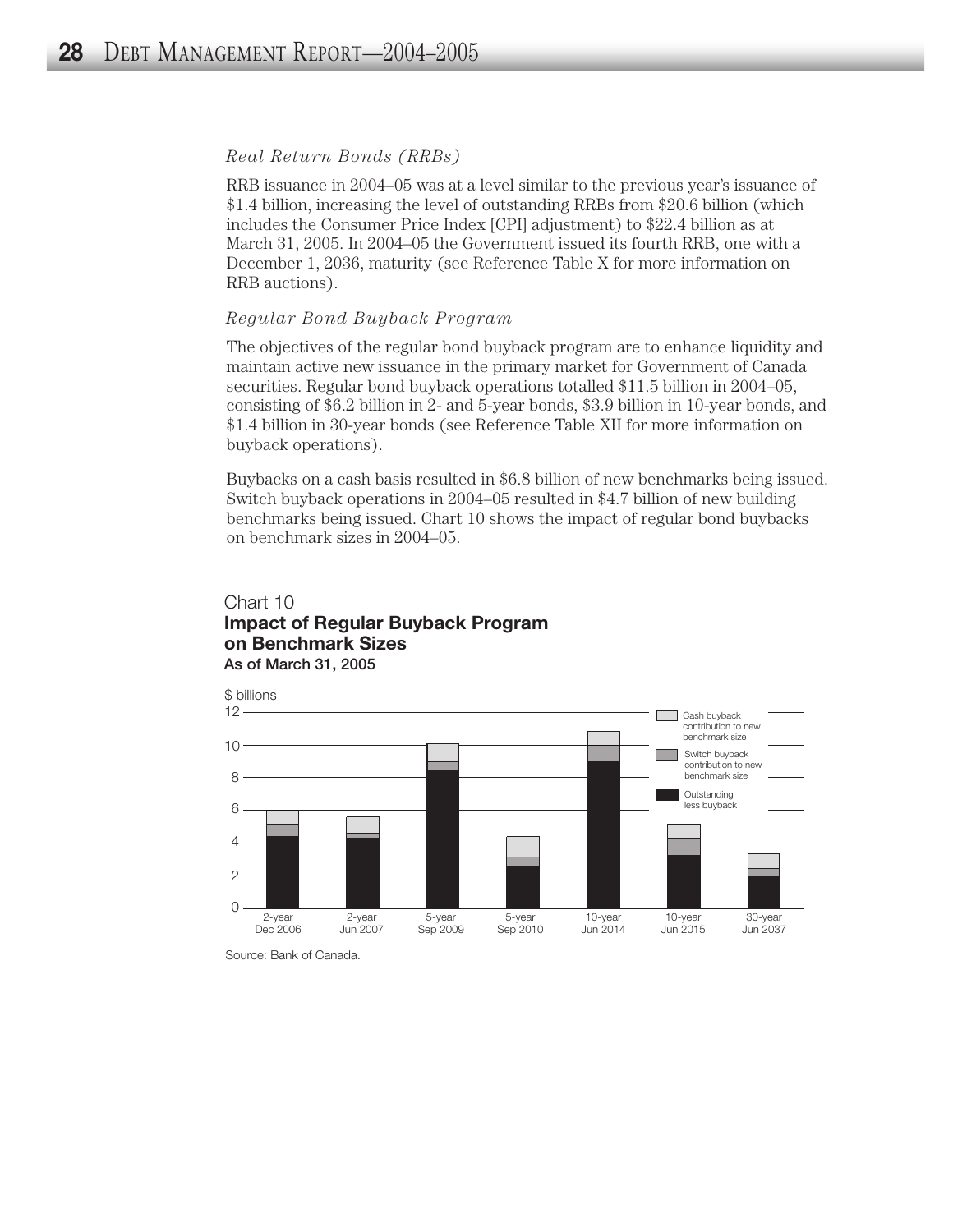### *Real Return Bonds (RRBs)*

RRB issuance in 2004–05 was at a level similar to the previous year's issuance of $1.4 billion, increasing the level of outstanding RRBs from $20.6 billion (which includes the Consumer Price Index [CPI] adjustment) to $22.4 billion as at March 31, 2005. In 2004–05 the Government issued its fourth RRB, one with a December 1, 2036, maturity (see Reference Table X for more information on RRB auctions).

### *Regular Bond Buyback Program*

The objectives of the regular bond buyback program are to enhance liquidity and maintain active new issuance in the primary market for Government of Canada securities. Regular bond buyback operations totalled $11.5 billion in 2004–05, consisting of $6.2 billion in 2- and 5-year bonds, $3.9 billion in 10-year bonds, and $1.4 billion in 30-year bonds (see Reference Table XII for more information on buyback operations).

Buybacks on a cash basis resulted in $6.8 billion of new benchmarks being issued. Switch buyback operations in 2004–05 resulted in $4.7 billion of new building benchmarks being issued. Chart 10 shows the impact of regular bond buybacks on benchmark sizes in 2004–05.

Chart 10
**Impact of Regular Buyback Program on Benchmark Sizes**
**As of March 31, 2005**

Source: Bank of Canada.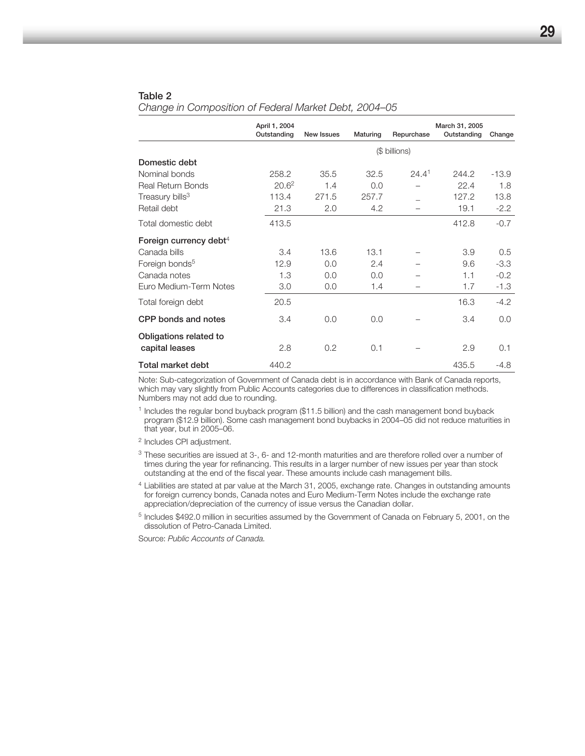**Table 2**

*Change in Composition of Federal Market Debt, 2004–05*

| | April 1, 2004 Outstanding | New Issues | Maturing | Repurchase | March 31, 2005 Outstanding | Change |
|---|---|---|---|---|---|---|
| | | | ($ billions) | | | |
| **Domestic debt** | | | | | | |
| Nominal bonds | 258.2 | 35.5 | 32.5 | 24.4[1] | 244.2 | -13.9 |
| Real Return Bonds | 20.6[2] | 1.4 | 0.0 | – | 22.4 | 1.8 |
| Treasury bills[3] | 113.4 | 271.5 | 257.7 | – | 127.2 | 13.8 |
| Retail debt | 21.3 | 2.0 | 4.2 | – | 19.1 | -2.2 |
| Total domestic debt | 413.5 | | | | 412.8 | -0.7 |
| **Foreign currency debt**[4] | | | | | | |
| Canada bills | 3.4 | 13.6 | 13.1 | – | 3.9 | 0.5 |
| Foreign bonds[5] | 12.9 | 0.0 | 2.4 | – | 9.6 | -3.3 |
| Canada notes | 1.3 | 0.0 | 0.0 | – | 1.1 | -0.2 |
| Euro Medium-Term Notes | 3.0 | 0.0 | 1.4 | – | 1.7 | -1.3 |
| Total foreign debt | 20.5 | | | | 16.3 | -4.2 |
| **CPP bonds and notes** | 3.4 | 0.0 | 0.0 | – | 3.4 | 0.0 |
| **Obligations related to capital leases** | 2.8 | 0.2 | 0.1 | – | 2.9 | 0.1 |
| **Total market debt** | 440.2 | | | | 435.5 | -4.8 |

Note: Sub-categorization of Government of Canada debt is in accordance with Bank of Canada reports, which may vary slightly from Public Accounts categories due to differences in classification methods. Numbers may not add due to rounding.

[1] Includes the regular bond buyback program ($11.5 billion) and the cash management bond buyback program ($12.9 billion). Some cash management bond buybacks in 2004–05 did not reduce maturities in that year, but in 2005–06.

[2] Includes CPI adjustment.

[3] These securities are issued at 3-, 6- and 12-month maturities and are therefore rolled over a number of times during the year for refinancing. This results in a larger number of new issues per year than stock outstanding at the end of the fiscal year. These amounts include cash management bills.

[4] Liabilities are stated at par value at the March 31, 2005, exchange rate. Changes in outstanding amounts for foreign currency bonds, Canada notes and Euro Medium-Term Notes include the exchange rate appreciation/depreciation of the currency of issue versus the Canadian dollar.

[5] Includes $492.0 million in securities assumed by the Government of Canada on February 5, 2001, on the dissolution of Petro-Canada Limited.

Source: *Public Accounts of Canada.*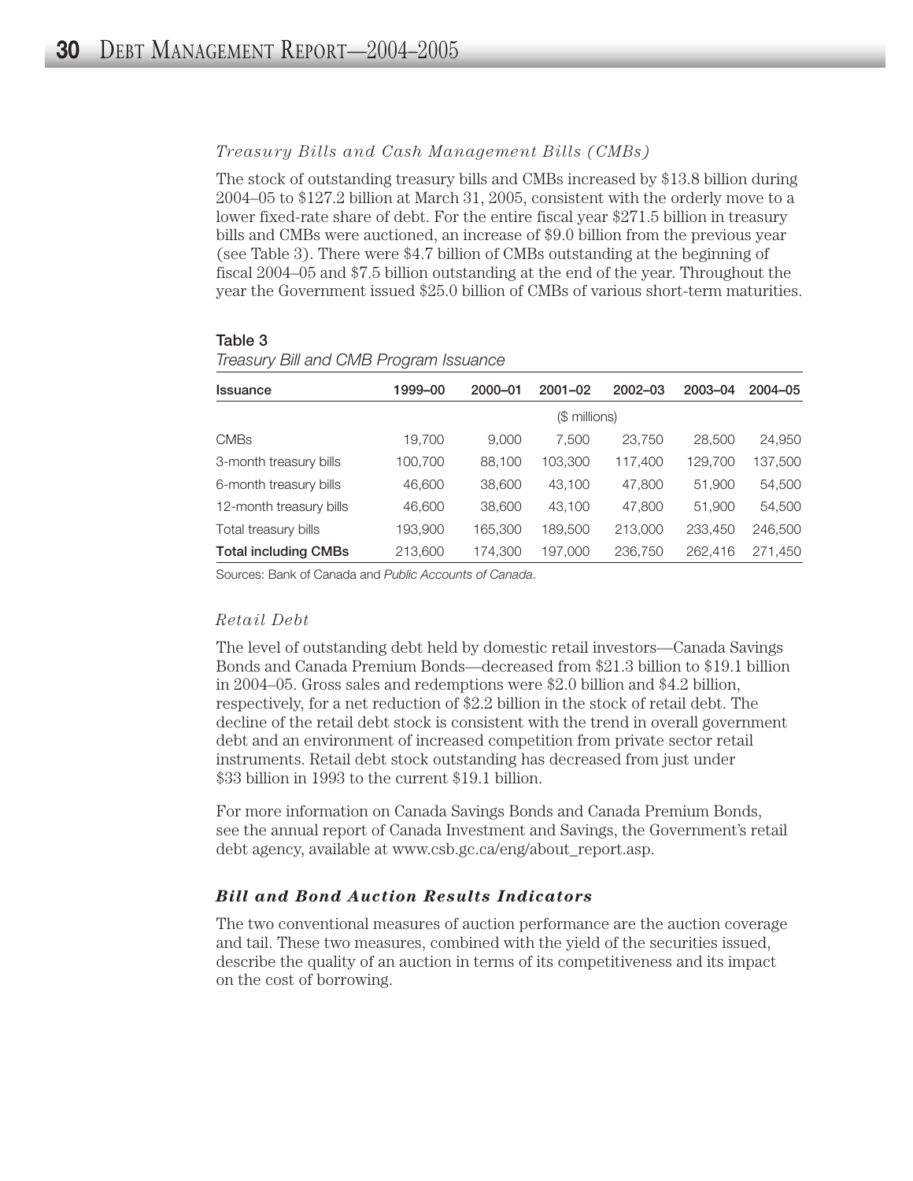### *Treasury Bills and Cash Management Bills (CMBs)*

The stock of outstanding treasury bills and CMBs increased by $13.8 billion during 2004–05 to $127.2 billion at March 31, 2005, consistent with the orderly move to a lower fixed-rate share of debt. For the entire fiscal year $271.5 billion in treasury bills and CMBs were auctioned, an increase of $9.0 billion from the previous year (see Table 3). There were $4.7 billion of CMBs outstanding at the beginning of fiscal 2004–05 and $7.5 billion outstanding at the end of the year. Throughout the year the Government issued $25.0 billion of CMBs of various short-term maturities.

**Table 3**

*Treasury Bill and CMB Program Issuance*

| Issuance | 1999–00 | 2000–01 | 2001–02 | 2002–03 | 2003–04 | 2004–05 |
|---|---|---|---|---|---|---|
| | | | ($ millions) | | | |
| CMBs | 19,700 | 9,000 | 7,500 | 23,750 | 28,500 | 24,950 |
| 3-month treasury bills | 100,700 | 88,100 | 103,300 | 117,400 | 129,700 | 137,500 |
| 6-month treasury bills | 46,600 | 38,600 | 43,100 | 47,800 | 51,900 | 54,500 |
| 12-month treasury bills | 46,600 | 38,600 | 43,100 | 47,800 | 51,900 | 54,500 |
| Total treasury bills | 193,900 | 165,300 | 189,500 | 213,000 | 233,450 | 246,500 |
| **Total including CMBs** | 213,600 | 174,300 | 197,000 | 236,750 | 262,416 | 271,450 |

Sources: Bank of Canada and *Public Accounts of Canada*.

### *Retail Debt*

The level of outstanding debt held by domestic retail investors—Canada Savings Bonds and Canada Premium Bonds—decreased from $21.3 billion to $19.1 billion in 2004–05. Gross sales and redemptions were $2.0 billion and $4.2 billion, respectively, for a net reduction of $2.2 billion in the stock of retail debt. The decline of the retail debt stock is consistent with the trend in overall government debt and an environment of increased competition from private sector retail instruments. Retail debt stock outstanding has decreased from just under $33 billion in 1993 to the current $19.1 billion.

For more information on Canada Savings Bonds and Canada Premium Bonds, see the annual report of Canada Investment and Savings, the Government's retail debt agency, available at www.csb.gc.ca/eng/about_report.asp.

## ***Bill and Bond Auction Results Indicators***

The two conventional measures of auction performance are the auction coverage and tail. These two measures, combined with the yield of the securities issued, describe the quality of an auction in terms of its competitiveness and its impact on the cost of borrowing.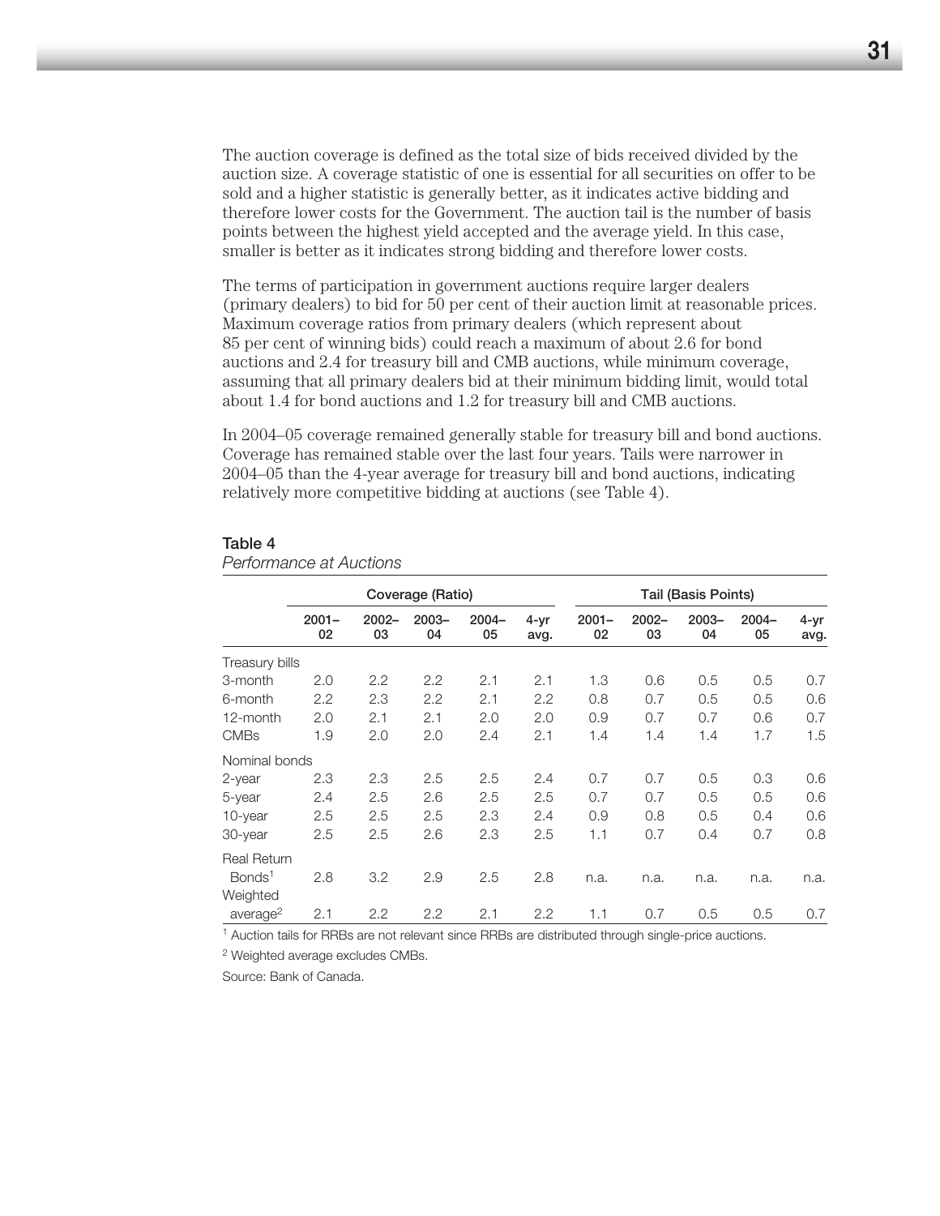The auction coverage is defined as the total size of bids received divided by the auction size. A coverage statistic of one is essential for all securities on offer to be sold and a higher statistic is generally better, as it indicates active bidding and therefore lower costs for the Government. The auction tail is the number of basis points between the highest yield accepted and the average yield. In this case, smaller is better as it indicates strong bidding and therefore lower costs.

The terms of participation in government auctions require larger dealers (primary dealers) to bid for 50 per cent of their auction limit at reasonable prices. Maximum coverage ratios from primary dealers (which represent about 85 per cent of winning bids) could reach a maximum of about 2.6 for bond auctions and 2.4 for treasury bill and CMB auctions, while minimum coverage, assuming that all primary dealers bid at their minimum bidding limit, would total about 1.4 for bond auctions and 1.2 for treasury bill and CMB auctions.

In 2004–05 coverage remained generally stable for treasury bill and bond auctions. Coverage has remained stable over the last four years. Tails were narrower in 2004–05 than the 4-year average for treasury bill and bond auctions, indicating relatively more competitive bidding at auctions (see Table 4).

**Table 4**
*Performance at Auctions*

| | Coverage (Ratio) | | | | | Tail (Basis Points) | | | | |
|---|---|---|---|---|---|---|---|---|---|---|
| | 2001–02 | 2002–03 | 2003–04 | 2004–05 | 4-yr avg. | 2001–02 | 2002–03 | 2003–04 | 2004–05 | 4-yr avg. |
| Treasury bills | | | | | | | | | | |
| 3-month | 2.0 | 2.2 | 2.2 | 2.1 | 2.1 | 1.3 | 0.6 | 0.5 | 0.5 | 0.7 |
| 6-month | 2.2 | 2.3 | 2.2 | 2.1 | 2.2 | 0.8 | 0.7 | 0.5 | 0.5 | 0.6 |
| 12-month | 2.0 | 2.1 | 2.1 | 2.0 | 2.0 | 0.9 | 0.7 | 0.7 | 0.6 | 0.7 |
| CMBs | 1.9 | 2.0 | 2.0 | 2.4 | 2.1 | 1.4 | 1.4 | 1.4 | 1.7 | 1.5 |
| Nominal bonds | | | | | | | | | | |
| 2-year | 2.3 | 2.3 | 2.5 | 2.5 | 2.4 | 0.7 | 0.7 | 0.5 | 0.3 | 0.6 |
| 5-year | 2.4 | 2.5 | 2.6 | 2.5 | 2.5 | 0.7 | 0.7 | 0.5 | 0.5 | 0.6 |
| 10-year | 2.5 | 2.5 | 2.5 | 2.3 | 2.4 | 0.9 | 0.8 | 0.5 | 0.4 | 0.6 |
| 30-year | 2.5 | 2.5 | 2.6 | 2.3 | 2.5 | 1.1 | 0.7 | 0.4 | 0.7 | 0.8 |
| Real Return Bonds[1] | 2.8 | 3.2 | 2.9 | 2.5 | 2.8 | n.a. | n.a. | n.a. | n.a. | n.a. |
| Weighted average[2] | 2.1 | 2.2 | 2.2 | 2.1 | 2.2 | 1.1 | 0.7 | 0.5 | 0.5 | 0.7 |

[1] Auction tails for RRBs are not relevant since RRBs are distributed through single-price auctions.

[2] Weighted average excludes CMBs.

Source: Bank of Canada.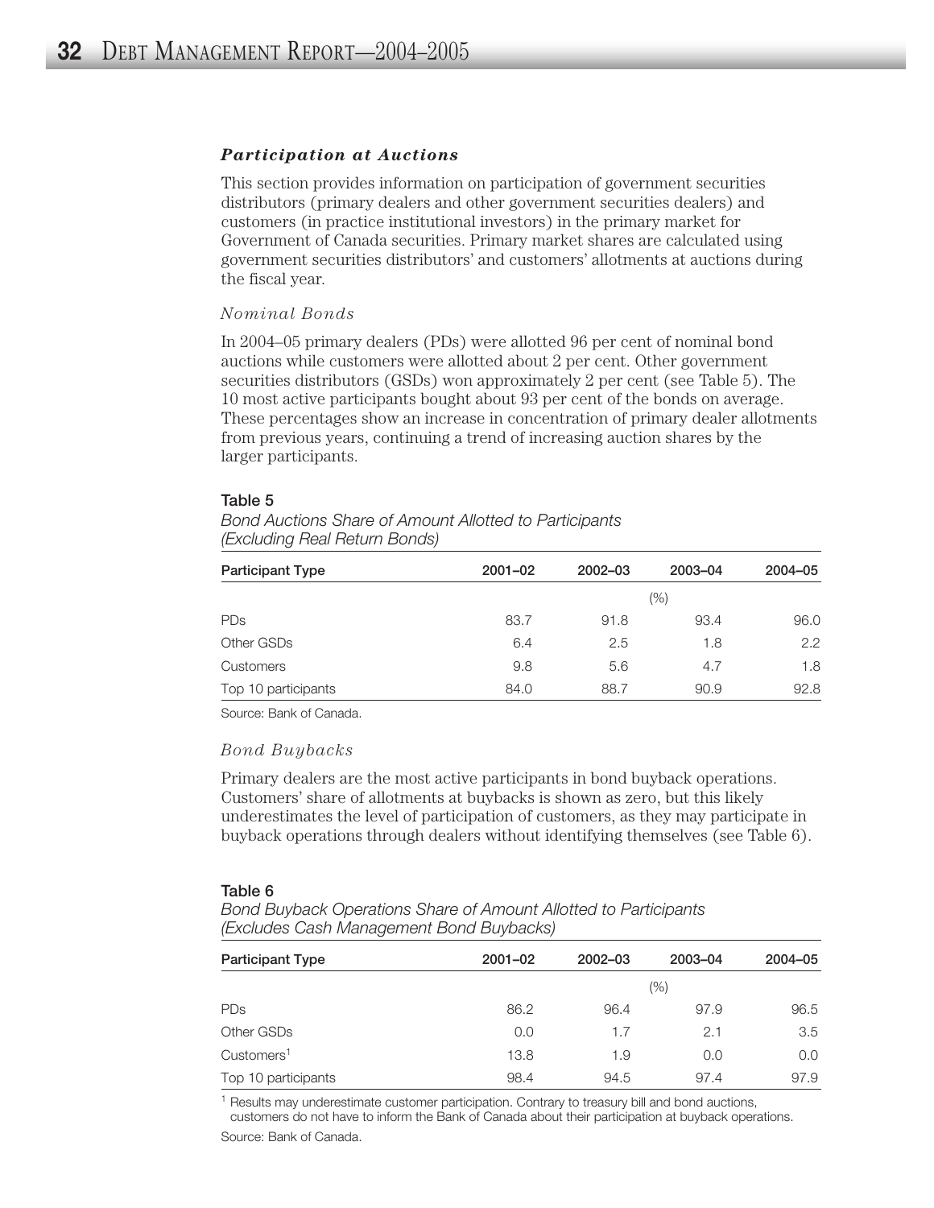### *Participation at Auctions*

This section provides information on participation of government securities distributors (primary dealers and other government securities dealers) and customers (in practice institutional investors) in the primary market for Government of Canada securities. Primary market shares are calculated using government securities distributors' and customers' allotments at auctions during the fiscal year.

#### *Nominal Bonds*

In 2004–05 primary dealers (PDs) were allotted 96 per cent of nominal bond auctions while customers were allotted about 2 per cent. Other government securities distributors (GSDs) won approximately 2 per cent (see Table 5). The 10 most active participants bought about 93 per cent of the bonds on average. These percentages show an increase in concentration of primary dealer allotments from previous years, continuing a trend of increasing auction shares by the larger participants.

**Table 5**

*Bond Auctions Share of Amount Allotted to Participants (Excluding Real Return Bonds)*

| Participant Type | 2001–02 | 2002–03 | 2003–04 | 2004–05 |
|---|---|---|---|---|
| | | | (%) | |
| PDs | 83.7 | 91.8 | 93.4 | 96.0 |
| Other GSDs | 6.4 | 2.5 | 1.8 | 2.2 |
| Customers | 9.8 | 5.6 | 4.7 | 1.8 |
| Top 10 participants | 84.0 | 88.7 | 90.9 | 92.8 |

Source: Bank of Canada.

#### *Bond Buybacks*

Primary dealers are the most active participants in bond buyback operations. Customers' share of allotments at buybacks is shown as zero, but this likely underestimates the level of participation of customers, as they may participate in buyback operations through dealers without identifying themselves (see Table 6).

**Table 6**

*Bond Buyback Operations Share of Amount Allotted to Participants (Excludes Cash Management Bond Buybacks)*

| Participant Type | 2001–02 | 2002–03 | 2003–04 | 2004–05 |
|---|---|---|---|---|
| | | | (%) | |
| PDs | 86.2 | 96.4 | 97.9 | 96.5 |
| Other GSDs | 0.0 | 1.7 | 2.1 | 3.5 |
| Customers[1] | 13.8 | 1.9 | 0.0 | 0.0 |
| Top 10 participants | 98.4 | 94.5 | 97.4 | 97.9 |

[1] Results may underestimate customer participation. Contrary to treasury bill and bond auctions, customers do not have to inform the Bank of Canada about their participation at buyback operations.

Source: Bank of Canada.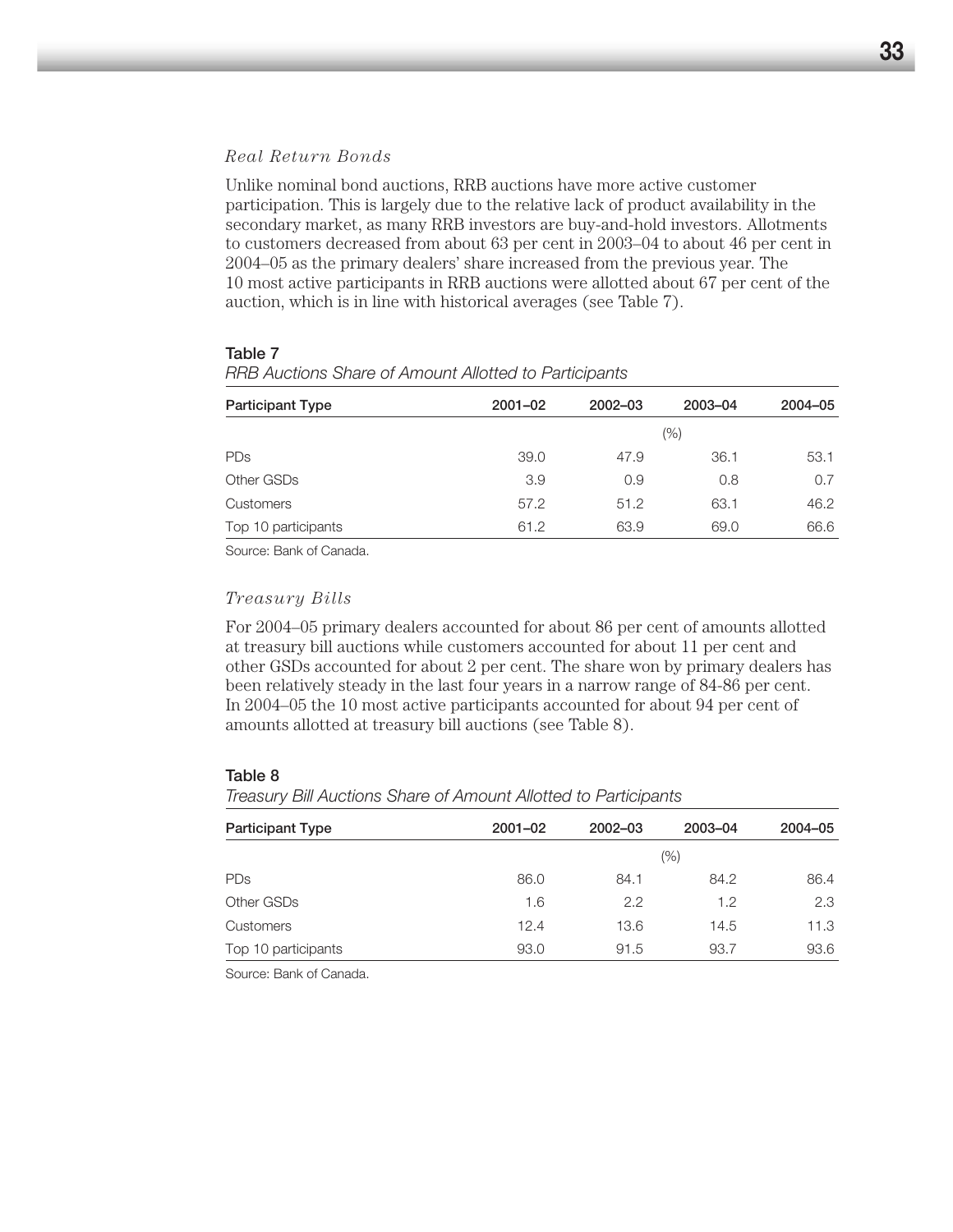### *Real Return Bonds*

Unlike nominal bond auctions, RRB auctions have more active customer participation. This is largely due to the relative lack of product availability in the secondary market, as many RRB investors are buy-and-hold investors. Allotments to customers decreased from about 63 per cent in 2003–04 to about 46 per cent in 2004–05 as the primary dealers' share increased from the previous year. The 10 most active participants in RRB auctions were allotted about 67 per cent of the auction, which is in line with historical averages (see Table 7).

**Table 7**
*RRB Auctions Share of Amount Allotted to Participants*

| Participant Type | 2001–02 | 2002–03 | 2003–04 | 2004–05 |
|---|---|---|---|---|
| | | | (%) | |
| PDs | 39.0 | 47.9 | 36.1 | 53.1 |
| Other GSDs | 3.9 | 0.9 | 0.8 | 0.7 |
| Customers | 57.2 | 51.2 | 63.1 | 46.2 |
| Top 10 participants | 61.2 | 63.9 | 69.0 | 66.6 |

Source: Bank of Canada.

### *Treasury Bills*

For 2004–05 primary dealers accounted for about 86 per cent of amounts allotted at treasury bill auctions while customers accounted for about 11 per cent and other GSDs accounted for about 2 per cent. The share won by primary dealers has been relatively steady in the last four years in a narrow range of 84-86 per cent. In 2004–05 the 10 most active participants accounted for about 94 per cent of amounts allotted at treasury bill auctions (see Table 8).

**Table 8**
*Treasury Bill Auctions Share of Amount Allotted to Participants*

| Participant Type | 2001–02 | 2002–03 | 2003–04 | 2004–05 |
|---|---|---|---|---|
| | | | (%) | |
| PDs | 86.0 | 84.1 | 84.2 | 86.4 |
| Other GSDs | 1.6 | 2.2 | 1.2 | 2.3 |
| Customers | 12.4 | 13.6 | 14.5 | 11.3 |
| Top 10 participants | 93.0 | 91.5 | 93.7 | 93.6 |

Source: Bank of Canada.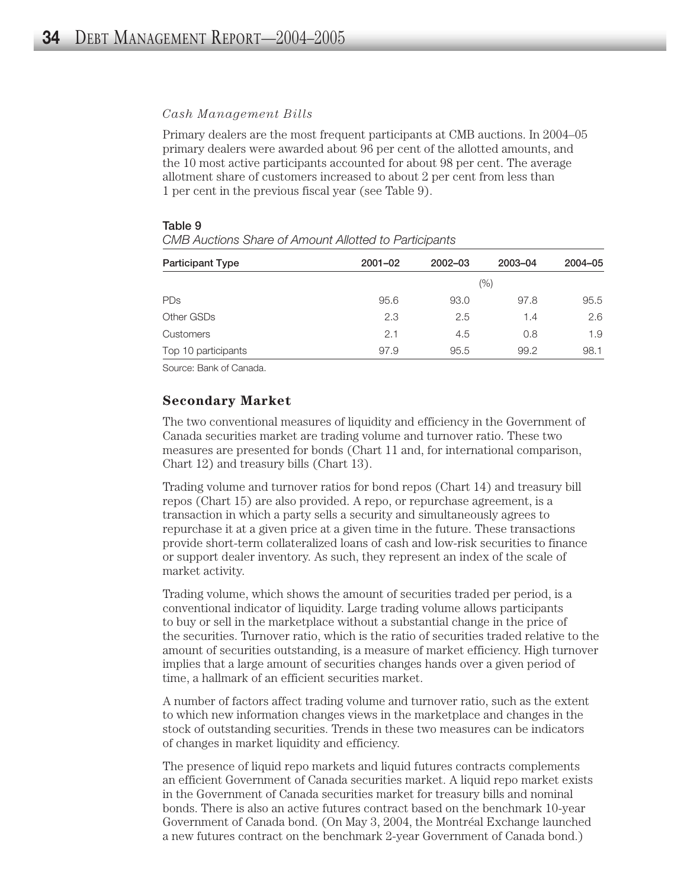*Cash Management Bills*

Primary dealers are the most frequent participants at CMB auctions. In 2004–05 primary dealers were awarded about 96 per cent of the allotted amounts, and the 10 most active participants accounted for about 98 per cent. The average allotment share of customers increased to about 2 per cent from less than 1 per cent in the previous fiscal year (see Table 9).

**Table 9**

*CMB Auctions Share of Amount Allotted to Participants*

| Participant Type | 2001–02 | 2002–03 | 2003–04 | 2004–05 |
|---|---|---|---|---|
| | | (%) | | |
| PDs | 95.6 | 93.0 | 97.8 | 95.5 |
| Other GSDs | 2.3 | 2.5 | 1.4 | 2.6 |
| Customers | 2.1 | 4.5 | 0.8 | 1.9 |
| Top 10 participants | 97.9 | 95.5 | 99.2 | 98.1 |

Source: Bank of Canada.

### Secondary Market

The two conventional measures of liquidity and efficiency in the Government of Canada securities market are trading volume and turnover ratio. These two measures are presented for bonds (Chart 11 and, for international comparison, Chart 12) and treasury bills (Chart 13).

Trading volume and turnover ratios for bond repos (Chart 14) and treasury bill repos (Chart 15) are also provided. A repo, or repurchase agreement, is a transaction in which a party sells a security and simultaneously agrees to repurchase it at a given price at a given time in the future. These transactions provide short-term collateralized loans of cash and low-risk securities to finance or support dealer inventory. As such, they represent an index of the scale of market activity.

Trading volume, which shows the amount of securities traded per period, is a conventional indicator of liquidity. Large trading volume allows participants to buy or sell in the marketplace without a substantial change in the price of the securities. Turnover ratio, which is the ratio of securities traded relative to the amount of securities outstanding, is a measure of market efficiency. High turnover implies that a large amount of securities changes hands over a given period of time, a hallmark of an efficient securities market.

A number of factors affect trading volume and turnover ratio, such as the extent to which new information changes views in the marketplace and changes in the stock of outstanding securities. Trends in these two measures can be indicators of changes in market liquidity and efficiency.

The presence of liquid repo markets and liquid futures contracts complements an efficient Government of Canada securities market. A liquid repo market exists in the Government of Canada securities market for treasury bills and nominal bonds. There is also an active futures contract based on the benchmark 10-year Government of Canada bond. (On May 3, 2004, the Montréal Exchange launched a new futures contract on the benchmark 2-year Government of Canada bond.)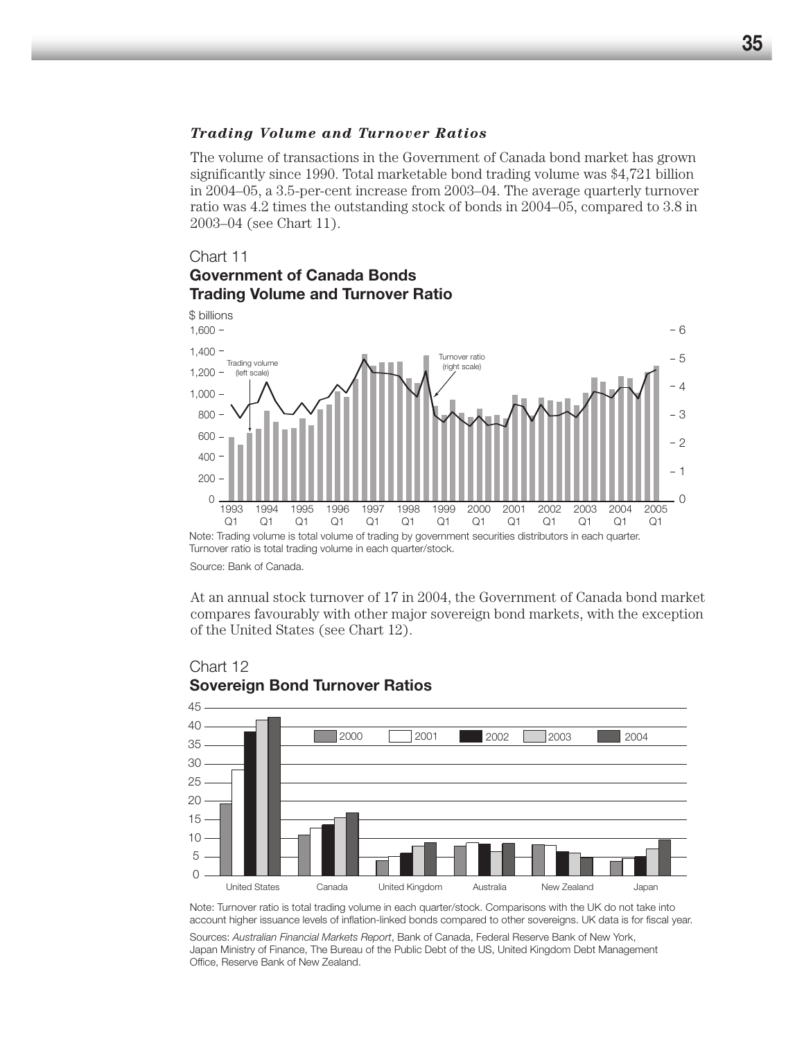### *Trading Volume and Turnover Ratios*

The volume of transactions in the Government of Canada bond market has grown significantly since 1990. Total marketable bond trading volume was $4,721 billion in 2004–05, a 3.5-per-cent increase from 2003–04. The average quarterly turnover ratio was 4.2 times the outstanding stock of bonds in 2004–05, compared to 3.8 in 2003–04 (see Chart 11).

Chart 11
**Government of Canada Bonds Trading Volume and Turnover Ratio**

Note: Trading volume is total volume of trading by government securities distributors in each quarter. Turnover ratio is total trading volume in each quarter/stock.

Source: Bank of Canada.

At an annual stock turnover of 17 in 2004, the Government of Canada bond market compares favourably with other major sovereign bond markets, with the exception of the United States (see Chart 12).

Chart 12
**Sovereign Bond Turnover Ratios**

Note: Turnover ratio is total trading volume in each quarter/stock. Comparisons with the UK do not take into account higher issuance levels of inflation-linked bonds compared to other sovereigns. UK data is for fiscal year.

Sources: *Australian Financial Markets Report*, Bank of Canada, Federal Reserve Bank of New York, Japan Ministry of Finance, The Bureau of the Public Debt of the US, United Kingdom Debt Management Office, Reserve Bank of New Zealand.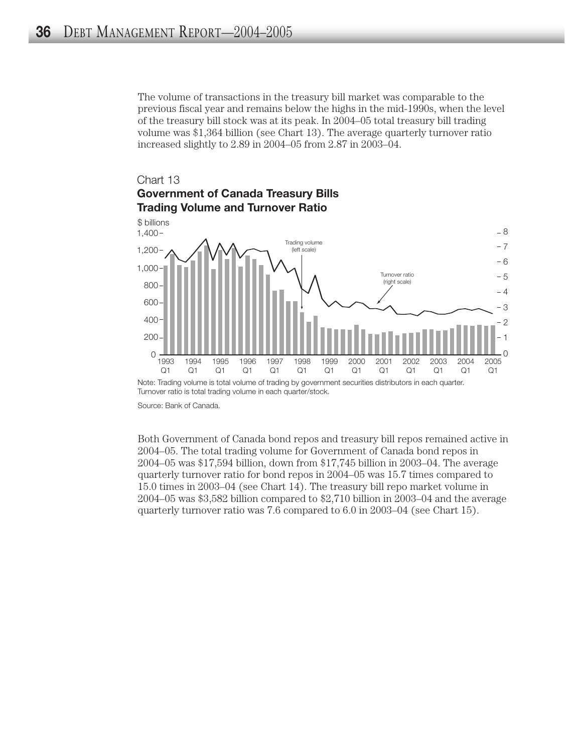The volume of transactions in the treasury bill market was comparable to the previous fiscal year and remains below the highs in the mid-1990s, when the level of the treasury bill stock was at its peak. In 2004–05 total treasury bill trading volume was $1,364 billion (see Chart 13). The average quarterly turnover ratio increased slightly to 2.89 in 2004–05 from 2.87 in 2003–04.

Chart 13
**Government of Canada Treasury Bills Trading Volume and Turnover Ratio**

Note: Trading volume is total volume of trading by government securities distributors in each quarter. Turnover ratio is total trading volume in each quarter/stock.

Source: Bank of Canada.

Both Government of Canada bond repos and treasury bill repos remained active in 2004–05. The total trading volume for Government of Canada bond repos in 2004–05 was $17,594 billion, down from $17,745 billion in 2003–04. The average quarterly turnover ratio for bond repos in 2004–05 was 15.7 times compared to 15.0 times in 2003–04 (see Chart 14). The treasury bill repo market volume in 2004–05 was $3,582 billion compared to $2,710 billion in 2003–04 and the average quarterly turnover ratio was 7.6 compared to 6.0 in 2003–04 (see Chart 15).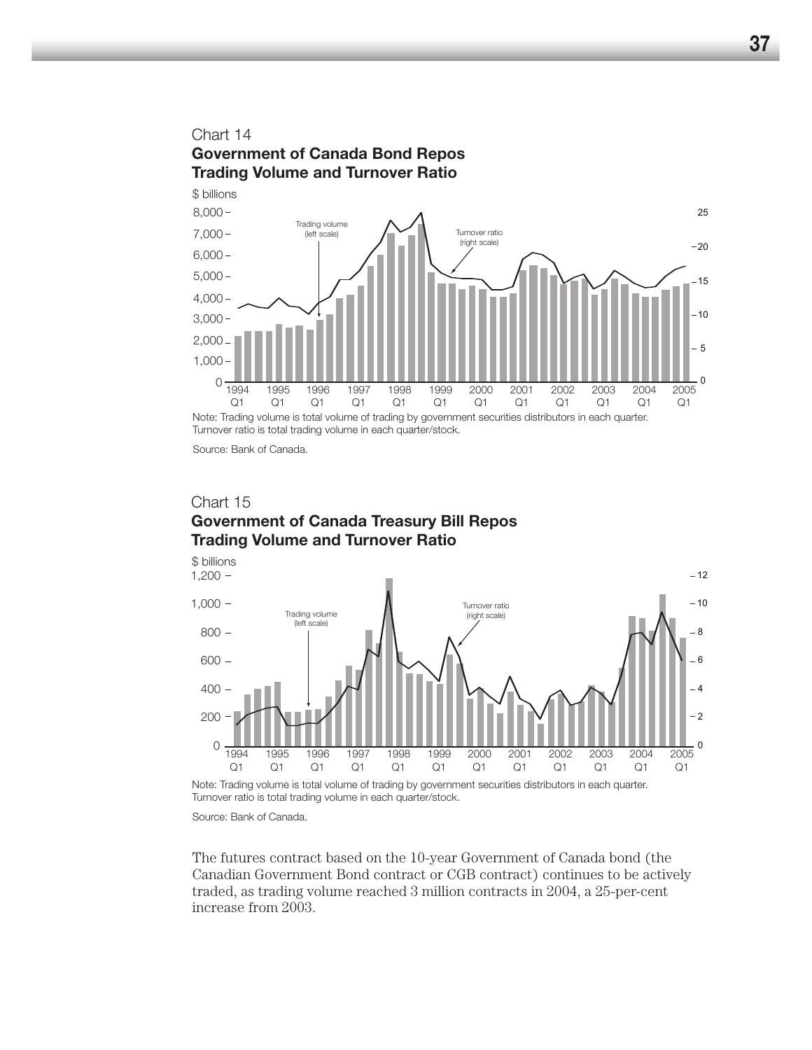Chart 14

**Government of Canada Bond Repos Trading Volume and Turnover Ratio**

Note: Trading volume is total volume of trading by government securities distributors in each quarter. Turnover ratio is total trading volume in each quarter/stock.

Source: Bank of Canada.

Chart 15

**Government of Canada Treasury Bill Repos Trading Volume and Turnover Ratio**

Note: Trading volume is total volume of trading by government securities distributors in each quarter. Turnover ratio is total trading volume in each quarter/stock.

Source: Bank of Canada.

The futures contract based on the 10-year Government of Canada bond (the Canadian Government Bond contract or CGB contract) continues to be actively traded, as trading volume reached 3 million contracts in 2004, a 25-per-cent increase from 2003.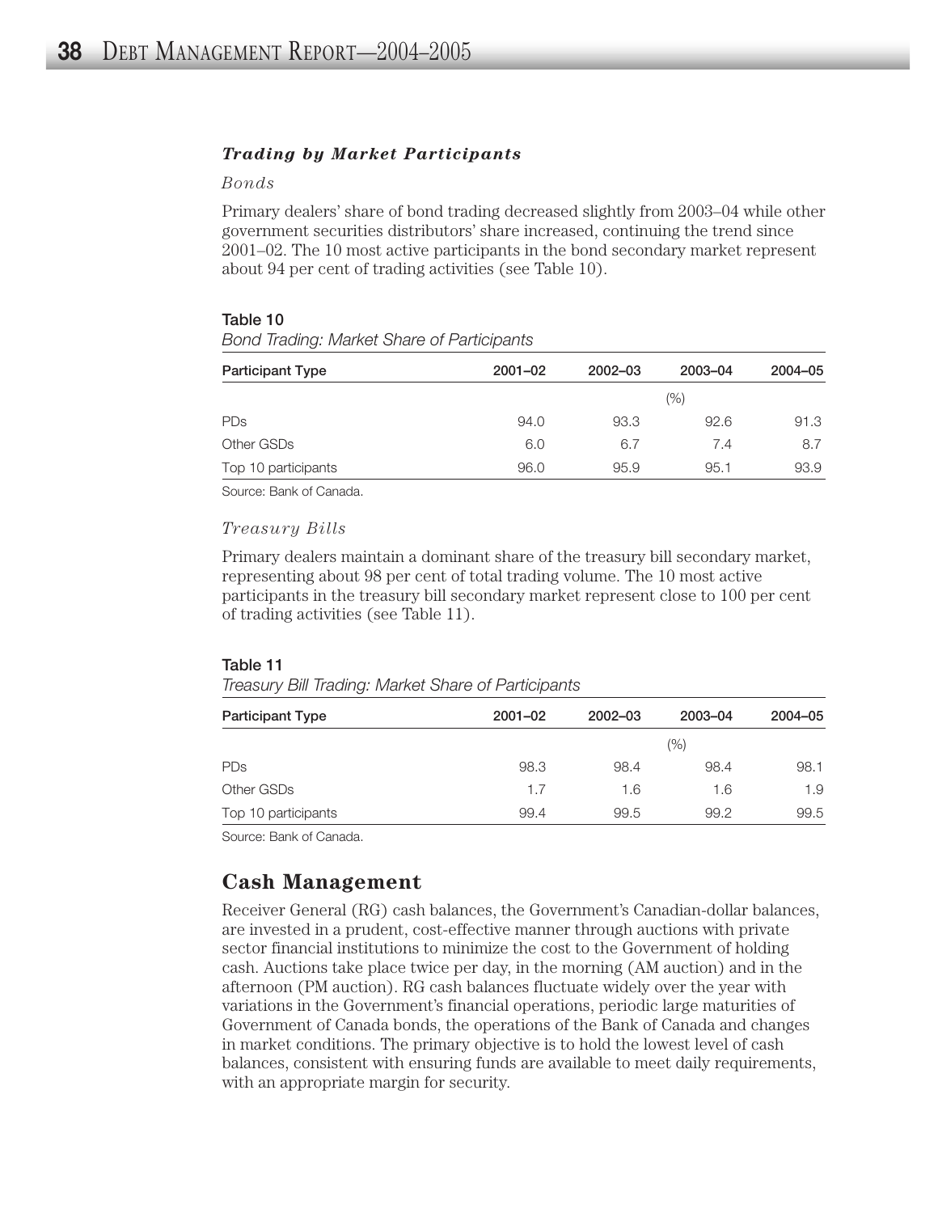### *Trading by Market Participants*

*Bonds*

Primary dealers' share of bond trading decreased slightly from 2003–04 while other government securities distributors' share increased, continuing the trend since 2001–02. The 10 most active participants in the bond secondary market represent about 94 per cent of trading activities (see Table 10).

**Table 10**

*Bond Trading: Market Share of Participants*

| Participant Type | 2001–02 | 2002–03 | 2003–04 | 2004–05 |
|---|---|---|---|---|
| | | | (%) | |
| PDs | 94.0 | 93.3 | 92.6 | 91.3 |
| Other GSDs | 6.0 | 6.7 | 7.4 | 8.7 |
| Top 10 participants | 96.0 | 95.9 | 95.1 | 93.9 |

Source: Bank of Canada.

*Treasury Bills*

Primary dealers maintain a dominant share of the treasury bill secondary market, representing about 98 per cent of total trading volume. The 10 most active participants in the treasury bill secondary market represent close to 100 per cent of trading activities (see Table 11).

**Table 11**

*Treasury Bill Trading: Market Share of Participants*

| Participant Type | 2001–02 | 2002–03 | 2003–04 | 2004–05 |
|---|---|---|---|---|
| | | | (%) | |
| PDs | 98.3 | 98.4 | 98.4 | 98.1 |
| Other GSDs | 1.7 | 1.6 | 1.6 | 1.9 |
| Top 10 participants | 99.4 | 99.5 | 99.2 | 99.5 |

Source: Bank of Canada.

## Cash Management

Receiver General (RG) cash balances, the Government's Canadian-dollar balances, are invested in a prudent, cost-effective manner through auctions with private sector financial institutions to minimize the cost to the Government of holding cash. Auctions take place twice per day, in the morning (AM auction) and in the afternoon (PM auction). RG cash balances fluctuate widely over the year with variations in the Government's financial operations, periodic large maturities of Government of Canada bonds, the operations of the Bank of Canada and changes in market conditions. The primary objective is to hold the lowest level of cash balances, consistent with ensuring funds are available to meet daily requirements, with an appropriate margin for security.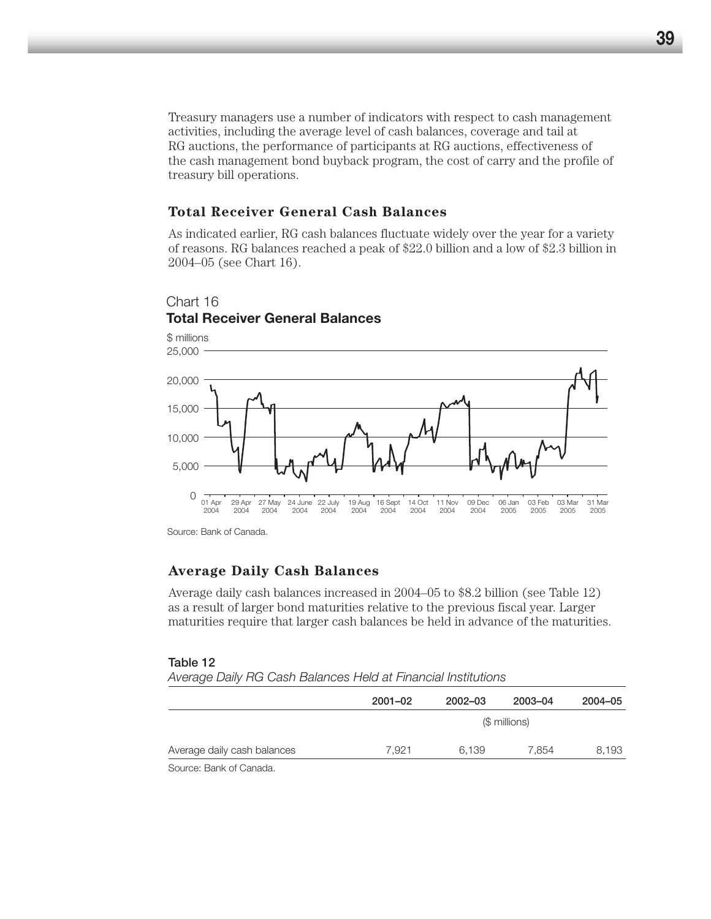Treasury managers use a number of indicators with respect to cash management activities, including the average level of cash balances, coverage and tail at RG auctions, the performance of participants at RG auctions, effectiveness of the cash management bond buyback program, the cost of carry and the profile of treasury bill operations.

### Total Receiver General Cash Balances

As indicated earlier, RG cash balances fluctuate widely over the year for a variety of reasons. RG balances reached a peak of $22.0 billion and a low of $2.3 billion in 2004–05 (see Chart 16).

Chart 16
**Total Receiver General Balances**

Source: Bank of Canada.

### Average Daily Cash Balances

Average daily cash balances increased in 2004–05 to $8.2 billion (see Table 12) as a result of larger bond maturities relative to the previous fiscal year. Larger maturities require that larger cash balances be held in advance of the maturities.

**Table 12**
*Average Daily RG Cash Balances Held at Financial Institutions*

| | 2001–02 | 2002–03 | 2003–04 | 2004–05 |
|---|---|---|---|---|
| | | ($ millions) | | |
| Average daily cash balances | 7,921 | 6,139 | 7,854 | 8,193 |

Source: Bank of Canada.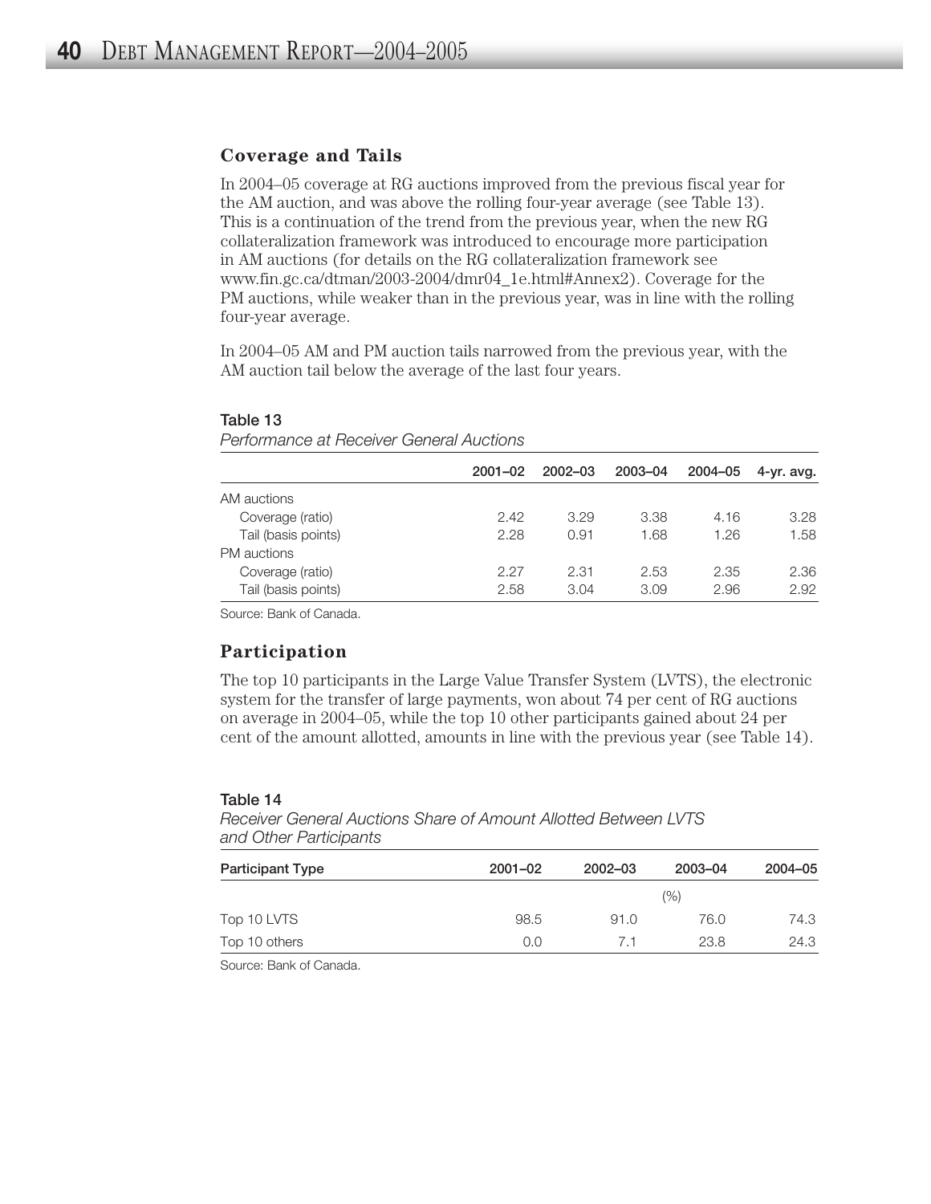### Coverage and Tails

In 2004–05 coverage at RG auctions improved from the previous fiscal year for the AM auction, and was above the rolling four-year average (see Table 13). This is a continuation of the trend from the previous year, when the new RG collateralization framework was introduced to encourage more participation in AM auctions (for details on the RG collateralization framework see www.fin.gc.ca/dtman/2003-2004/dmr04_1e.html#Annex2). Coverage for the PM auctions, while weaker than in the previous year, was in line with the rolling four-year average.

In 2004–05 AM and PM auction tails narrowed from the previous year, with the AM auction tail below the average of the last four years.

**Table 13**

*Performance at Receiver General Auctions*

| | 2001–02 | 2002–03 | 2003–04 | 2004–05 | 4-yr. avg. |
|---|---|---|---|---|---|
| AM auctions | | | | | |
| Coverage (ratio) | 2.42 | 3.29 | 3.38 | 4.16 | 3.28 |
| Tail (basis points) | 2.28 | 0.91 | 1.68 | 1.26 | 1.58 |
| PM auctions | | | | | |
| Coverage (ratio) | 2.27 | 2.31 | 2.53 | 2.35 | 2.36 |
| Tail (basis points) | 2.58 | 3.04 | 3.09 | 2.96 | 2.92 |

Source: Bank of Canada.

### Participation

The top 10 participants in the Large Value Transfer System (LVTS), the electronic system for the transfer of large payments, won about 74 per cent of RG auctions on average in 2004–05, while the top 10 other participants gained about 24 per cent of the amount allotted, amounts in line with the previous year (see Table 14).

**Table 14**

*Receiver General Auctions Share of Amount Allotted Between LVTS and Other Participants*

| Participant Type | 2001–02 | 2002–03 | 2003–04 | 2004–05 |
|---|---|---|---|---|
| | | | (%) | |
| Top 10 LVTS | 98.5 | 91.0 | 76.0 | 74.3 |
| Top 10 others | 0.0 | 7.1 | 23.8 | 24.3 |

Source: Bank of Canada.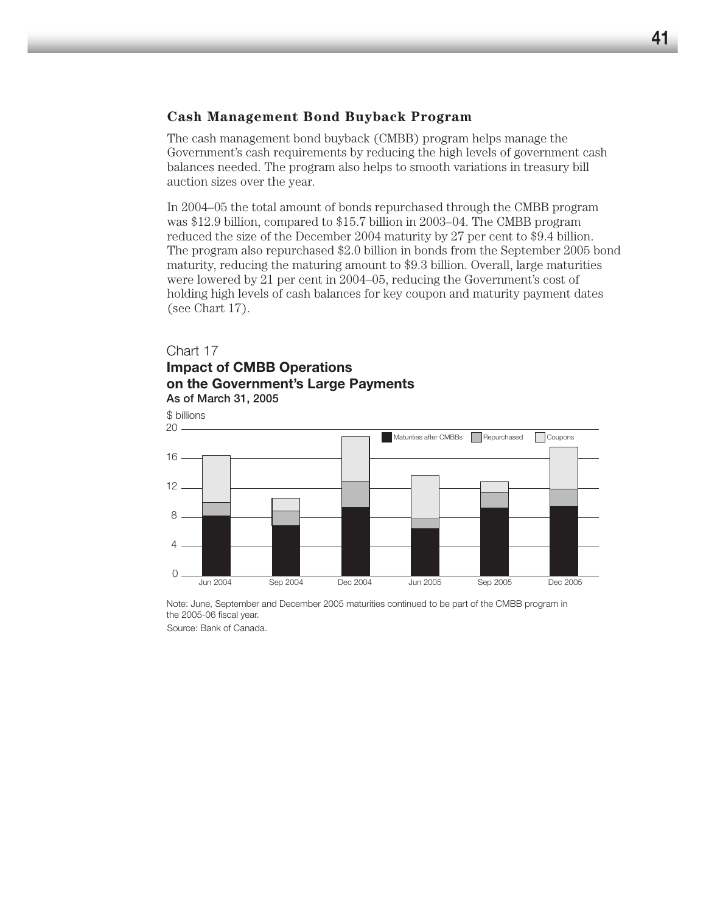### Cash Management Bond Buyback Program

The cash management bond buyback (CMBB) program helps manage the Government's cash requirements by reducing the high levels of government cash balances needed. The program also helps to smooth variations in treasury bill auction sizes over the year.

In 2004–05 the total amount of bonds repurchased through the CMBB program was $12.9 billion, compared to $15.7 billion in 2003–04. The CMBB program reduced the size of the December 2004 maturity by 27 per cent to $9.4 billion. The program also repurchased $2.0 billion in bonds from the September 2005 bond maturity, reducing the maturing amount to $9.3 billion. Overall, large maturities were lowered by 21 per cent in 2004–05, reducing the Government's cost of holding high levels of cash balances for key coupon and maturity payment dates (see Chart 17).

Chart 17

**Impact of CMBB Operations on the Government's Large Payments**

**As of March 31, 2005**

Note: June, September and December 2005 maturities continued to be part of the CMBB program in the 2005-06 fiscal year.

Source: Bank of Canada.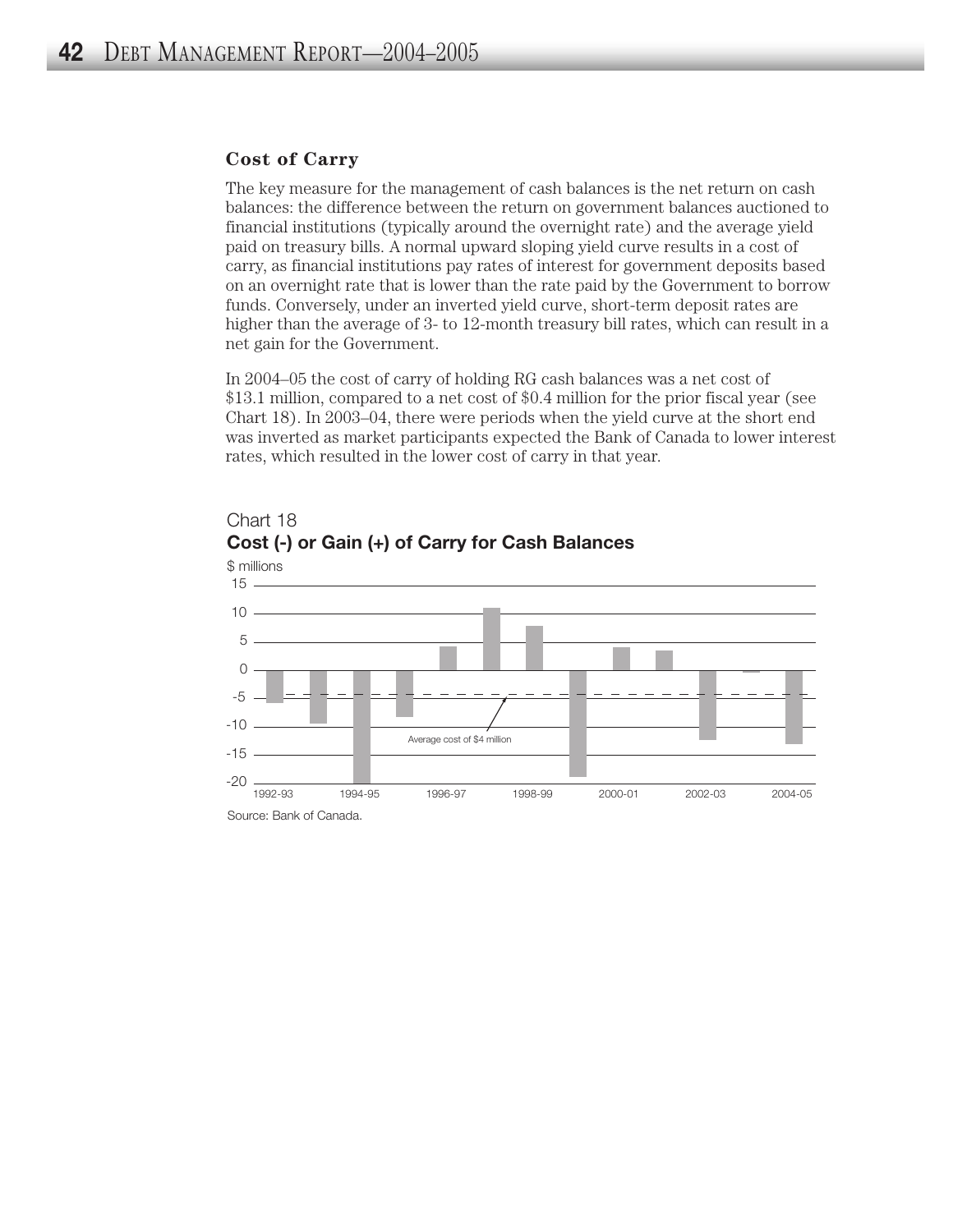## Cost of Carry

The key measure for the management of cash balances is the net return on cash balances: the difference between the return on government balances auctioned to financial institutions (typically around the overnight rate) and the average yield paid on treasury bills. A normal upward sloping yield curve results in a cost of carry, as financial institutions pay rates of interest for government deposits based on an overnight rate that is lower than the rate paid by the Government to borrow funds. Conversely, under an inverted yield curve, short-term deposit rates are higher than the average of 3- to 12-month treasury bill rates, which can result in a net gain for the Government.

In 2004–05 the cost of carry of holding RG cash balances was a net cost of $13.1 million, compared to a net cost of $0.4 million for the prior fiscal year (see Chart 18). In 2003–04, there were periods when the yield curve at the short end was inverted as market participants expected the Bank of Canada to lower interest rates, which resulted in the lower cost of carry in that year.

Chart 18

**Cost (-) or Gain (+) of Carry for Cash Balances**

$ millions

Average cost of $4 million

Source: Bank of Canada.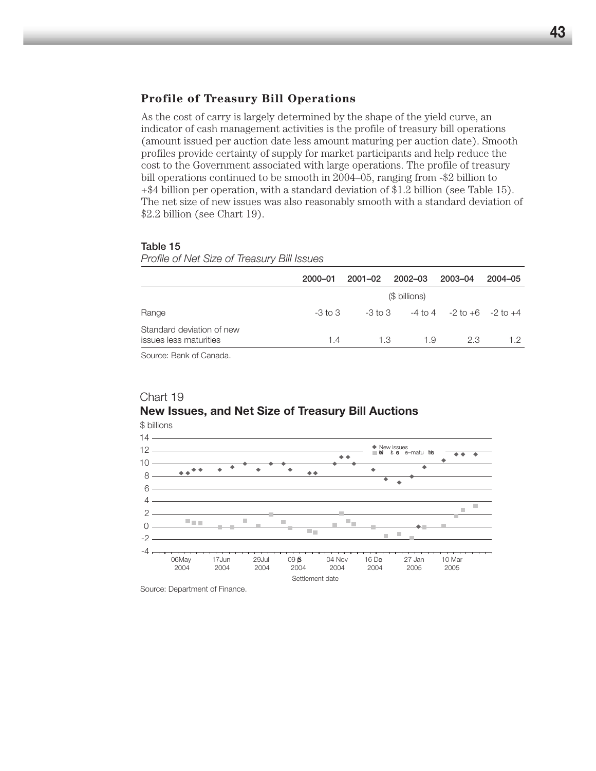### Profile of Treasury Bill Operations

As the cost of carry is largely determined by the shape of the yield curve, an indicator of cash management activities is the profile of treasury bill operations (amount issued per auction date less amount maturing per auction date). Smooth profiles provide certainty of supply for market participants and help reduce the cost to the Government associated with large operations. The profile of treasury bill operations continued to be smooth in 2004–05, ranging from -$2 billion to +$4 billion per operation, with a standard deviation of $1.2 billion (see Table 15). The net size of new issues was also reasonably smooth with a standard deviation of $2.2 billion (see Chart 19).

**Table 15**

*Profile of Net Size of Treasury Bill Issues*

| | 2000–01 | 2001–02 | 2002–03 | 2003–04 | 2004–05 |
|---|---|---|---|---|---|
| | | | ($ billions) | | |
| Range | -3 to 3 | -3 to 3 | -4 to 4 | -2 to +6 | -2 to +4 |
| Standard deviation of new issues less maturities | 1.4 | 1.3 | 1.9 | 2.3 | 1.2 |

Source: Bank of Canada.

Chart 19

**New Issues, and Net Size of Treasury Bill Auctions**

Source: Department of Finance.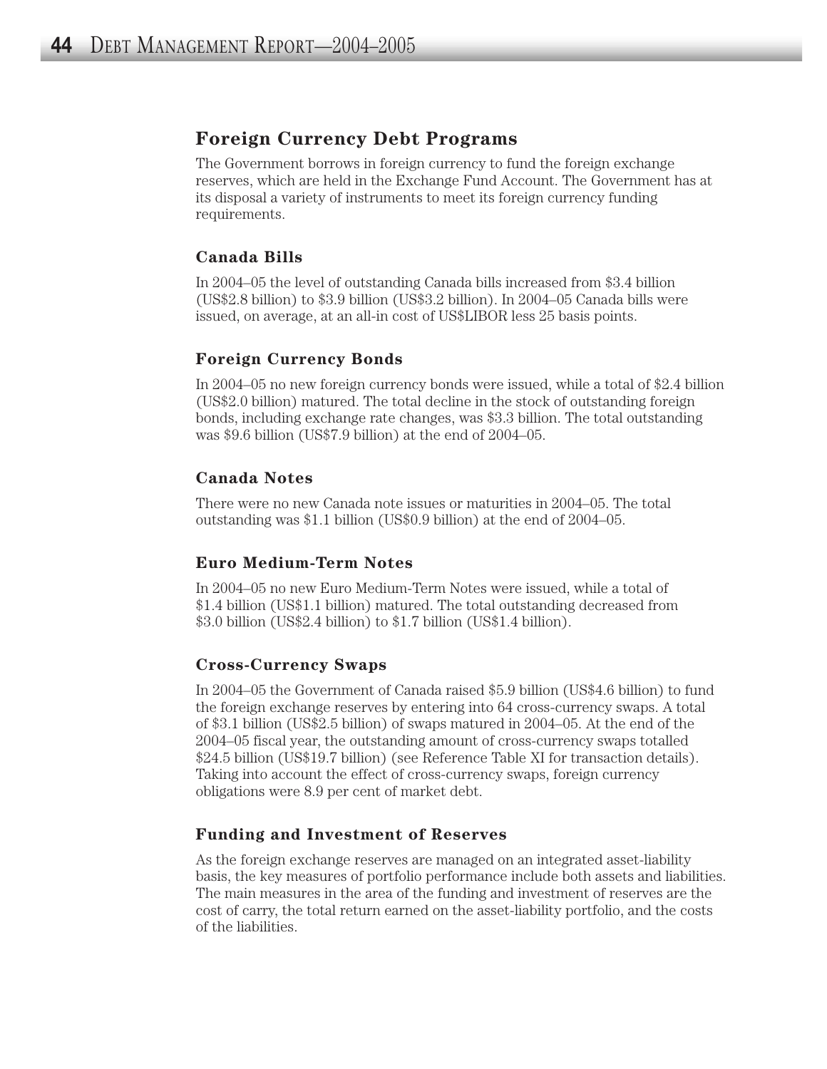## Foreign Currency Debt Programs

The Government borrows in foreign currency to fund the foreign exchange reserves, which are held in the Exchange Fund Account. The Government has at its disposal a variety of instruments to meet its foreign currency funding requirements.

### Canada Bills

In 2004–05 the level of outstanding Canada bills increased from $3.4 billion (US$2.8 billion) to $3.9 billion (US$3.2 billion). In 2004–05 Canada bills were issued, on average, at an all-in cost of US$LIBOR less 25 basis points.

### Foreign Currency Bonds

In 2004–05 no new foreign currency bonds were issued, while a total of $2.4 billion (US$2.0 billion) matured. The total decline in the stock of outstanding foreign bonds, including exchange rate changes, was $3.3 billion. The total outstanding was $9.6 billion (US$7.9 billion) at the end of 2004–05.

### Canada Notes

There were no new Canada note issues or maturities in 2004–05. The total outstanding was $1.1 billion (US$0.9 billion) at the end of 2004–05.

### Euro Medium-Term Notes

In 2004–05 no new Euro Medium-Term Notes were issued, while a total of $1.4 billion (US$1.1 billion) matured. The total outstanding decreased from $3.0 billion (US$2.4 billion) to $1.7 billion (US$1.4 billion).

### Cross-Currency Swaps

In 2004–05 the Government of Canada raised $5.9 billion (US$4.6 billion) to fund the foreign exchange reserves by entering into 64 cross-currency swaps. A total of $3.1 billion (US$2.5 billion) of swaps matured in 2004–05. At the end of the 2004–05 fiscal year, the outstanding amount of cross-currency swaps totalled $24.5 billion (US$19.7 billion) (see Reference Table XI for transaction details). Taking into account the effect of cross-currency swaps, foreign currency obligations were 8.9 per cent of market debt.

### Funding and Investment of Reserves

As the foreign exchange reserves are managed on an integrated asset-liability basis, the key measures of portfolio performance include both assets and liabilities. The main measures in the area of the funding and investment of reserves are the cost of carry, the total return earned on the asset-liability portfolio, and the costs of the liabilities.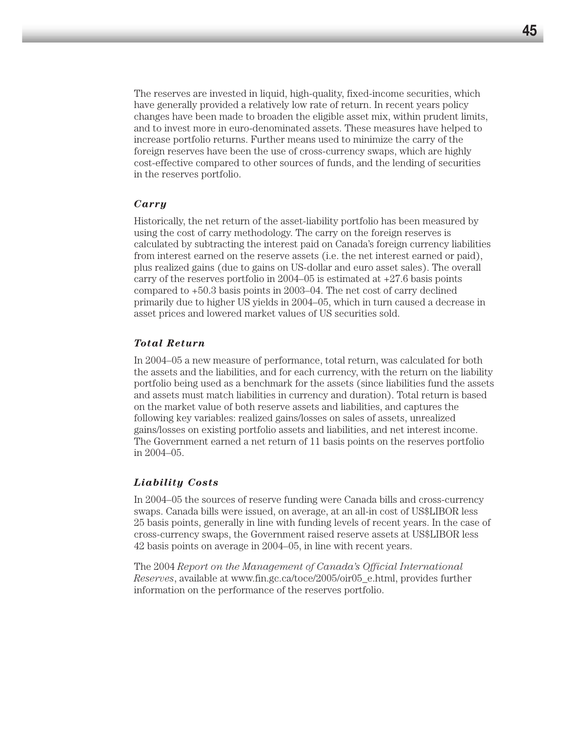The reserves are invested in liquid, high-quality, fixed-income securities, which have generally provided a relatively low rate of return. In recent years policy changes have been made to broaden the eligible asset mix, within prudent limits, and to invest more in euro-denominated assets. These measures have helped to increase portfolio returns. Further means used to minimize the carry of the foreign reserves have been the use of cross-currency swaps, which are highly cost-effective compared to other sources of funds, and the lending of securities in the reserves portfolio.

### *Carry*

Historically, the net return of the asset-liability portfolio has been measured by using the cost of carry methodology. The carry on the foreign reserves is calculated by subtracting the interest paid on Canada's foreign currency liabilities from interest earned on the reserve assets (i.e. the net interest earned or paid), plus realized gains (due to gains on US-dollar and euro asset sales). The overall carry of the reserves portfolio in 2004–05 is estimated at +27.6 basis points compared to +50.3 basis points in 2003–04. The net cost of carry declined primarily due to higher US yields in 2004–05, which in turn caused a decrease in asset prices and lowered market values of US securities sold.

### *Total Return*

In 2004–05 a new measure of performance, total return, was calculated for both the assets and the liabilities, and for each currency, with the return on the liability portfolio being used as a benchmark for the assets (since liabilities fund the assets and assets must match liabilities in currency and duration). Total return is based on the market value of both reserve assets and liabilities, and captures the following key variables: realized gains/losses on sales of assets, unrealized gains/losses on existing portfolio assets and liabilities, and net interest income. The Government earned a net return of 11 basis points on the reserves portfolio in 2004–05.

### *Liability Costs*

In 2004–05 the sources of reserve funding were Canada bills and cross-currency swaps. Canada bills were issued, on average, at an all-in cost of US$LIBOR less 25 basis points, generally in line with funding levels of recent years. In the case of cross-currency swaps, the Government raised reserve assets at US$LIBOR less 42 basis points on average in 2004–05, in line with recent years.

The 2004 *Report on the Management of Canada's Official International Reserves*, available at www.fin.gc.ca/toce/2005/oir05_e.html, provides further information on the performance of the reserves portfolio.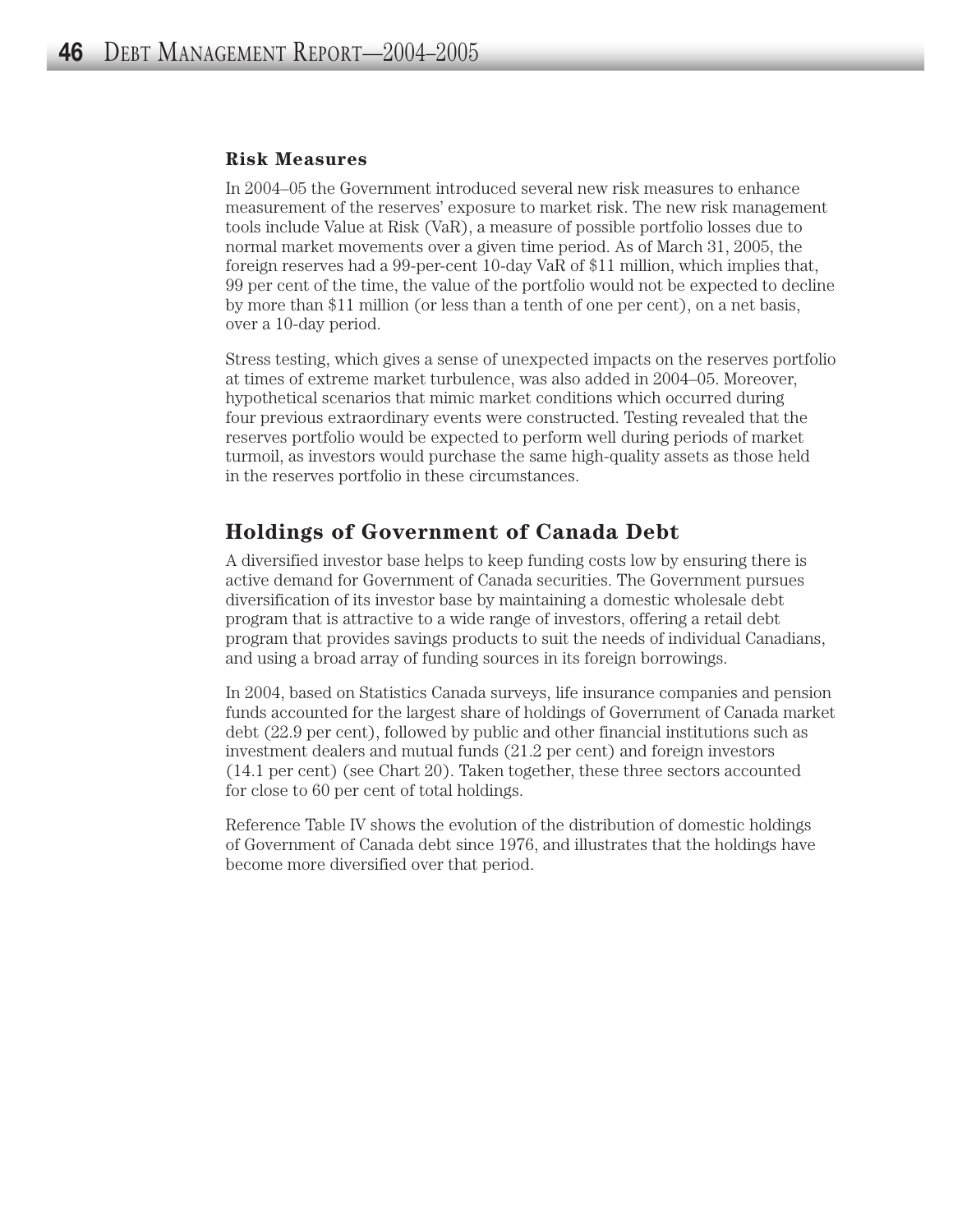### Risk Measures

In 2004–05 the Government introduced several new risk measures to enhance measurement of the reserves' exposure to market risk. The new risk management tools include Value at Risk (VaR), a measure of possible portfolio losses due to normal market movements over a given time period. As of March 31, 2005, the foreign reserves had a 99-per-cent 10-day VaR of $11 million, which implies that, 99 per cent of the time, the value of the portfolio would not be expected to decline by more than $11 million (or less than a tenth of one per cent), on a net basis, over a 10-day period.

Stress testing, which gives a sense of unexpected impacts on the reserves portfolio at times of extreme market turbulence, was also added in 2004–05. Moreover, hypothetical scenarios that mimic market conditions which occurred during four previous extraordinary events were constructed. Testing revealed that the reserves portfolio would be expected to perform well during periods of market turmoil, as investors would purchase the same high-quality assets as those held in the reserves portfolio in these circumstances.

## Holdings of Government of Canada Debt

A diversified investor base helps to keep funding costs low by ensuring there is active demand for Government of Canada securities. The Government pursues diversification of its investor base by maintaining a domestic wholesale debt program that is attractive to a wide range of investors, offering a retail debt program that provides savings products to suit the needs of individual Canadians, and using a broad array of funding sources in its foreign borrowings.

In 2004, based on Statistics Canada surveys, life insurance companies and pension funds accounted for the largest share of holdings of Government of Canada market debt (22.9 per cent), followed by public and other financial institutions such as investment dealers and mutual funds (21.2 per cent) and foreign investors (14.1 per cent) (see Chart 20). Taken together, these three sectors accounted for close to 60 per cent of total holdings.

Reference Table IV shows the evolution of the distribution of domestic holdings of Government of Canada debt since 1976, and illustrates that the holdings have become more diversified over that period.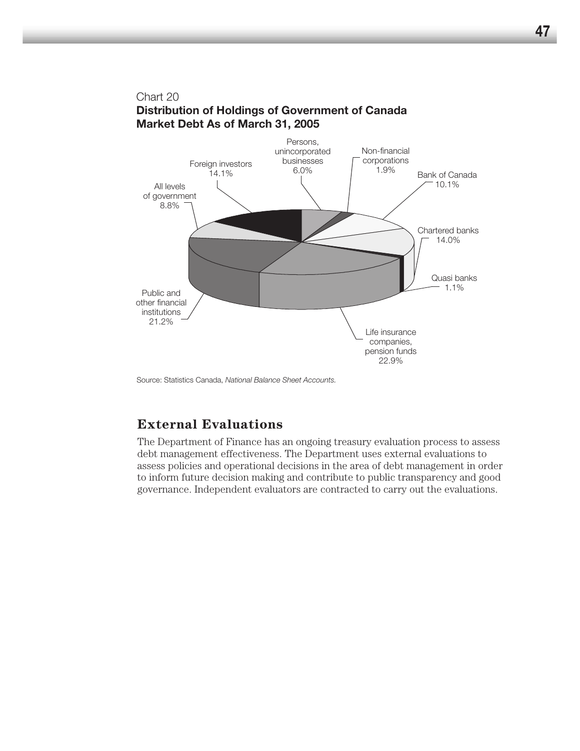Chart 20

**Distribution of Holdings of Government of Canada Market Debt As of March 31, 2005**

| Holder | Share |
|---|---|
| Persons, unincorporated businesses | 6.0% |
| Non-financial corporations | 1.9% |
| Bank of Canada | 10.1% |
| Chartered banks | 14.0% |
| Quasi banks | 1.1% |
| Life insurance companies, pension funds | 22.9% |
| Public and other financial institutions | 21.2% |
| All levels of government | 8.8% |
| Foreign investors | 14.1% |

Source: Statistics Canada, *National Balance Sheet Accounts.*

## External Evaluations

The Department of Finance has an ongoing treasury evaluation process to assess debt management effectiveness. The Department uses external evaluations to assess policies and operational decisions in the area of debt management in order to inform future decision making and contribute to public transparency and good governance. Independent evaluators are contracted to carry out the evaluations.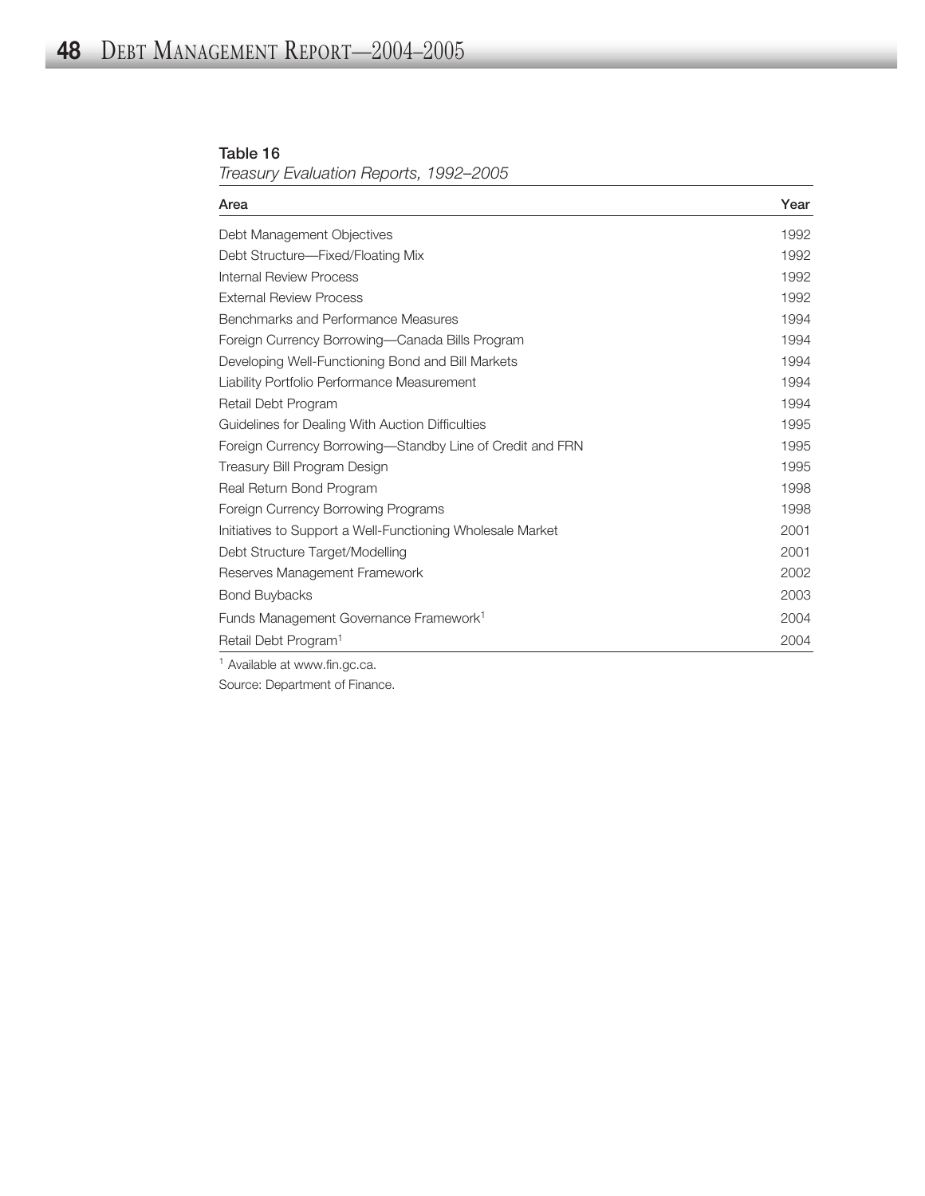**Table 16**

*Treasury Evaluation Reports, 1992–2005*

| Area | Year |
|---|---|
| Debt Management Objectives | 1992 |
| Debt Structure—Fixed/Floating Mix | 1992 |
| Internal Review Process | 1992 |
| External Review Process | 1992 |
| Benchmarks and Performance Measures | 1994 |
| Foreign Currency Borrowing—Canada Bills Program | 1994 |
| Developing Well-Functioning Bond and Bill Markets | 1994 |
| Liability Portfolio Performance Measurement | 1994 |
| Retail Debt Program | 1994 |
| Guidelines for Dealing With Auction Difficulties | 1995 |
| Foreign Currency Borrowing—Standby Line of Credit and FRN | 1995 |
| Treasury Bill Program Design | 1995 |
| Real Return Bond Program | 1998 |
| Foreign Currency Borrowing Programs | 1998 |
| Initiatives to Support a Well-Functioning Wholesale Market | 2001 |
| Debt Structure Target/Modelling | 2001 |
| Reserves Management Framework | 2002 |
| Bond Buybacks | 2003 |
| Funds Management Governance Framework[1] | 2004 |
| Retail Debt Program[1] | 2004 |

[1] Available at www.fin.gc.ca.

Source: Department of Finance.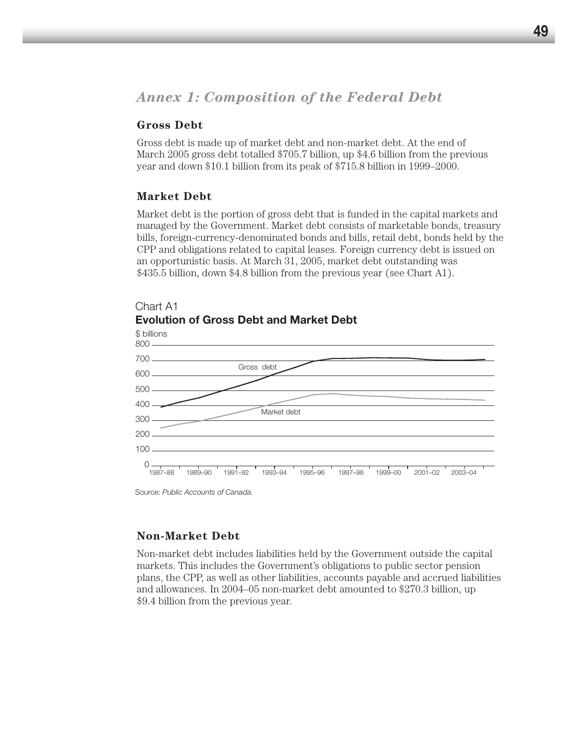## *Annex 1: Composition of the Federal Debt*

### Gross Debt

Gross debt is made up of market debt and non-market debt. At the end of March 2005 gross debt totalled $705.7 billion, up $4.6 billion from the previous year and down $10.1 billion from its peak of $715.8 billion in 1999–2000.

### Market Debt

Market debt is the portion of gross debt that is funded in the capital markets and managed by the Government. Market debt consists of marketable bonds, treasury bills, foreign-currency-denominated bonds and bills, retail debt, bonds held by the CPP and obligations related to capital leases. Foreign currency debt is issued on an opportunistic basis. At March 31, 2005, market debt outstanding was $435.5 billion, down $4.8 billion from the previous year (see Chart A1).

Chart A1
**Evolution of Gross Debt and Market Debt**

Source: *Public Accounts of Canada*.

### Non-Market Debt

Non-market debt includes liabilities held by the Government outside the capital markets. This includes the Government's obligations to public sector pension plans, the CPP, as well as other liabilities, accounts payable and accrued liabilities and allowances. In 2004–05 non-market debt amounted to $270.3 billion, up $9.4 billion from the previous year.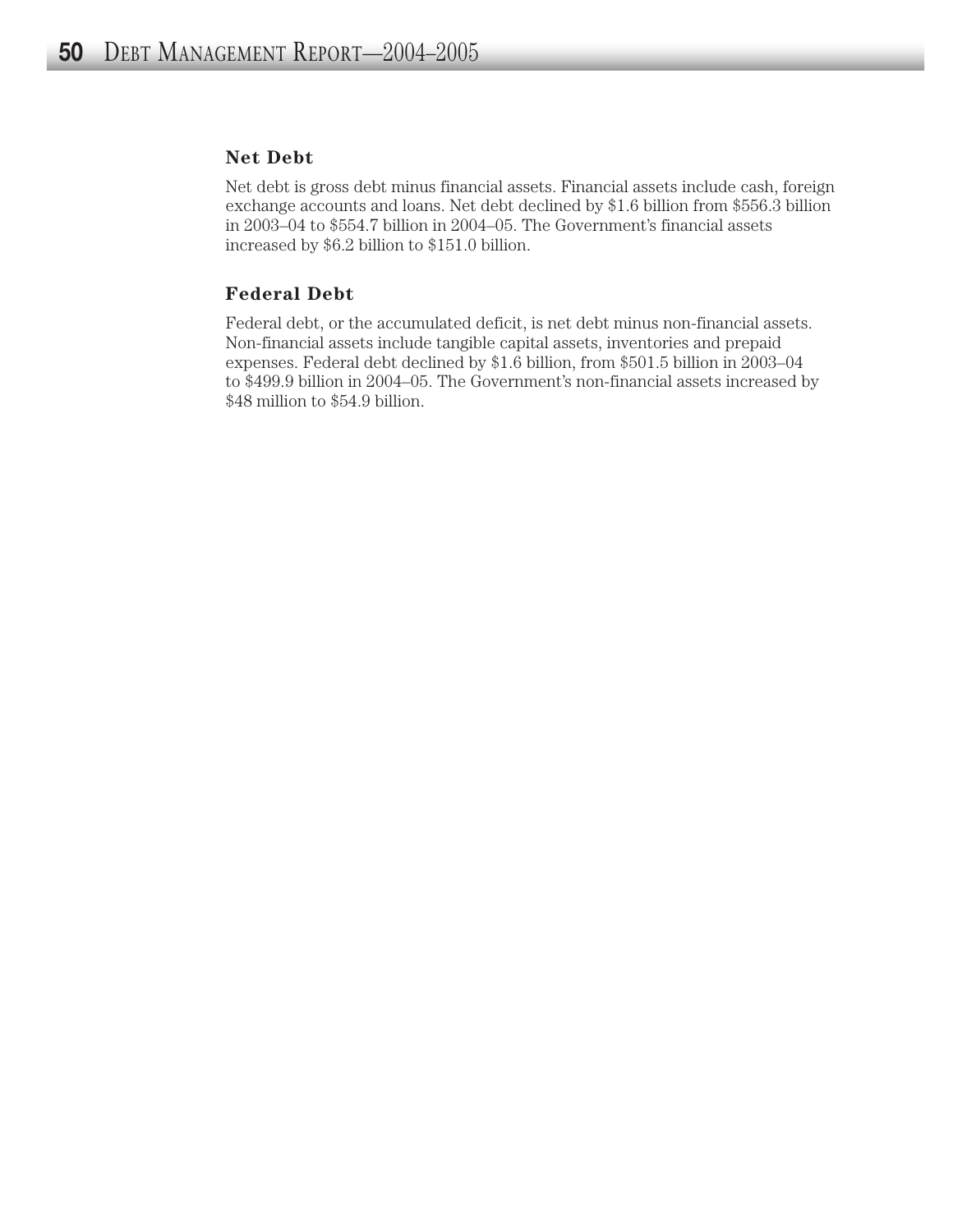### Net Debt

Net debt is gross debt minus financial assets. Financial assets include cash, foreign exchange accounts and loans. Net debt declined by $1.6 billion from $556.3 billion in 2003–04 to $554.7 billion in 2004–05. The Government's financial assets increased by $6.2 billion to $151.0 billion.

### Federal Debt

Federal debt, or the accumulated deficit, is net debt minus non-financial assets. Non-financial assets include tangible capital assets, inventories and prepaid expenses. Federal debt declined by $1.6 billion, from $501.5 billion in 2003–04 to $499.9 billion in 2004–05. The Government's non-financial assets increased by $48 million to $54.9 billion.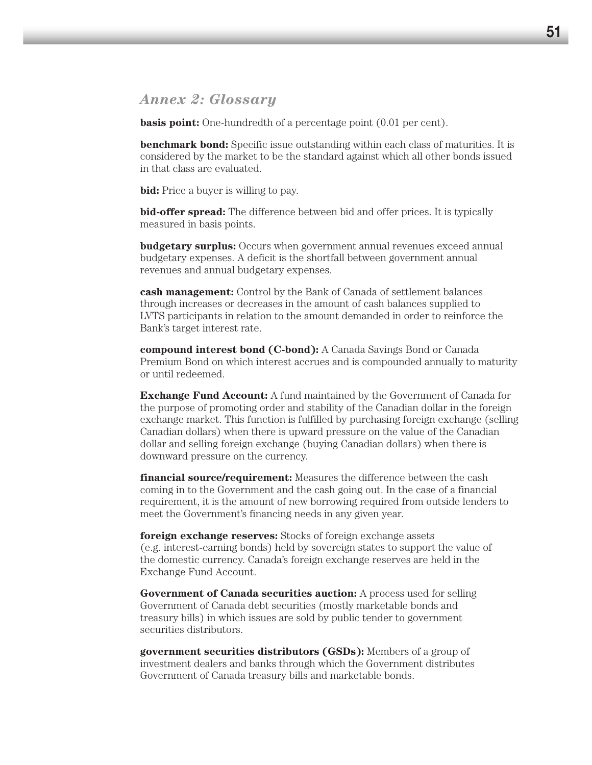## *Annex 2: Glossary*

**basis point:** One-hundredth of a percentage point (0.01 per cent).

**benchmark bond:** Specific issue outstanding within each class of maturities. It is considered by the market to be the standard against which all other bonds issued in that class are evaluated.

**bid:** Price a buyer is willing to pay.

**bid-offer spread:** The difference between bid and offer prices. It is typically measured in basis points.

**budgetary surplus:** Occurs when government annual revenues exceed annual budgetary expenses. A deficit is the shortfall between government annual revenues and annual budgetary expenses.

**cash management:** Control by the Bank of Canada of settlement balances through increases or decreases in the amount of cash balances supplied to LVTS participants in relation to the amount demanded in order to reinforce the Bank's target interest rate.

**compound interest bond (C-bond):** A Canada Savings Bond or Canada Premium Bond on which interest accrues and is compounded annually to maturity or until redeemed.

**Exchange Fund Account:** A fund maintained by the Government of Canada for the purpose of promoting order and stability of the Canadian dollar in the foreign exchange market. This function is fulfilled by purchasing foreign exchange (selling Canadian dollars) when there is upward pressure on the value of the Canadian dollar and selling foreign exchange (buying Canadian dollars) when there is downward pressure on the currency.

**financial source/requirement:** Measures the difference between the cash coming in to the Government and the cash going out. In the case of a financial requirement, it is the amount of new borrowing required from outside lenders to meet the Government's financing needs in any given year.

**foreign exchange reserves:** Stocks of foreign exchange assets (e.g. interest-earning bonds) held by sovereign states to support the value of the domestic currency. Canada's foreign exchange reserves are held in the Exchange Fund Account.

**Government of Canada securities auction:** A process used for selling Government of Canada debt securities (mostly marketable bonds and treasury bills) in which issues are sold by public tender to government securities distributors.

**government securities distributors (GSDs):** Members of a group of investment dealers and banks through which the Government distributes Government of Canada treasury bills and marketable bonds.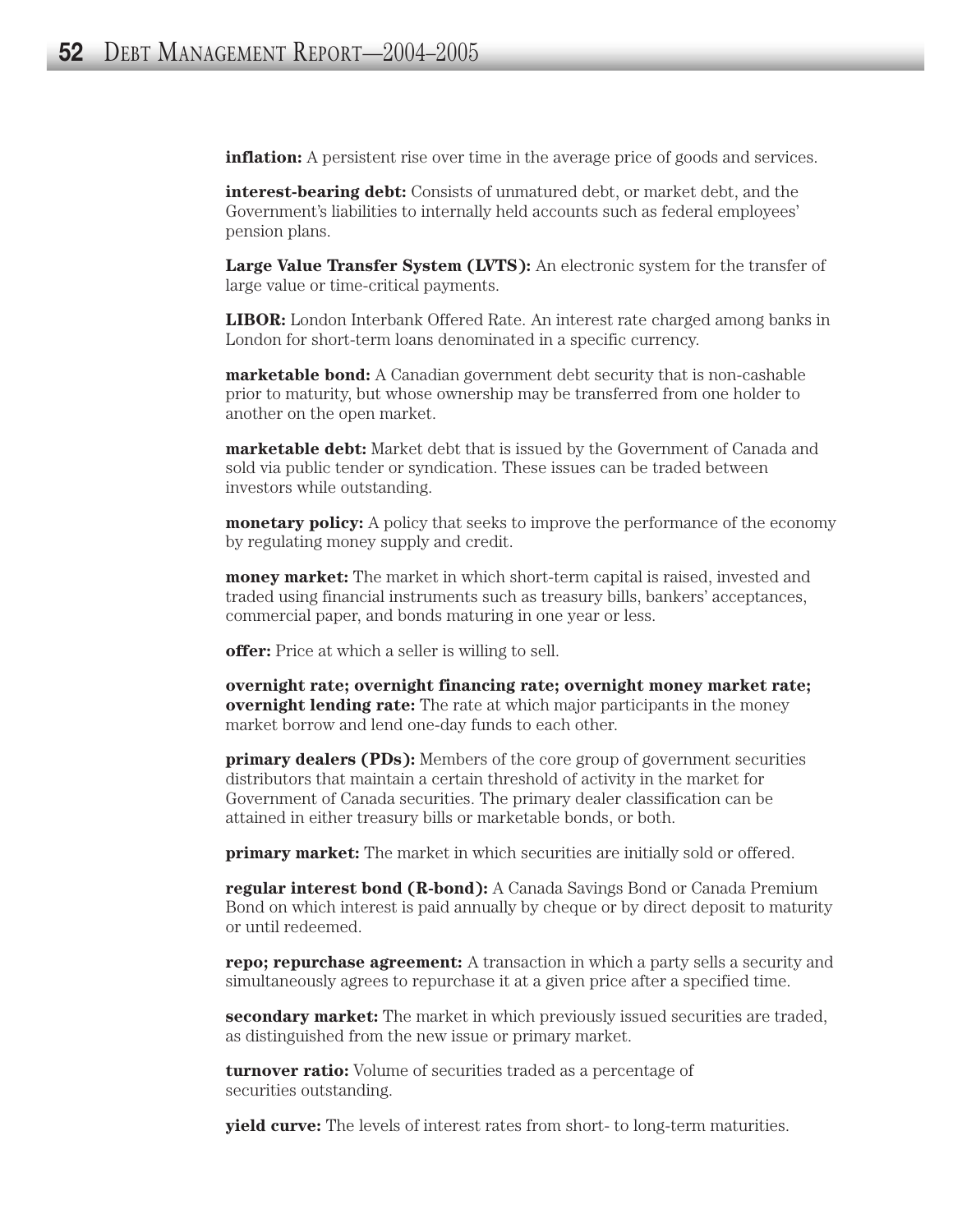**inflation:** A persistent rise over time in the average price of goods and services.

**interest-bearing debt:** Consists of unmatured debt, or market debt, and the Government's liabilities to internally held accounts such as federal employees' pension plans.

**Large Value Transfer System (LVTS):** An electronic system for the transfer of large value or time-critical payments.

**LIBOR:** London Interbank Offered Rate. An interest rate charged among banks in London for short-term loans denominated in a specific currency.

**marketable bond:** A Canadian government debt security that is non-cashable prior to maturity, but whose ownership may be transferred from one holder to another on the open market.

**marketable debt:** Market debt that is issued by the Government of Canada and sold via public tender or syndication. These issues can be traded between investors while outstanding.

**monetary policy:** A policy that seeks to improve the performance of the economy by regulating money supply and credit.

**money market:** The market in which short-term capital is raised, invested and traded using financial instruments such as treasury bills, bankers' acceptances, commercial paper, and bonds maturing in one year or less.

**offer:** Price at which a seller is willing to sell.

**overnight rate; overnight financing rate; overnight money market rate; overnight lending rate:** The rate at which major participants in the money market borrow and lend one-day funds to each other.

**primary dealers (PDs):** Members of the core group of government securities distributors that maintain a certain threshold of activity in the market for Government of Canada securities. The primary dealer classification can be attained in either treasury bills or marketable bonds, or both.

**primary market:** The market in which securities are initially sold or offered.

**regular interest bond (R-bond):** A Canada Savings Bond or Canada Premium Bond on which interest is paid annually by cheque or by direct deposit to maturity or until redeemed.

**repo; repurchase agreement:** A transaction in which a party sells a security and simultaneously agrees to repurchase it at a given price after a specified time.

**secondary market:** The market in which previously issued securities are traded, as distinguished from the new issue or primary market.

**turnover ratio:** Volume of securities traded as a percentage of securities outstanding.

**yield curve:** The levels of interest rates from short- to long-term maturities.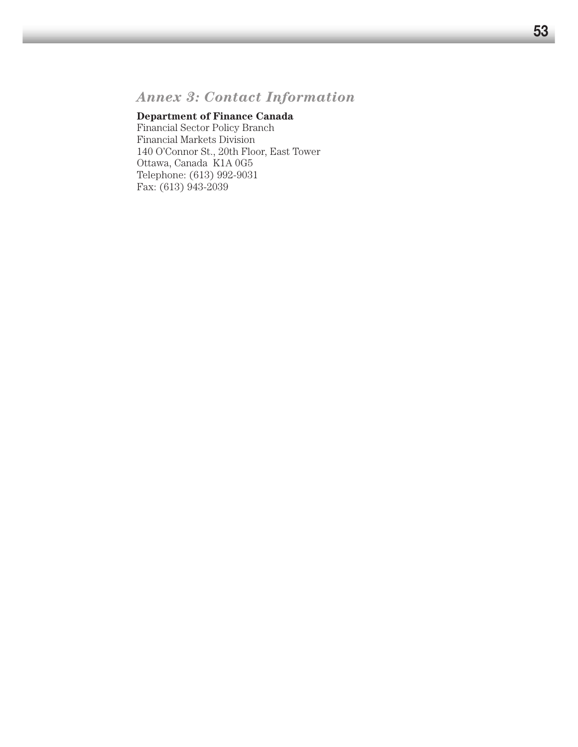## *Annex 3: Contact Information*

**Department of Finance Canada**
Financial Sector Policy Branch
Financial Markets Division
140 O'Connor St., 20th Floor, East Tower
Ottawa, Canada K1A 0G5
Telephone: (613) 992-9031
Fax: (613) 943-2039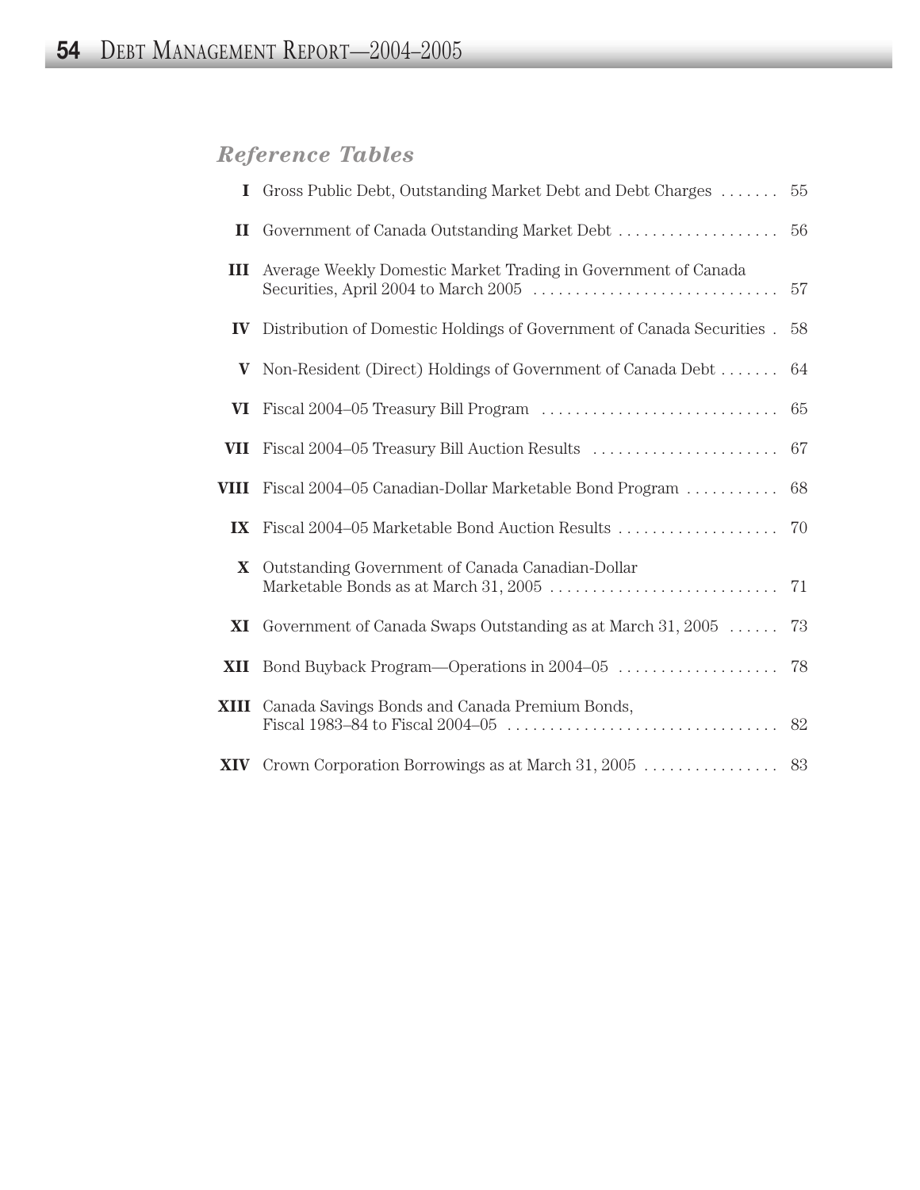## *Reference Tables*

| | | |
|---|---|---|
| **I** | Gross Public Debt, Outstanding Market Debt and Debt Charges | 55 |
| **II** | Government of Canada Outstanding Market Debt | 56 |
| **III** | Average Weekly Domestic Market Trading in Government of Canada Securities, April 2004 to March 2005 | 57 |
| **IV** | Distribution of Domestic Holdings of Government of Canada Securities | 58 |
| **V** | Non-Resident (Direct) Holdings of Government of Canada Debt | 64 |
| **VI** | Fiscal 2004–05 Treasury Bill Program | 65 |
| **VII** | Fiscal 2004–05 Treasury Bill Auction Results | 67 |
| **VIII** | Fiscal 2004–05 Canadian-Dollar Marketable Bond Program | 68 |
| **IX** | Fiscal 2004–05 Marketable Bond Auction Results | 70 |
| **X** | Outstanding Government of Canada Canadian-Dollar Marketable Bonds as at March 31, 2005 | 71 |
| **XI** | Government of Canada Swaps Outstanding as at March 31, 2005 | 73 |
| **XII** | Bond Buyback Program—Operations in 2004–05 | 78 |
| **XIII** | Canada Savings Bonds and Canada Premium Bonds, Fiscal 1983–84 to Fiscal 2004–05 | 82 |
| **XIV** | Crown Corporation Borrowings as at March 31, 2005 | 83 |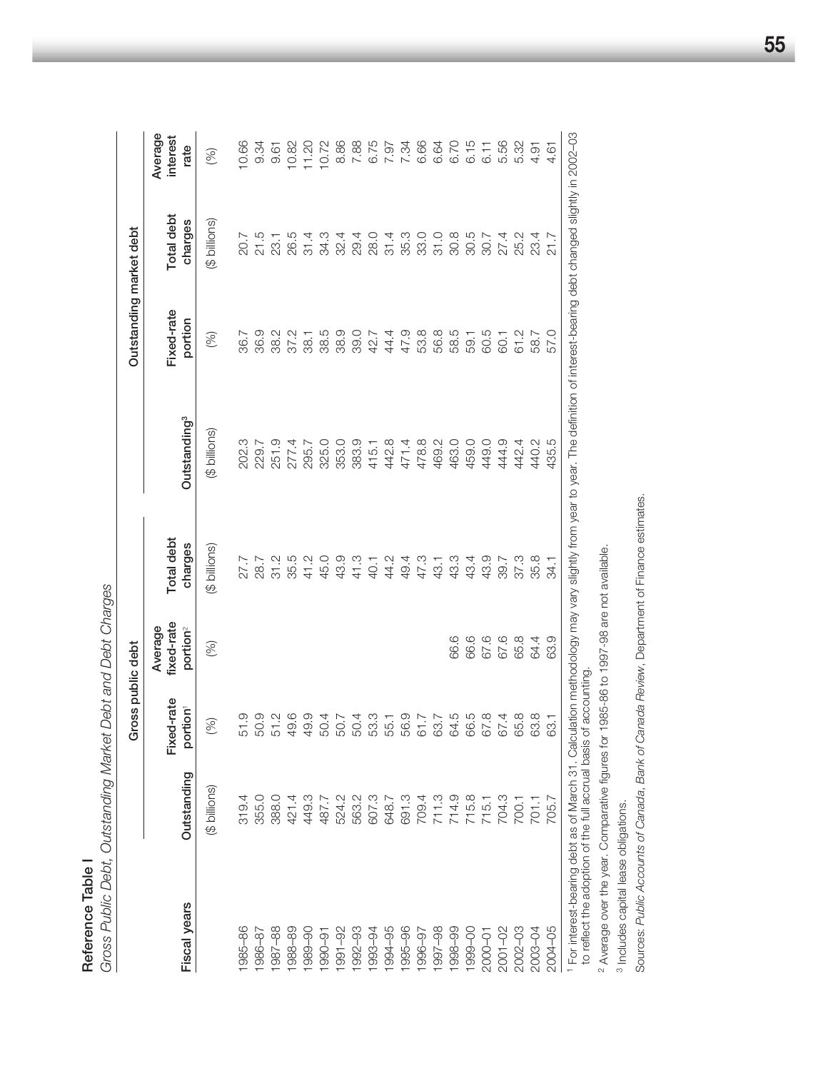**Reference Table I**

*Gross Public Debt, Outstanding Market Debt and Debt Charges*

| Fiscal years | Gross public debt | | | | Outstanding market debt | | | |
|---|---|---|---|---|---|---|---|---|
| | Outstanding | Fixed-rate portion[1] | Average fixed-rate portion[2] | Total debt charges | Outstanding[3] | Fixed-rate portion | Total debt charges | Average interest rate |
| | ($ billions) | (%) | (%) | ($ billions) | ($ billions) | (%) | ($ billions) | (%) |
| 1985–86 | 319.4 | 51.9 | | 27.7 | 202.3 | 36.7 | 20.7 | 10.66 |
| 1986–87 | 355.0 | 50.9 | | 28.7 | 229.7 | 36.9 | 21.5 | 9.34 |
| 1987–88 | 388.0 | 51.2 | | 31.2 | 251.9 | 38.2 | 23.1 | 9.61 |
| 1988–89 | 421.4 | 49.6 | | 35.5 | 277.4 | 37.2 | 26.5 | 10.82 |
| 1989–90 | 449.3 | 49.9 | | 41.2 | 295.7 | 38.1 | 31.4 | 11.20 |
| 1990–91 | 487.7 | 50.4 | | 45.0 | 325.0 | 38.5 | 34.3 | 10.72 |
| 1991–92 | 524.2 | 50.7 | | 43.9 | 353.0 | 38.9 | 32.4 | 8.86 |
| 1992–93 | 563.2 | 50.4 | | 41.3 | 383.9 | 39.0 | 29.4 | 7.88 |
| 1993–94 | 607.3 | 53.3 | | 40.1 | 415.1 | 42.7 | 28.0 | 6.75 |
| 1994–95 | 648.7 | 55.1 | | 44.2 | 442.8 | 44.4 | 31.4 | 7.97 |
| 1995–96 | 691.3 | 56.9 | | 49.4 | 471.4 | 47.9 | 35.3 | 7.34 |
| 1996–97 | 709.4 | 61.7 | | 47.3 | 478.8 | 53.8 | 33.0 | 6.66 |
| 1997–98 | 711.3 | 63.7 | | 43.1 | 469.2 | 56.8 | 31.0 | 6.64 |
| 1998–99 | 714.9 | 64.5 | 66.6 | 43.3 | 463.0 | 58.5 | 30.8 | 6.70 |
| 1999–00 | 715.8 | 66.5 | 66.6 | 43.4 | 459.0 | 59.1 | 30.5 | 6.15 |
| 2000–01 | 715.1 | 67.8 | 67.6 | 43.9 | 449.0 | 60.5 | 30.7 | 6.11 |
| 2001–02 | 704.3 | 67.4 | 67.6 | 39.7 | 444.9 | 60.1 | 27.4 | 5.56 |
| 2002–03 | 700.1 | 65.8 | 65.8 | 37.3 | 442.4 | 61.2 | 25.2 | 5.32 |
| 2003–04 | 701.1 | 63.8 | 64.4 | 35.8 | 440.2 | 58.7 | 23.4 | 4.91 |
| 2004–05 | 705.7 | 63.1 | 63.9 | 34.1 | 435.5 | 57.0 | 21.7 | 4.61 |

[1] For interest-bearing debt as of March 31. Calculation methodology may vary slightly from year to year. The definition of interest-bearing debt changed slightly in 2002–03 to reflect the adoption of the full accrual basis of accounting.

[2] Average over the year. Comparative figures for 1985-86 to 1997-98 are not available.

[3] Includes capital lease obligations.

Sources: *Public Accounts of Canada*, *Bank of Canada Review*, Department of Finance estimates.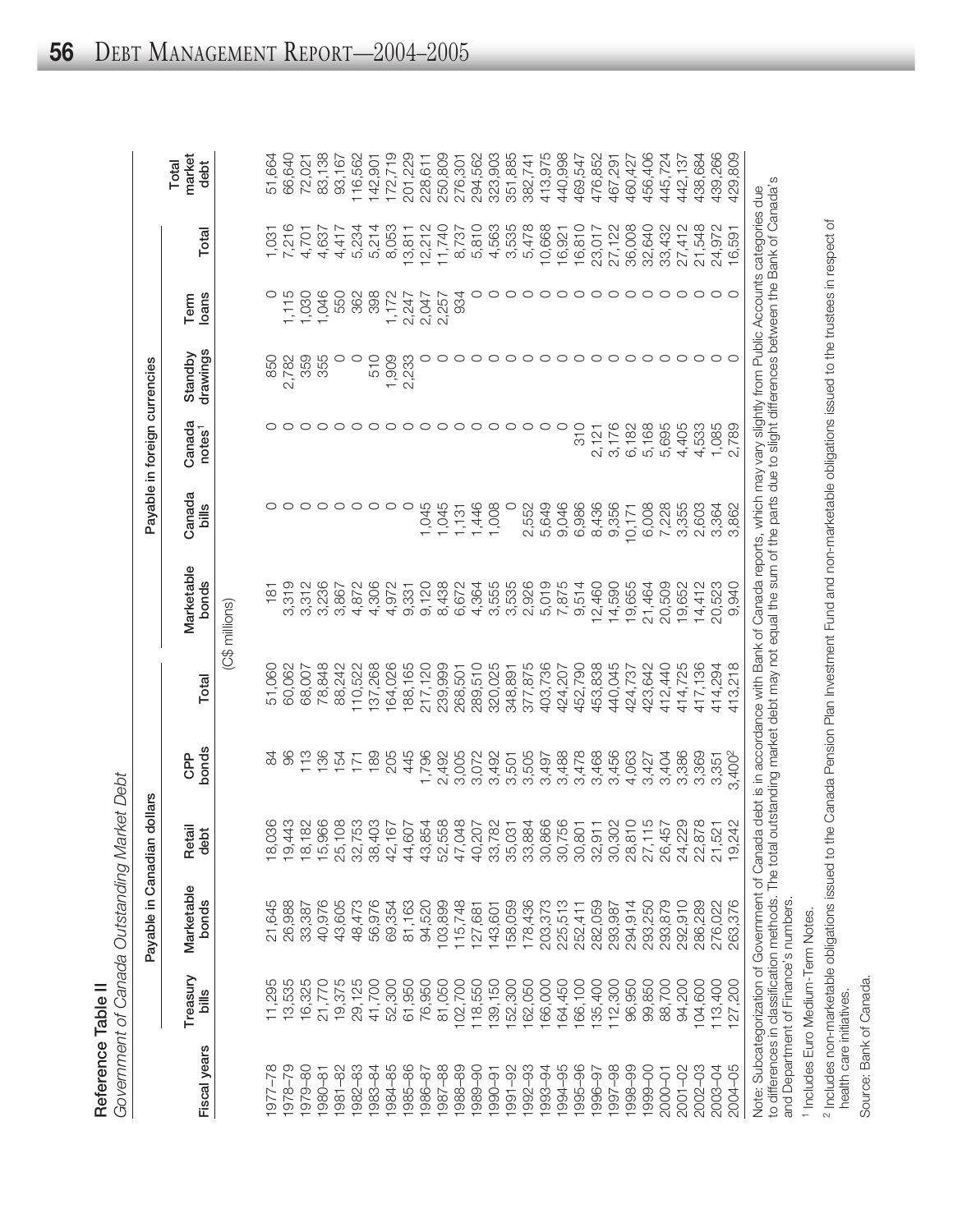**Reference Table II**

*Government of Canada Outstanding Market Debt*

| Fiscal years | Payable in Canadian dollars | | | | | Payable in foreign currencies | | | | | | Total market debt |
|---|---|---|---|---|---|---|---|---|---|---|---|---|
| | Treasury bills | Marketable bonds | Retail debt | CPP bonds | Total | Marketable bonds | Canada bills | Canada notes[1] | Standby drawings | Term loans | Total | |
| | (C$ millions) | | | | | | | | | | | |
| 1977–78 | 11,295 | 21,645 | 18,036 | 84 | 51,060 | 181 | 0 | 0 | 850 | 0 | 1,031 | 51,664 |
| 1978–79 | 13,535 | 26,988 | 19,443 | 96 | 60,062 | 3,319 | 0 | 0 | 2,782 | 1,115 | 7,216 | 66,640 |
| 1979–80 | 16,325 | 33,387 | 18,182 | 113 | 68,007 | 3,312 | 0 | 0 | 359 | 1,030 | 4,701 | 72,021 |
| 1980–81 | 21,770 | 40,976 | 15,966 | 136 | 78,848 | 3,236 | 0 | 0 | 355 | 1,046 | 4,637 | 83,138 |
| 1981–82 | 19,375 | 43,605 | 25,108 | 154 | 88,242 | 3,867 | 0 | 0 | 0 | 550 | 4,417 | 93,167 |
| 1982–83 | 29,125 | 48,473 | 32,753 | 171 | 110,522 | 4,872 | 0 | 0 | 0 | 362 | 5,234 | 116,562 |
| 1983–84 | 41,700 | 56,976 | 38,403 | 189 | 137,268 | 4,306 | 0 | 0 | 510 | 398 | 5,214 | 142,901 |
| 1984–85 | 52,300 | 69,354 | 42,167 | 205 | 164,026 | 4,972 | 0 | 0 | 1,909 | 1,172 | 8,053 | 172,719 |
| 1985–86 | 61,950 | 81,163 | 44,607 | 445 | 188,165 | 9,331 | 0 | 0 | 2,233 | 2,247 | 13,811 | 201,229 |
| 1986–87 | 76,950 | 94,520 | 43,854 | 1,796 | 217,120 | 9,120 | 1,045 | 0 | 0 | 2,047 | 12,212 | 228,611 |
| 1987–88 | 81,050 | 103,899 | 52,558 | 2,492 | 239,999 | 8,438 | 1,045 | 0 | 0 | 2,257 | 11,740 | 250,809 |
| 1988–89 | 102,700 | 115,748 | 47,048 | 3,005 | 268,501 | 6,672 | 1,131 | 0 | 0 | 934 | 8,737 | 276,301 |
| 1989–90 | 118,550 | 127,681 | 40,207 | 3,072 | 289,510 | 4,364 | 1,446 | 0 | 0 | 0 | 5,810 | 294,562 |
| 1990–91 | 139,150 | 143,601 | 33,782 | 3,492 | 320,025 | 3,555 | 1,008 | 0 | 0 | 0 | 4,563 | 323,903 |
| 1991–92 | 152,300 | 158,059 | 35,031 | 3,501 | 348,891 | 3,535 | 0 | 0 | 0 | 0 | 3,535 | 351,885 |
| 1992–93 | 162,050 | 178,436 | 33,884 | 3,505 | 377,875 | 2,926 | 2,552 | 0 | 0 | 0 | 5,478 | 382,741 |
| 1993–94 | 166,000 | 203,373 | 30,866 | 3,497 | 403,736 | 5,019 | 5,649 | 0 | 0 | 0 | 10,668 | 413,975 |
| 1994–95 | 164,450 | 225,513 | 30,756 | 3,488 | 424,207 | 7,875 | 9,046 | 0 | 0 | 0 | 16,921 | 440,998 |
| 1995–96 | 166,100 | 252,411 | 30,801 | 3,478 | 452,790 | 9,514 | 6,986 | 310 | 0 | 0 | 16,810 | 469,547 |
| 1996–97 | 135,400 | 282,059 | 32,911 | 3,468 | 453,838 | 12,460 | 8,436 | 2,121 | 0 | 0 | 23,017 | 476,852 |
| 1997–98 | 112,300 | 293,987 | 30,302 | 3,456 | 440,045 | 14,590 | 9,356 | 3,176 | 0 | 0 | 27,122 | 467,291 |
| 1998–99 | 96,950 | 294,914 | 28,810 | 4,063 | 424,737 | 19,655 | 10,171 | 6,182 | 0 | 0 | 36,008 | 460,427 |
| 1999–00 | 99,850 | 293,250 | 27,115 | 3,427 | 423,642 | 21,464 | 6,008 | 5,168 | 0 | 0 | 32,640 | 456,406 |
| 2000–01 | 88,700 | 293,879 | 26,457 | 3,404 | 412,440 | 20,509 | 7,228 | 5,695 | 0 | 0 | 33,432 | 445,724 |
| 2001–02 | 94,200 | 292,910 | 24,229 | 3,386 | 414,725 | 19,652 | 3,355 | 4,405 | 0 | 0 | 27,412 | 442,137 |
| 2002–03 | 104,600 | 286,289 | 22,878 | 3,369 | 417,136 | 14,412 | 2,603 | 4,533 | 0 | 0 | 21,548 | 438,684 |
| 2003–04 | 113,400 | 276,022 | 21,521 | 3,351 | 414,294 | 20,523 | 3,364 | 1,085 | 0 | 0 | 24,972 | 439,266 |
| 2004–05 | 127,200 | 263,376 | 19,242 | 3,400[2] | 413,218 | 9,940 | 3,862 | 2,789 | 0 | 0 | 16,591 | 429,809 |

Note: Subcategorization of Government of Canada debt is in accordance with Bank of Canada reports, which may vary slightly from Public Accounts categories due to differences in classification methods. The total outstanding market debt may not equal the sum of the parts due to slight differences between the Bank of Canada's and Department of Finance's numbers.

[1] Includes Euro Medium-Term Notes.

[2] Includes non-marketable obligations issued to the Canada Pension Plan Investment Fund and non-marketable obligations issued to the trustees in respect of health care initiatives.

Source: Bank of Canada.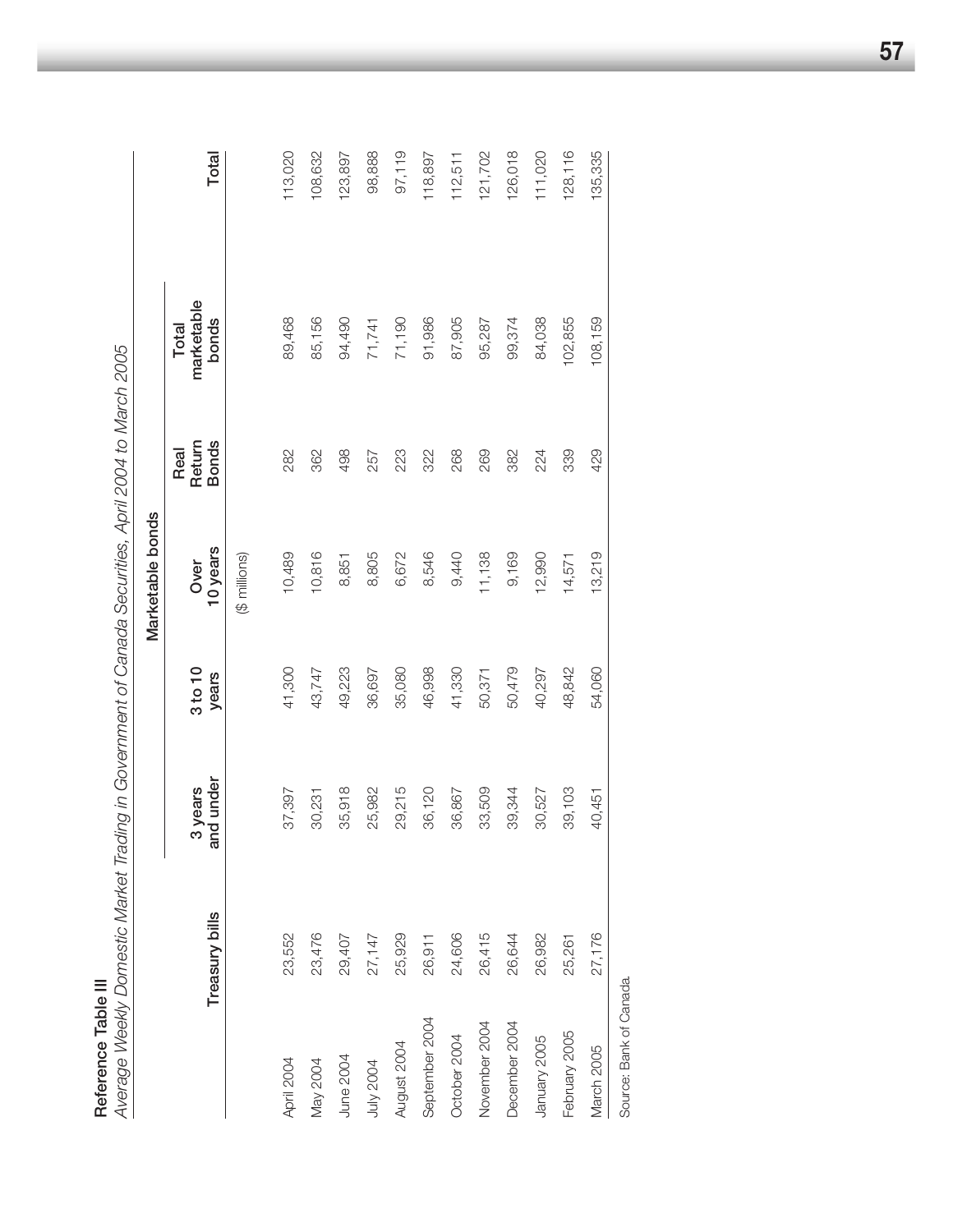**Reference Table III**

*Average Weekly Domestic Market Trading in Government of Canada Securities, April 2004 to March 2005*

| | Treasury bills | Marketable bonds | | | | | Total |
|---|---|---|---|---|---|---|---|
| | | 3 years and under | 3 to 10 years | Over 10 years | Real Return Bonds | Total marketable bonds | |
| | | | | ($ millions) | | | |
| April 2004 | 23,552 | 37,397 | 41,300 | 10,489 | 282 | 89,468 | 113,020 |
| May 2004 | 23,476 | 30,231 | 43,747 | 10,816 | 362 | 85,156 | 108,632 |
| June 2004 | 29,407 | 35,918 | 49,223 | 8,851 | 498 | 94,490 | 123,897 |
| July 2004 | 27,147 | 25,982 | 36,697 | 8,805 | 257 | 71,741 | 98,888 |
| August 2004 | 25,929 | 29,215 | 35,080 | 6,672 | 223 | 71,190 | 97,119 |
| September 2004 | 26,911 | 36,120 | 46,998 | 8,546 | 322 | 91,986 | 118,897 |
| October 2004 | 24,606 | 36,867 | 41,330 | 9,440 | 268 | 87,905 | 112,511 |
| November 2004 | 26,415 | 33,509 | 50,371 | 11,138 | 269 | 95,287 | 121,702 |
| December 2004 | 26,644 | 39,344 | 50,479 | 9,169 | 382 | 99,374 | 126,018 |
| January 2005 | 26,982 | 30,527 | 40,297 | 12,990 | 224 | 84,038 | 111,020 |
| February 2005 | 25,261 | 39,103 | 48,842 | 14,571 | 339 | 102,855 | 128,116 |
| March 2005 | 27,176 | 40,451 | 54,060 | 13,219 | 429 | 108,159 | 135,335 |

Source: Bank of Canada.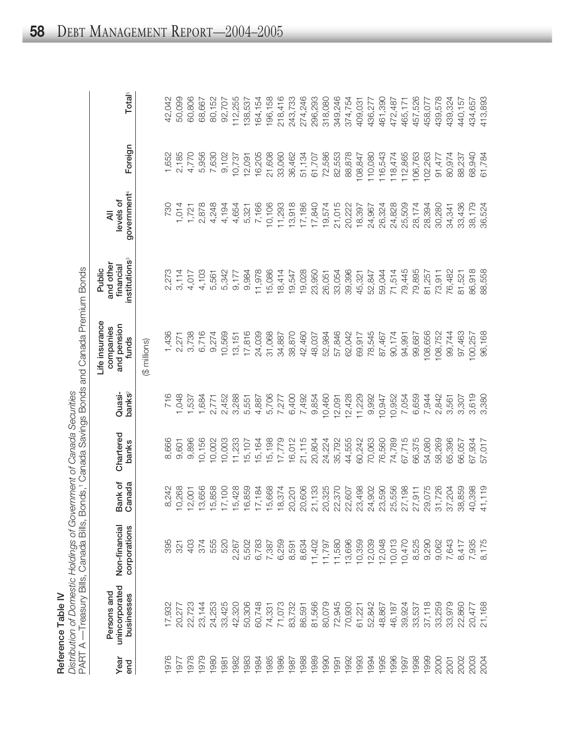**Reference Table IV**

*Distribution of Domestic Holdings of Government of Canada Securities*

PART A —Treasury Bills, Canada Bills, Bonds,[1] Canada Savings Bonds and Canada Premium Bonds

| Year end | Persons and unincorporated businesses | Non-financial corporations | Bank of Canada | Chartered banks | Quasi-banks[2] | Life insurance companies and pension funds | Public and other financial institutions[3] | All levels of government[4] | Foreign | Total[5] |
|---|---|---|---|---|---|---|---|---|---|---|
| | | | | | | ($ millions) | | | | |
| 1976 | 17,932 | 395 | 8,242 | 8,666 | 716 | 1,436 | 2,273 | 730 | 1,652 | 42,042 |
| 1977 | 20,277 | 321 | 10,268 | 9,601 | 1,048 | 2,271 | 3,114 | 1,014 | 2,185 | 50,099 |
| 1978 | 22,723 | 403 | 12,001 | 9,896 | 1,537 | 3,738 | 4,017 | 1,721 | 4,770 | 60,806 |
| 1979 | 23,144 | 374 | 13,656 | 10,156 | 1,684 | 6,716 | 4,103 | 2,878 | 5,956 | 68,667 |
| 1980 | 24,253 | 555 | 15,858 | 10,002 | 2,771 | 9,274 | 5,561 | 4,248 | 7,630 | 80,152 |
| 1981 | 33,425 | 520 | 17,100 | 10,003 | 2,452 | 10,569 | 5,342 | 4,194 | 9,102 | 92,707 |
| 1982 | 42,320 | 2,267 | 15,428 | 11,233 | 3,288 | 13,151 | 9,177 | 4,654 | 10,737 | 112,255 |
| 1983 | 50,306 | 5,502 | 16,859 | 15,107 | 5,551 | 17,816 | 9,984 | 5,321 | 12,091 | 138,537 |
| 1984 | 60,748 | 6,783 | 17,184 | 15,164 | 4,887 | 24,039 | 11,978 | 7,166 | 16,205 | 164,154 |
| 1985 | 74,331 | 7,387 | 15,668 | 15,198 | 5,706 | 31,068 | 15,086 | 10,106 | 21,608 | 196,158 |
| 1986 | 71,073 | 6,259 | 18,374 | 17,779 | 7,277 | 34,887 | 18,414 | 11,293 | 33,060 | 218,416 |
| 1987 | 83,732 | 8,591 | 20,201 | 16,012 | 6,400 | 38,870 | 19,547 | 13,918 | 36,462 | 243,733 |
| 1988 | 86,591 | 8,634 | 20,606 | 21,115 | 7,492 | 42,460 | 19,028 | 17,186 | 51,134 | 274,246 |
| 1989 | 81,566 | 11,402 | 21,133 | 20,804 | 9,854 | 48,037 | 23,950 | 17,840 | 61,707 | 296,293 |
| 1990 | 80,079 | 11,797 | 20,325 | 24,224 | 10,460 | 52,984 | 26,051 | 19,574 | 72,586 | 318,080 |
| 1991 | 72,945 | 11,580 | 22,370 | 35,792 | 12,091 | 57,846 | 33,054 | 21,015 | 82,553 | 349,246 |
| 1992 | 70,930 | 13,696 | 22,607 | 44,555 | 12,428 | 62,042 | 39,396 | 20,222 | 88,878 | 374,754 |
| 1993 | 61,221 | 10,359 | 23,498 | 60,242 | 11,229 | 69,917 | 45,321 | 18,397 | 108,847 | 409,031 |
| 1994 | 52,842 | 12,039 | 24,902 | 70,063 | 9,992 | 78,545 | 52,847 | 24,967 | 110,080 | 436,277 |
| 1995 | 48,867 | 12,048 | 23,590 | 76,560 | 10,947 | 87,467 | 59,044 | 26,324 | 116,543 | 461,390 |
| 1996 | 46,187 | 10,013 | 25,556 | 74,789 | 10,952 | 90,174 | 71,514 | 24,828 | 118,474 | 472,487 |
| 1997 | 39,924 | 10,470 | 27,198 | 67,715 | 7,054 | 94,991 | 79,445 | 25,509 | 112,865 | 465,171 |
| 1998 | 33,537 | 8,525 | 27,911 | 66,375 | 6,659 | 99,687 | 79,895 | 28,174 | 106,763 | 457,526 |
| 1999 | 37,118 | 9,290 | 29,075 | 54,080 | 7,944 | 108,656 | 81,257 | 28,394 | 102,263 | 458,077 |
| 2000 | 33,259 | 9,062 | 31,726 | 58,269 | 2,842 | 108,752 | 73,911 | 30,280 | 91,477 | 439,578 |
| 2001 | 33,979 | 7,643 | 37,204 | 65,396 | 3,561 | 99,744 | 76,482 | 34,341 | 80,974 | 439,324 |
| 2002 | 22,860 | 8,417 | 38,859 | 66,057 | 3,307 | 97,463 | 81,521 | 33,436 | 88,237 | 440,157 |
| 2003 | 20,477 | 7,935 | 40,398 | 67,934 | 3,619 | 100,257 | 86,918 | 38,179 | 68,940 | 434,657 |
| 2004 | 21,168 | 8,175 | 41,119 | 57,017 | 3,380 | 96,168 | 88,558 | 36,524 | 61,784 | 413,893 |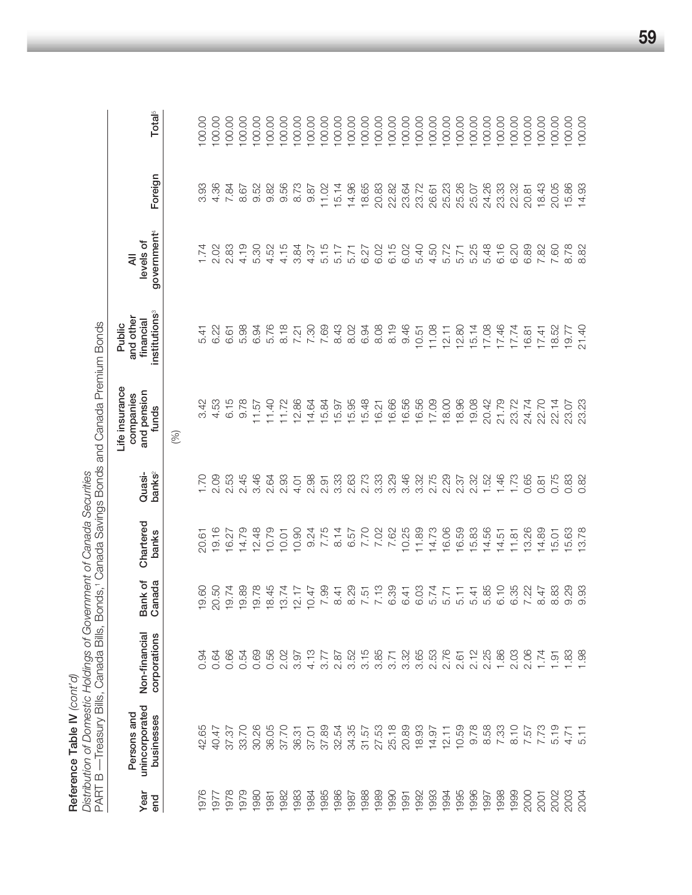**Reference Table IV** *(cont'd)*

*Distribution of Domestic Holdings of Government of Canada Securities*

PART B —Treasury Bills, Canada Bills, Bonds,[1] Canada Savings Bonds and Canada Premium Bonds

| Year end | Persons and unincorporated businesses | Non-financial corporations | Bank of Canada | Chartered banks | Quasi-banks[2] | Life insurance companies and pension funds | Public and other financial institutions[3] | All levels of government[4] | Foreign | Total[5] |
|---|---|---|---|---|---|---|---|---|---|---|
| | | | | | | (%) | | | | |
| 1976 | 42.65 | 0.94 | 19.60 | 20.61 | 1.70 | 3.42 | 5.41 | 1.74 | 3.93 | 100.00 |
| 1977 | 40.47 | 0.64 | 20.50 | 19.16 | 2.09 | 4.53 | 6.22 | 2.02 | 4.36 | 100.00 |
| 1978 | 37.37 | 0.66 | 19.74 | 16.27 | 2.53 | 6.15 | 6.61 | 2.83 | 7.84 | 100.00 |
| 1979 | 33.70 | 0.54 | 19.89 | 14.79 | 2.45 | 9.78 | 5.98 | 4.19 | 8.67 | 100.00 |
| 1980 | 30.26 | 0.69 | 19.78 | 12.48 | 3.46 | 11.57 | 6.94 | 5.30 | 9.52 | 100.00 |
| 1981 | 36.05 | 0.56 | 18.45 | 10.79 | 2.64 | 11.40 | 5.76 | 4.52 | 9.82 | 100.00 |
| 1982 | 37.70 | 2.02 | 13.74 | 10.01 | 2.93 | 11.72 | 8.18 | 4.15 | 9.56 | 100.00 |
| 1983 | 36.31 | 3.97 | 12.17 | 10.90 | 4.01 | 12.86 | 7.21 | 3.84 | 8.73 | 100.00 |
| 1984 | 37.01 | 4.13 | 10.47 | 9.24 | 2.98 | 14.64 | 7.30 | 4.37 | 9.87 | 100.00 |
| 1985 | 37.89 | 3.77 | 7.99 | 7.75 | 2.91 | 15.84 | 7.69 | 5.15 | 11.02 | 100.00 |
| 1986 | 32.54 | 2.87 | 8.41 | 8.14 | 3.33 | 15.97 | 8.43 | 5.17 | 15.14 | 100.00 |
| 1987 | 34.35 | 3.52 | 8.29 | 6.57 | 2.63 | 15.95 | 8.02 | 5.71 | 14.96 | 100.00 |
| 1988 | 31.57 | 3.15 | 7.51 | 7.70 | 2.73 | 15.48 | 6.94 | 6.27 | 18.65 | 100.00 |
| 1989 | 27.53 | 3.85 | 7.13 | 7.02 | 3.33 | 16.21 | 8.08 | 6.02 | 20.83 | 100.00 |
| 1990 | 25.18 | 3.71 | 6.39 | 7.62 | 3.29 | 16.66 | 8.19 | 6.15 | 22.82 | 100.00 |
| 1991 | 20.89 | 3.32 | 6.41 | 10.25 | 3.46 | 16.56 | 9.46 | 6.02 | 23.64 | 100.00 |
| 1992 | 18.93 | 3.65 | 6.03 | 11.89 | 3.32 | 16.56 | 10.51 | 5.40 | 23.72 | 100.00 |
| 1993 | 14.97 | 2.53 | 5.74 | 14.73 | 2.75 | 17.09 | 11.08 | 4.50 | 26.61 | 100.00 |
| 1994 | 12.11 | 2.76 | 5.71 | 16.06 | 2.29 | 18.00 | 12.11 | 5.72 | 25.23 | 100.00 |
| 1995 | 10.59 | 2.61 | 5.11 | 16.59 | 2.37 | 18.96 | 12.80 | 5.71 | 25.26 | 100.00 |
| 1996 | 9.78 | 2.12 | 5.41 | 15.83 | 2.32 | 19.08 | 15.14 | 5.25 | 25.07 | 100.00 |
| 1997 | 8.58 | 2.25 | 5.85 | 14.56 | 1.52 | 20.42 | 17.08 | 5.48 | 24.26 | 100.00 |
| 1998 | 7.33 | 1.86 | 6.10 | 14.51 | 1.46 | 21.79 | 17.46 | 6.16 | 23.33 | 100.00 |
| 1999 | 8.10 | 2.03 | 6.35 | 11.81 | 1.73 | 23.72 | 17.74 | 6.20 | 22.32 | 100.00 |
| 2000 | 7.57 | 2.06 | 7.22 | 13.26 | 0.65 | 24.74 | 16.81 | 6.89 | 20.81 | 100.00 |
| 2001 | 7.73 | 1.74 | 8.47 | 14.89 | 0.81 | 22.70 | 17.41 | 7.82 | 18.43 | 100.00 |
| 2002 | 5.19 | 1.91 | 8.83 | 15.01 | 0.75 | 22.14 | 18.52 | 7.60 | 20.05 | 100.00 |
| 2003 | 4.71 | 1.83 | 9.29 | 15.63 | 0.83 | 23.07 | 19.77 | 8.78 | 15.86 | 100.00 |
| 2004 | 5.11 | 1.98 | 9.93 | 13.78 | 0.82 | 23.23 | 21.40 | 8.82 | 14.93 | 100.00 |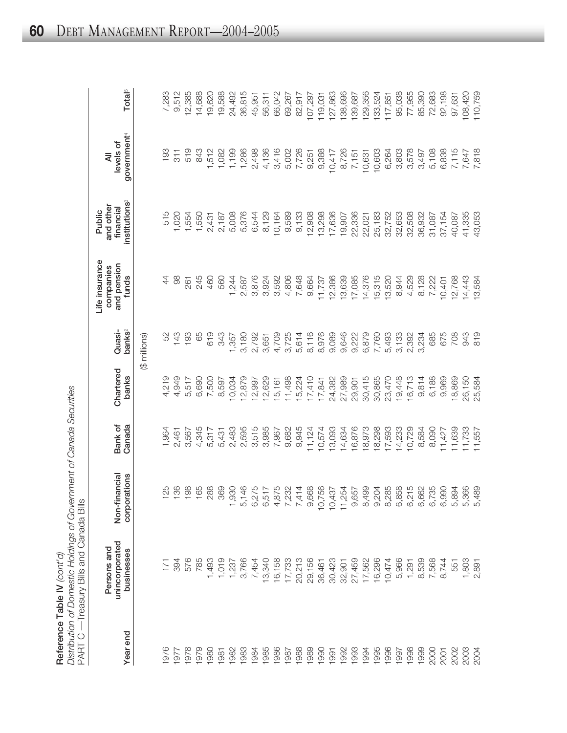**Reference Table IV** *(cont'd)*

*Distribution of Domestic Holdings of Government of Canada Securities*

PART C —Treasury Bills and Canada Bills

| Year end | Persons and unincorporated businesses | Non-financial corporations | Bank of Canada | Chartered banks | Quasi-banks[2] | Life insurance companies and pension funds | Public and other financial institutions[3] | All levels of government[4] | Total[5] |
|---|---|---|---|---|---|---|---|---|---|
| | | | | ($ millions) | | | | | |
| 1976 | 171 | 125 | 1,964 | 4,219 | 52 | 44 | 515 | 193 | 7,283 |
| 1977 | 394 | 136 | 2,461 | 4,949 | 143 | 98 | 1,020 | 311 | 9,512 |
| 1978 | 576 | 198 | 3,567 | 5,517 | 193 | 261 | 1,554 | 519 | 12,385 |
| 1979 | 785 | 165 | 4,345 | 6,690 | 65 | 245 | 1,550 | 843 | 14,688 |
| 1980 | 1,493 | 288 | 5,317 | 7,500 | 619 | 460 | 2,431 | 1,512 | 19,620 |
| 1981 | 1,019 | 369 | 5,431 | 8,597 | 343 | 560 | 2,187 | 1,082 | 19,588 |
| 1982 | 1,237 | 1,930 | 2,483 | 10,034 | 1,357 | 1,244 | 5,008 | 1,199 | 24,492 |
| 1983 | 3,766 | 5,146 | 2,595 | 12,879 | 3,180 | 2,587 | 5,376 | 1,286 | 36,815 |
| 1984 | 7,454 | 6,275 | 3,515 | 12,997 | 2,792 | 3,876 | 6,544 | 2,498 | 45,951 |
| 1985 | 13,340 | 6,517 | 3,985 | 12,629 | 3,651 | 3,924 | 8,129 | 4,136 | 56,311 |
| 1986 | 16,158 | 4,875 | 7,967 | 15,161 | 4,709 | 3,592 | 10,164 | 3,416 | 66,042 |
| 1987 | 17,733 | 7,232 | 9,682 | 11,498 | 3,725 | 4,806 | 9,589 | 5,002 | 69,267 |
| 1988 | 20,213 | 7,414 | 9,945 | 15,224 | 5,614 | 7,648 | 9,133 | 7,726 | 82,917 |
| 1989 | 29,156 | 9,668 | 11,124 | 17,410 | 8,116 | 9,664 | 12,908 | 9,251 | 107,297 |
| 1990 | 36,461 | 10,756 | 10,574 | 17,841 | 8,976 | 11,737 | 13,298 | 9,388 | 119,031 |
| 1991 | 30,423 | 10,437 | 13,093 | 24,382 | 9,089 | 12,386 | 17,636 | 10,417 | 127,863 |
| 1992 | 32,901 | 11,254 | 14,634 | 27,989 | 9,646 | 13,639 | 19,907 | 8,726 | 138,696 |
| 1993 | 27,459 | 9,657 | 16,876 | 29,901 | 9,222 | 17,085 | 22,336 | 7,151 | 139,687 |
| 1994 | 17,562 | 8,499 | 18,973 | 30,415 | 6,879 | 14,376 | 22,021 | 10,631 | 129,356 |
| 1995 | 16,296 | 9,204 | 18,298 | 30,865 | 7,760 | 15,315 | 25,183 | 10,603 | 133,524 |
| 1996 | 10,474 | 8,285 | 17,593 | 23,470 | 5,493 | 13,520 | 32,752 | 6,264 | 117,851 |
| 1997 | 5,966 | 6,858 | 14,233 | 19,448 | 3,133 | 8,944 | 32,653 | 3,803 | 95,038 |
| 1998 | 1,291 | 6,215 | 10,729 | 16,713 | 2,392 | 4,529 | 32,508 | 3,578 | 77,955 |
| 1999 | 8,539 | 6,662 | 8,584 | 9,814 | 3,234 | 8,128 | 36,932 | 3,497 | 85,390 |
| 2000 | 7,568 | 6,735 | 8,090 | 6,188 | 685 | 7,222 | 31,087 | 5,108 | 72,683 |
| 2001 | 8,744 | 6,990 | 11,427 | 9,969 | 675 | 10,401 | 37,154 | 6,838 | 92,198 |
| 2002 | 551 | 5,894 | 11,639 | 18,869 | 708 | 12,768 | 40,087 | 7,115 | 97,631 |
| 2003 | 1,803 | 5,366 | 11,733 | 26,150 | 943 | 14,443 | 41,335 | 7,647 | 108,420 |
| 2004 | 2,891 | 5,489 | 11,557 | 25,584 | 819 | 13,584 | 43,053 | 7,818 | 110,759 |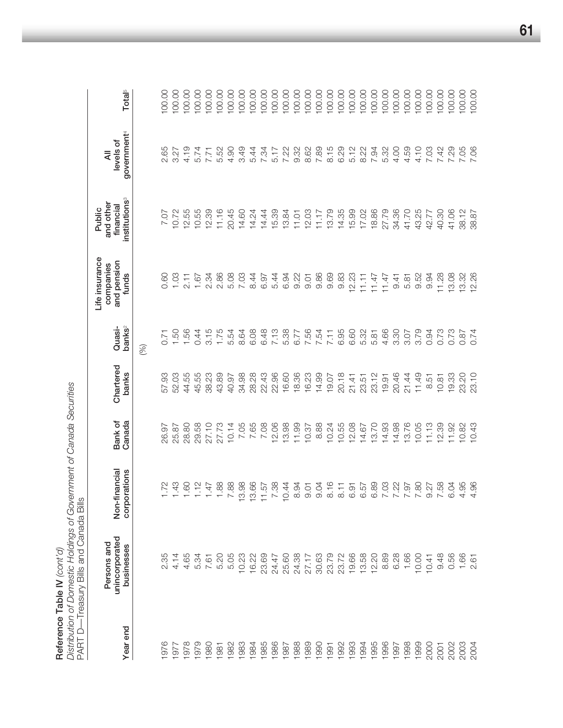**Reference Table IV** *(cont'd)*

*Distribution of Domestic Holdings of Government of Canada Securities*

PART D—Treasury Bills and Canada Bills

| Year end | Persons and unincorporated businesses | Non-financial corporations | Bank of Canada | Chartered banks | Quasi-banks[2] | Life insurance companies and pension funds | Public and other financial institutions[3] | All levels of government[4] | Total[5] |
|---|---|---|---|---|---|---|---|---|---|
| | | | | | (%) | | | | |
| 1976 | 2.35 | 1.72 | 26.97 | 57.93 | 0.71 | 0.60 | 7.07 | 2.65 | 100.00 |
| 1977 | 4.14 | 1.43 | 25.87 | 52.03 | 1.50 | 1.03 | 10.72 | 3.27 | 100.00 |
| 1978 | 4.65 | 1.60 | 28.80 | 44.55 | 1.56 | 2.11 | 12.55 | 4.19 | 100.00 |
| 1979 | 5.34 | 1.12 | 29.58 | 45.55 | 0.44 | 1.67 | 10.55 | 5.74 | 100.00 |
| 1980 | 7.61 | 1.47 | 27.10 | 38.23 | 3.15 | 2.34 | 12.39 | 7.71 | 100.00 |
| 1981 | 5.20 | 1.88 | 27.73 | 43.89 | 1.75 | 2.86 | 11.16 | 5.52 | 100.00 |
| 1982 | 5.05 | 7.88 | 10.14 | 40.97 | 5.54 | 5.08 | 20.45 | 4.90 | 100.00 |
| 1983 | 10.23 | 13.98 | 7.05 | 34.98 | 8.64 | 7.03 | 14.60 | 3.49 | 100.00 |
| 1984 | 16.22 | 13.66 | 7.65 | 28.28 | 6.08 | 8.44 | 14.24 | 5.44 | 100.00 |
| 1985 | 23.69 | 11.57 | 7.08 | 22.43 | 6.48 | 6.97 | 14.44 | 7.34 | 100.00 |
| 1986 | 24.47 | 7.38 | 12.06 | 22.96 | 7.13 | 5.44 | 15.39 | 5.17 | 100.00 |
| 1987 | 25.60 | 10.44 | 13.98 | 16.60 | 5.38 | 6.94 | 13.84 | 7.22 | 100.00 |
| 1988 | 24.38 | 8.94 | 11.99 | 18.36 | 6.77 | 9.22 | 11.01 | 9.32 | 100.00 |
| 1989 | 27.17 | 9.01 | 10.37 | 16.23 | 7.56 | 9.01 | 12.03 | 8.62 | 100.00 |
| 1990 | 30.63 | 9.04 | 8.88 | 14.99 | 7.54 | 9.86 | 11.17 | 7.89 | 100.00 |
| 1991 | 23.79 | 8.16 | 10.24 | 19.07 | 7.11 | 9.69 | 13.79 | 8.15 | 100.00 |
| 1992 | 23.72 | 8.11 | 10.55 | 20.18 | 6.95 | 9.83 | 14.35 | 6.29 | 100.00 |
| 1993 | 19.66 | 6.91 | 12.08 | 21.41 | 6.60 | 12.23 | 15.99 | 5.12 | 100.00 |
| 1994 | 13.58 | 6.57 | 14.67 | 23.51 | 5.32 | 11.11 | 17.02 | 8.22 | 100.00 |
| 1995 | 12.20 | 6.89 | 13.70 | 23.12 | 5.81 | 11.47 | 18.86 | 7.94 | 100.00 |
| 1996 | 8.89 | 7.03 | 14.93 | 19.91 | 4.66 | 11.47 | 27.79 | 5.32 | 100.00 |
| 1997 | 6.28 | 7.22 | 14.98 | 20.46 | 3.30 | 9.41 | 34.36 | 4.00 | 100.00 |
| 1998 | 1.66 | 7.97 | 13.76 | 21.44 | 3.07 | 5.81 | 41.70 | 4.59 | 100.00 |
| 1999 | 10.00 | 7.80 | 10.05 | 11.49 | 3.79 | 9.52 | 43.25 | 4.10 | 100.00 |
| 2000 | 10.41 | 9.27 | 11.13 | 8.51 | 0.94 | 9.94 | 42.77 | 7.03 | 100.00 |
| 2001 | 9.48 | 7.58 | 12.39 | 10.81 | 0.73 | 11.28 | 40.30 | 7.42 | 100.00 |
| 2002 | 0.56 | 6.04 | 11.92 | 19.33 | 0.73 | 13.08 | 41.06 | 7.29 | 100.00 |
| 2003 | 1.66 | 4.95 | 10.82 | 23.20 | 0.87 | 13.32 | 38.12 | 7.05 | 100.00 |
| 2004 | 2.61 | 4.96 | 10.43 | 23.10 | 0.74 | 12.26 | 38.87 | 7.06 | 100.00 |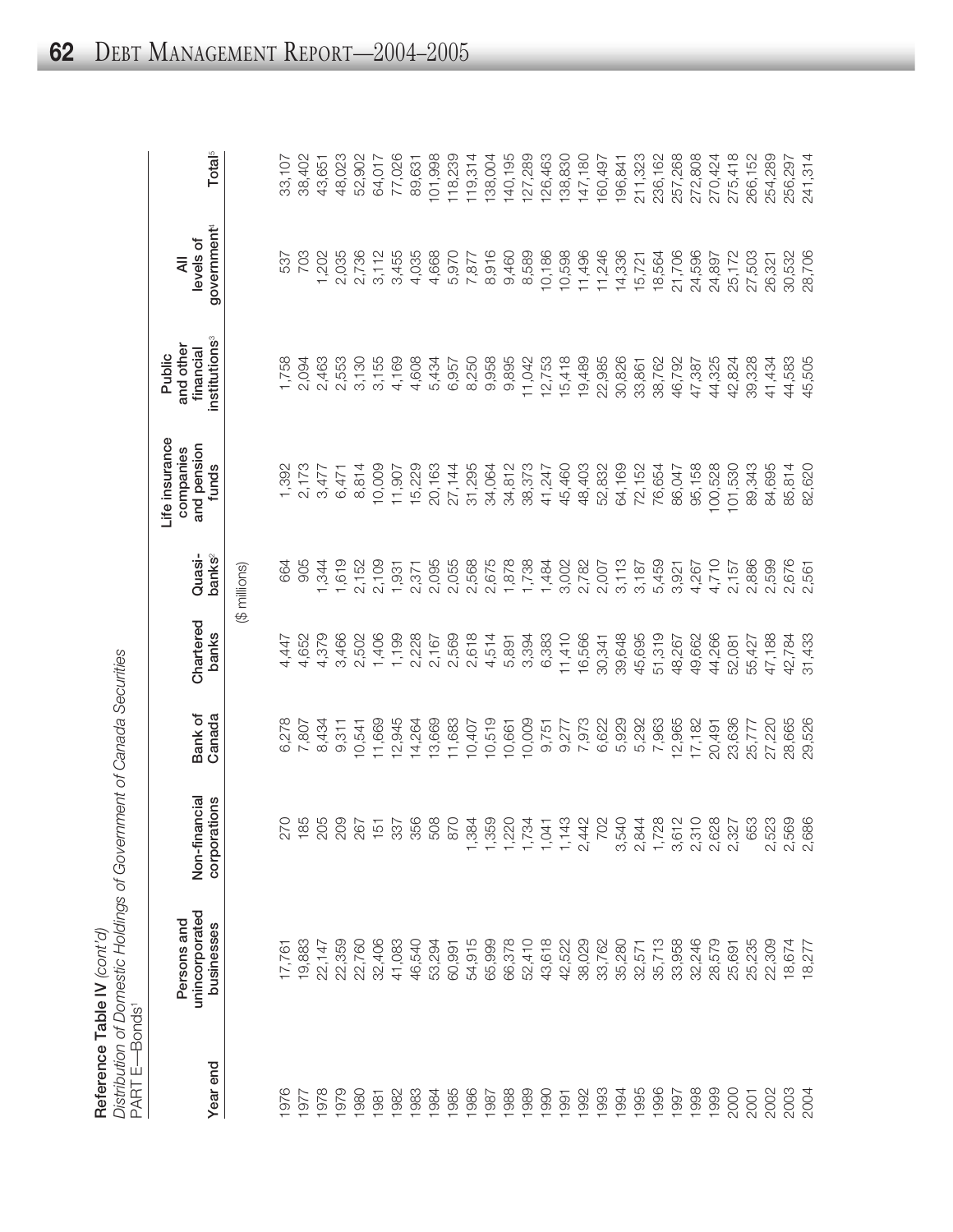**Reference Table IV** *(cont'd)*

*Distribution of Domestic Holdings of Government of Canada Securities*

PART E—Bonds[1]

| Year end | Persons and unincorporated businesses | Non-financial corporations | Bank of Canada | Chartered banks | Quasi-banks[2] | Life insurance companies and pension funds | Public and other financial institutions[3] | All levels of government[4] | Total[5] |
|---|---|---|---|---|---|---|---|---|---|
| | | | | ($ millions) | | | | | |
| 1976 | 17,761 | 270 | 6,278 | 4,447 | 664 | 1,392 | 1,758 | 537 | 33,107 |
| 1977 | 19,883 | 185 | 7,807 | 4,652 | 905 | 2,173 | 2,094 | 703 | 38,402 |
| 1978 | 22,147 | 205 | 8,434 | 4,379 | 1,344 | 3,477 | 2,463 | 1,202 | 43,651 |
| 1979 | 22,359 | 209 | 9,311 | 3,466 | 1,619 | 6,471 | 2,553 | 2,035 | 48,023 |
| 1980 | 22,760 | 267 | 10,541 | 2,502 | 2,152 | 8,814 | 3,130 | 2,736 | 52,902 |
| 1981 | 32,406 | 151 | 11,669 | 1,406 | 2,109 | 10,009 | 3,155 | 3,112 | 64,017 |
| 1982 | 41,083 | 337 | 12,945 | 1,199 | 1,931 | 11,907 | 4,169 | 3,455 | 77,026 |
| 1983 | 46,540 | 356 | 14,264 | 2,228 | 2,371 | 15,229 | 4,608 | 4,035 | 89,631 |
| 1984 | 53,294 | 508 | 13,669 | 2,167 | 2,095 | 20,163 | 5,434 | 4,668 | 101,998 |
| 1985 | 60,991 | 870 | 11,683 | 2,569 | 2,055 | 27,144 | 6,957 | 5,970 | 118,239 |
| 1986 | 54,915 | 1,384 | 10,407 | 2,618 | 2,568 | 31,295 | 8,250 | 7,877 | 119,314 |
| 1987 | 65,999 | 1,359 | 10,519 | 4,514 | 2,675 | 34,064 | 9,958 | 8,916 | 138,004 |
| 1988 | 66,378 | 1,220 | 10,661 | 5,891 | 1,878 | 34,812 | 9,895 | 9,460 | 140,195 |
| 1989 | 52,410 | 1,734 | 10,009 | 3,394 | 1,738 | 38,373 | 11,042 | 8,589 | 127,289 |
| 1990 | 43,618 | 1,041 | 9,751 | 6,383 | 1,484 | 41,247 | 12,753 | 10,186 | 126,463 |
| 1991 | 42,522 | 1,143 | 9,277 | 11,410 | 3,002 | 45,460 | 15,418 | 10,598 | 138,830 |
| 1992 | 38,029 | 2,442 | 7,973 | 16,566 | 2,782 | 48,403 | 19,489 | 11,496 | 147,180 |
| 1993 | 33,762 | 702 | 6,622 | 30,341 | 2,007 | 52,832 | 22,985 | 11,246 | 160,497 |
| 1994 | 35,280 | 3,540 | 5,929 | 39,648 | 3,113 | 64,169 | 30,826 | 14,336 | 196,841 |
| 1995 | 32,571 | 2,844 | 5,292 | 45,695 | 3,187 | 72,152 | 33,861 | 15,721 | 211,323 |
| 1996 | 35,713 | 1,728 | 7,963 | 51,319 | 5,459 | 76,654 | 38,762 | 18,564 | 236,162 |
| 1997 | 33,958 | 3,612 | 12,965 | 48,267 | 3,921 | 86,047 | 46,792 | 21,706 | 257,268 |
| 1998 | 32,246 | 2,310 | 17,182 | 49,662 | 4,267 | 95,158 | 47,387 | 24,596 | 272,808 |
| 1999 | 28,579 | 2,628 | 20,491 | 44,266 | 4,710 | 100,528 | 44,325 | 24,897 | 270,424 |
| 2000 | 25,691 | 2,327 | 23,636 | 52,081 | 2,157 | 101,530 | 42,824 | 25,172 | 275,418 |
| 2001 | 25,235 | 653 | 25,777 | 55,427 | 2,886 | 89,343 | 39,328 | 27,503 | 266,152 |
| 2002 | 22,309 | 2,523 | 27,220 | 47,188 | 2,599 | 84,695 | 41,434 | 26,321 | 254,289 |
| 2003 | 18,674 | 2,569 | 28,665 | 42,784 | 2,676 | 85,814 | 44,583 | 30,532 | 256,297 |
| 2004 | 18,277 | 2,686 | 29,526 | 31,433 | 2,561 | 82,620 | 45,505 | 28,706 | 241,314 |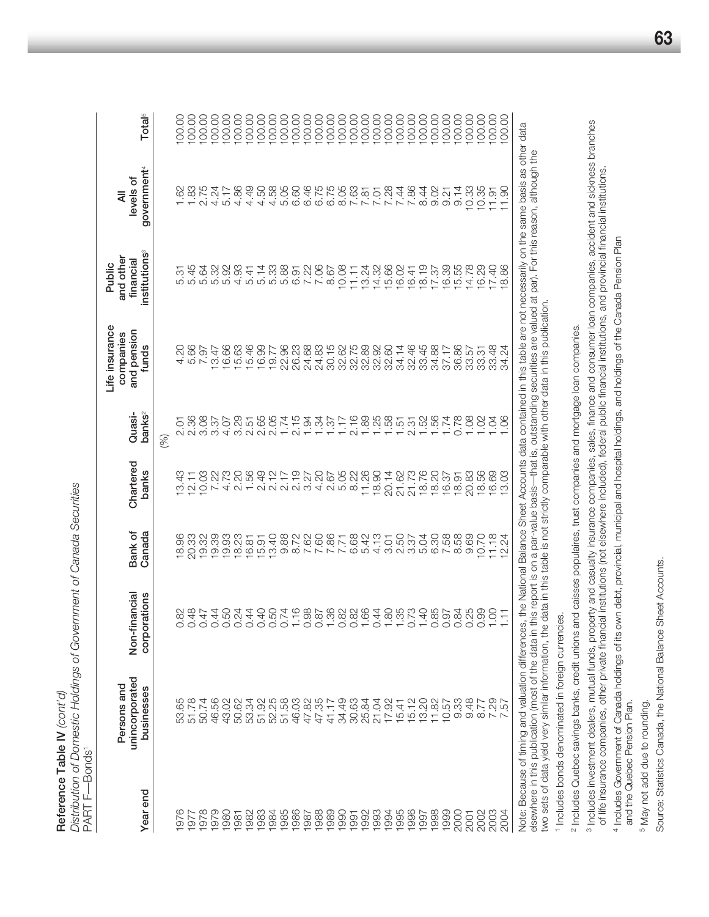**Reference Table IV** *(cont'd)*

*Distribution of Domestic Holdings of Government of Canada Securities*

PART F—Bonds[1]

| Year end | Persons and unincorporated businesses | Non-financial corporations | Bank of Canada | Chartered banks | Quasi-banks[2] | Life insurance companies and pension funds | Public and other financial institutions[3] | All levels of government[4] | Total[5] |
|---|---|---|---|---|---|---|---|---|---|
| | | | | (%) | | | | | |
| 1976 | 53.65 | 0.82 | 18.96 | 13.43 | 2.01 | 4.20 | 5.31 | 1.62 | 100.00 |
| 1977 | 51.78 | 0.48 | 20.33 | 12.11 | 2.36 | 5.66 | 5.45 | 1.83 | 100.00 |
| 1978 | 50.74 | 0.47 | 19.32 | 10.03 | 3.08 | 7.97 | 5.64 | 2.75 | 100.00 |
| 1979 | 46.56 | 0.44 | 19.39 | 7.22 | 3.37 | 13.47 | 5.32 | 4.24 | 100.00 |
| 1980 | 43.02 | 0.50 | 19.93 | 4.73 | 4.07 | 16.66 | 5.92 | 5.17 | 100.00 |
| 1981 | 50.62 | 0.24 | 18.23 | 2.20 | 3.29 | 15.63 | 4.93 | 4.86 | 100.00 |
| 1982 | 53.34 | 0.44 | 16.81 | 1.56 | 2.51 | 15.46 | 5.41 | 4.49 | 100.00 |
| 1983 | 51.92 | 0.40 | 15.91 | 2.49 | 2.65 | 16.99 | 5.14 | 4.50 | 100.00 |
| 1984 | 52.25 | 0.50 | 13.40 | 2.12 | 2.05 | 19.77 | 5.33 | 4.58 | 100.00 |
| 1985 | 51.58 | 0.74 | 9.88 | 2.17 | 1.74 | 22.96 | 5.88 | 5.05 | 100.00 |
| 1986 | 46.03 | 1.16 | 8.72 | 2.19 | 2.15 | 26.23 | 6.91 | 6.60 | 100.00 |
| 1987 | 47.82 | 0.98 | 7.62 | 3.27 | 1.94 | 24.68 | 7.22 | 6.46 | 100.00 |
| 1988 | 47.35 | 0.87 | 7.60 | 4.20 | 1.34 | 24.83 | 7.06 | 6.75 | 100.00 |
| 1989 | 41.17 | 1.36 | 7.86 | 2.67 | 1.37 | 30.15 | 8.67 | 6.75 | 100.00 |
| 1990 | 34.49 | 0.82 | 7.71 | 5.05 | 1.17 | 32.62 | 10.08 | 8.05 | 100.00 |
| 1991 | 30.63 | 0.82 | 6.68 | 8.22 | 2.16 | 32.75 | 11.11 | 7.63 | 100.00 |
| 1992 | 25.84 | 1.66 | 5.42 | 11.26 | 1.89 | 32.89 | 13.24 | 7.81 | 100.00 |
| 1993 | 21.04 | 0.44 | 4.13 | 18.90 | 1.25 | 32.92 | 14.32 | 7.01 | 100.00 |
| 1994 | 17.92 | 1.80 | 3.01 | 20.14 | 1.58 | 32.60 | 15.66 | 7.28 | 100.00 |
| 1995 | 15.41 | 1.35 | 2.50 | 21.62 | 1.51 | 34.14 | 16.02 | 7.44 | 100.00 |
| 1996 | 15.12 | 0.73 | 3.37 | 21.73 | 2.31 | 32.46 | 16.41 | 7.86 | 100.00 |
| 1997 | 13.20 | 1.40 | 5.04 | 18.76 | 1.52 | 33.45 | 18.19 | 8.44 | 100.00 |
| 1998 | 11.82 | 0.85 | 6.30 | 18.20 | 1.56 | 34.88 | 17.37 | 9.02 | 100.00 |
| 1999 | 10.57 | 0.97 | 7.58 | 16.37 | 1.74 | 37.17 | 16.39 | 9.21 | 100.00 |
| 2000 | 9.33 | 0.84 | 8.58 | 18.91 | 0.78 | 36.86 | 15.55 | 9.14 | 100.00 |
| 2001 | 9.48 | 0.25 | 9.69 | 20.83 | 1.08 | 33.57 | 14.78 | 10.33 | 100.00 |
| 2002 | 8.77 | 0.99 | 10.70 | 18.56 | 1.02 | 33.31 | 16.29 | 10.35 | 100.00 |
| 2003 | 7.29 | 1.00 | 11.18 | 16.69 | 1.04 | 33.48 | 17.40 | 11.91 | 100.00 |
| 2004 | 7.57 | 1.11 | 12.24 | 13.03 | 1.06 | 34.24 | 18.86 | 11.90 | 100.00 |

Note: Because of timing and valuation differences, the National Balance Sheet Accounts data contained in this table are not necessarily on the same basis as other data elsewhere in this publication (most of the data in this report is on a par-value basis—that is, outstanding securities are valued at par). For this reason, although the two sets of data yield very similar information, the data in this table is not strictly comparable with other data in this publication.

[1] Includes bonds denominated in foreign currencies.

[2] Includes Quebec savings banks, credit unions and caisses populaires, trust companies and mortgage loan companies.

[3] Includes investment dealers, mutual funds, property and casualty insurance companies, sales, finance and consumer loan companies, accident and sickness branches of life insurance companies, other private financial institutions (not elsewhere included), federal public financial institutions, and provincial financial institutions.

[4] Includes Government of Canada holdings of its own debt, provincial, municipal and hospital holdings, and holdings of the Canada Pension Plan and the Quebec Pension Plan.

[5] May not add due to rounding.

Source: Statistics Canada, the National Balance Sheet Accounts.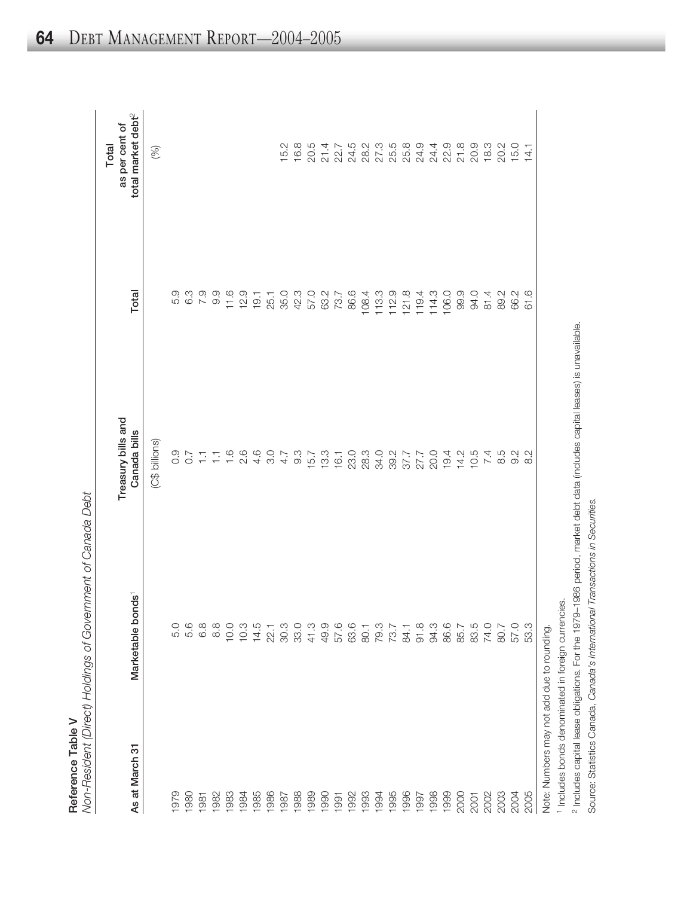**Reference Table V**

*Non-Resident (Direct) Holdings of Government of Canada Debt*

| As at March 31 | Marketable bonds[1] | Treasury bills and Canada bills | Total | Total as per cent of total market debt[2] |
|---|---|---|---|---|
| | | (C$ billions) | | (%) |
| 1979 | 5.0 | 0.9 | 5.9 | |
| 1980 | 5.6 | 0.7 | 6.3 | |
| 1981 | 6.8 | 1.1 | 7.9 | |
| 1982 | 8.8 | 1.1 | 9.9 | |
| 1983 | 10.0 | 1.6 | 11.6 | |
| 1984 | 10.3 | 2.6 | 12.9 | |
| 1985 | 14.5 | 4.6 | 19.1 | |
| 1986 | 22.1 | 3.0 | 25.1 | |
| 1987 | 30.3 | 4.7 | 35.0 | 15.2 |
| 1988 | 33.0 | 9.3 | 42.3 | 16.8 |
| 1989 | 41.3 | 15.7 | 57.0 | 20.5 |
| 1990 | 49.9 | 13.3 | 63.2 | 21.4 |
| 1991 | 57.6 | 16.1 | 73.7 | 22.7 |
| 1992 | 63.6 | 23.0 | 86.6 | 24.5 |
| 1993 | 80.1 | 28.3 | 108.4 | 28.2 |
| 1994 | 79.3 | 34.0 | 113.3 | 27.3 |
| 1995 | 73.7 | 39.2 | 112.9 | 25.5 |
| 1996 | 84.1 | 37.7 | 121.8 | 25.8 |
| 1997 | 91.8 | 27.7 | 119.4 | 24.9 |
| 1998 | 94.3 | 20.0 | 114.3 | 24.4 |
| 1999 | 86.6 | 19.4 | 106.0 | 22.9 |
| 2000 | 85.7 | 14.2 | 99.9 | 21.8 |
| 2001 | 83.5 | 10.5 | 94.0 | 20.9 |
| 2002 | 74.0 | 7.4 | 81.4 | 18.3 |
| 2003 | 80.7 | 8.5 | 89.2 | 20.2 |
| 2004 | 57.0 | 9.2 | 66.2 | 15.0 |
| 2005 | 53.3 | 8.2 | 61.6 | 14.1 |

Note: Numbers may not add due to rounding.

[1] Includes bonds denominated in foreign currencies.

[2] Includes capital lease obligations. For the 1979–1986 period, market debt data (includes capital leases) is unavailable.

Source: Statistics Canada, *Canada's International Transactions in Securities.*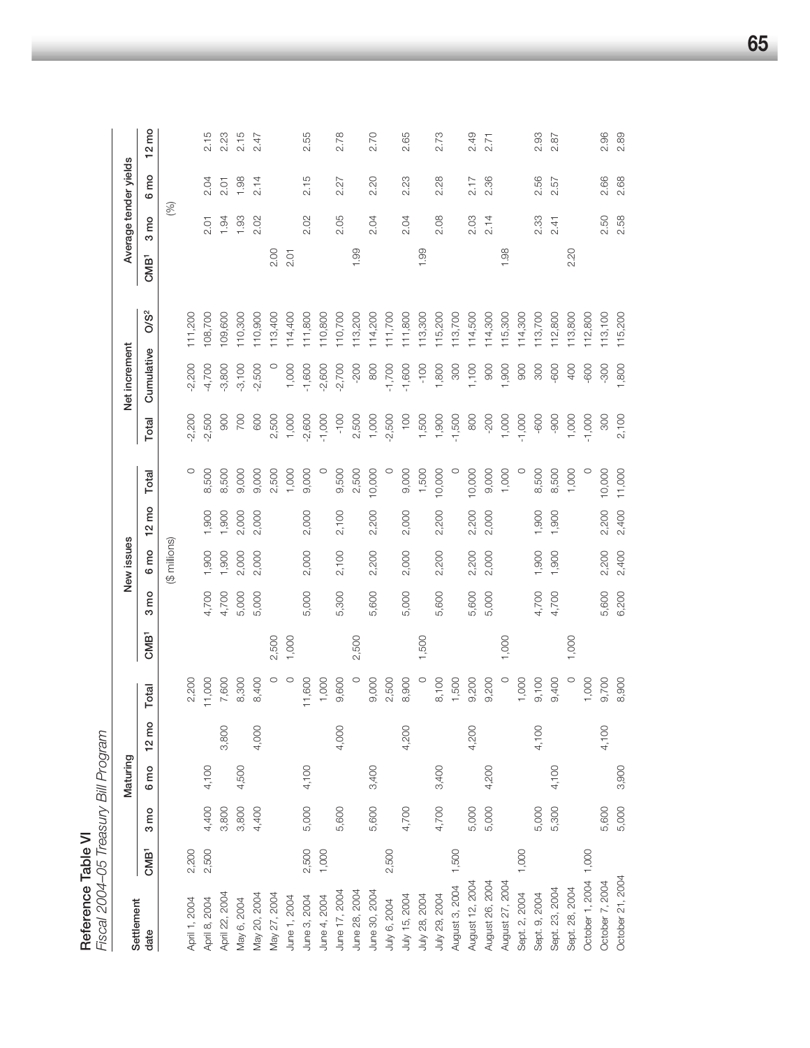## Reference Table VI

*Fiscal 2004–05 Treasury Bill Program*

| Settlement date | Maturing | | | | | New issues | | | | | Net increment | | | Average tender yields | | | |
|---|---|---|---|---|---|---|---|---|---|---|---|---|---|---|---|---|---|
| | CMB[1] | 3 mo | 6 mo | 12 mo | Total | CMB[1] | 3 mo | 6 mo | 12 mo | Total | Total | Cumulative | O/S[2] | CMB[1] | 3 mo | 6 mo | 12 mo |
| | | | | | | | | ($ millions) | | | | | | | (%) | | |
| April 1, 2004 | 2,200 | | | | 2,200 | | | | | 0 | -2,200 | -2,200 | 111,200 | | | | |
| April 8, 2004 | 2,500 | 4,400 | 4,100 | | 11,000 | | 4,700 | 1,900 | 1,900 | 8,500 | -2,500 | -4,700 | 108,700 | | 2.01 | 2.04 | 2.15 |
| April 22, 2004 | | 3,800 | | 3,800 | 7,600 | | 4,700 | 1,900 | 1,900 | 8,500 | 900 | -3,800 | 109,600 | | 1.94 | 2.01 | 2.23 |
| May 6, 2004 | | 3,800 | 4,500 | | 8,300 | | 5,000 | 2,000 | 2,000 | 9,000 | 700 | -3,100 | 110,300 | | 1.93 | 1.98 | 2.15 |
| May 20, 2004 | | 4,400 | | 4,000 | 8,400 | | 5,000 | 2,000 | 2,000 | 9,000 | 600 | -2,500 | 110,900 | | 2.02 | 2.14 | 2.47 |
| May 27, 2004 | | | | | 0 | 2,500 | | | | 2,500 | 2,500 | 0 | 113,400 | 2.00 | | | |
| June 1, 2004 | | | | | 0 | 1,000 | | | | 1,000 | 1,000 | 1,000 | 114,400 | 2.01 | | | |
| June 3, 2004 | 2,500 | 5,000 | 4,100 | | 11,600 | | 5,000 | 2,000 | 2,000 | 9,000 | -2,600 | -1,600 | 111,800 | | 2.02 | 2.15 | 2.55 |
| June 4, 2004 | 1,000 | | | | 1,000 | | | | | 0 | -1,000 | -2,600 | 110,800 | | | | |
| June 17, 2004 | | 5,600 | | 4,000 | 9,600 | | 5,300 | 2,100 | 2,100 | 9,500 | -100 | -2,700 | 110,700 | | 2.05 | 2.27 | 2.78 |
| June 28, 2004 | | | | | 0 | 2,500 | | | | 2,500 | 2,500 | -200 | 113,200 | 1.99 | | | |
| June 30, 2004 | | 5,600 | 3,400 | | 9,000 | | 5,600 | 2,200 | 2,200 | 10,000 | 1,000 | 800 | 114,200 | | 2.04 | 2.20 | 2.70 |
| July 6, 2004 | 2,500 | | | | 2,500 | | | | | 0 | -2,500 | -1,700 | 111,700 | | | | |
| July 15, 2004 | | 4,700 | | 4,200 | 8,900 | | 5,000 | 2,000 | 2,000 | 9,000 | 100 | -1,600 | 111,800 | | 2.04 | 2.23 | 2.65 |
| July 28, 2004 | | | | | 0 | 1,500 | | | | 1,500 | 1,500 | -100 | 113,300 | 1.99 | | | |
| July 29, 2004 | | 4,700 | 3,400 | | 8,100 | | 5,600 | 2,200 | 2,200 | 10,000 | 1,900 | 1,800 | 115,200 | | 2.08 | 2.28 | 2.73 |
| August 3, 2004 | 1,500 | | | | 1,500 | | | | | 0 | -1,500 | 300 | 113,700 | | | | |
| August 12, 2004 | | 5,000 | | 4,200 | 9,200 | | 5,600 | 2,200 | 2,200 | 10,000 | 800 | 1,100 | 114,500 | | 2.03 | 2.17 | 2.49 |
| August 26, 2004 | | 5,000 | 4,200 | | 9,200 | | 5,000 | 2,000 | 2,000 | 9,000 | -200 | 900 | 114,300 | | 2.14 | 2.36 | 2.71 |
| August 27, 2004 | | | | | 0 | 1,000 | | | | 1,000 | 1,000 | 1,900 | 115,300 | 1.98 | | | |
| Sept. 2, 2004 | 1,000 | | | | 1,000 | | | | | 0 | -1,000 | 900 | 114,300 | | | | |
| Sept. 9, 2004 | | 5,000 | | 4,100 | 9,100 | | 4,700 | 1,900 | 1,900 | 8,500 | -600 | 300 | 113,700 | | 2.33 | 2.56 | 2.93 |
| Sept. 23, 2004 | | 5,300 | 4,100 | | 9,400 | | 4,700 | 1,900 | 1,900 | 8,500 | -900 | -600 | 112,800 | | 2.41 | 2.57 | 2.87 |
| Sept. 28, 2004 | | | | | 0 | 1,000 | | | | 1,000 | 1,000 | 400 | 113,800 | 2.20 | | | |
| October 1, 2004 | 1,000 | | | | 1,000 | | | | | 0 | -1,000 | -600 | 112,800 | | | | |
| October 7, 2004 | | 5,600 | | 4,100 | 9,700 | | 5,600 | 2,200 | 2,200 | 10,000 | 300 | -300 | 113,100 | | 2.50 | 2.66 | 2.96 |
| October 21, 2004 | | 5,000 | 3,900 | | 8,900 | | 6,200 | 2,400 | 2,400 | 11,000 | 2,100 | 1,800 | 115,200 | | 2.58 | 2.68 | 2.89 |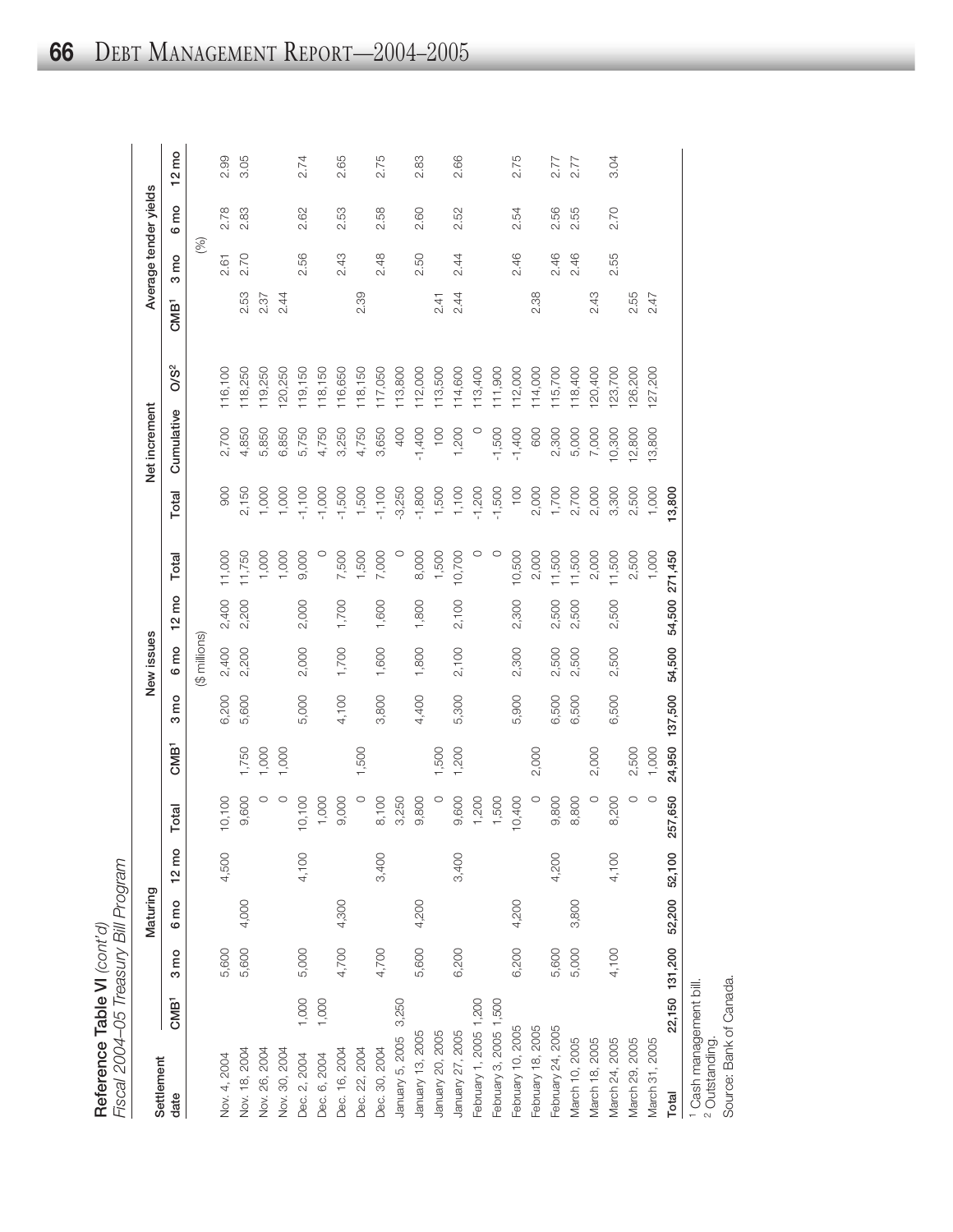**Reference Table VI** *(cont'd)*
*Fiscal 2004–05 Treasury Bill Program*

| Settlement date | Maturing | | | | | New issues | | | | | Net increment | | | Average tender yields | | | |
|---|---|---|---|---|---|---|---|---|---|---|---|---|---|---|---|---|---|
| | CMB[1] | 3 mo | 6 mo | 12 mo | Total | CMB[1] | 3 mo | 6 mo | 12 mo | Total | Total | Cumulative | O/S[2] | CMB[1] | 3 mo | 6 mo | 12 mo |
| | | | | | | | | ($ millions) | | | | | | | (%) | | |
| Nov. 4, 2004 | | 5,600 | | 4,500 | 10,100 | | 6,200 | 2,400 | 2,400 | 11,000 | 900 | 2,700 | 116,100 | | 2.61 | 2.78 | 2.99 |
| Nov. 18, 2004 | | 5,600 | 4,000 | | 9,600 | 1,750 | 5,600 | 2,200 | 2,200 | 11,750 | 2,150 | 4,850 | 118,250 | 2.53 | 2.70 | 2.83 | 3.05 |
| Nov. 26, 2004 | | | | | 0 | 1,000 | | | | 1,000 | 1,000 | 5,850 | 119,250 | 2.37 | | | |
| Nov. 30, 2004 | | | | | 0 | 1,000 | | | | 1,000 | 1,000 | 6,850 | 120,250 | 2.44 | | | |
| Dec. 2, 2004 | 1,000 | 5,000 | | 4,100 | 10,100 | | 5,000 | 2,000 | 2,000 | 9,000 | -1,100 | 5,750 | 119,150 | | 2.56 | 2.62 | 2.74 |
| Dec. 6, 2004 | 1,000 | | | | 1,000 | | | | | 0 | -1,000 | 4,750 | 118,150 | | | | |
| Dec. 16, 2004 | | 4,700 | 4,300 | | 9,000 | | 4,100 | 1,700 | 1,700 | 7,500 | -1,500 | 3,250 | 116,650 | | 2.43 | 2.53 | 2.65 |
| Dec. 22, 2004 | | | | | 0 | 1,500 | | | | 1,500 | 1,500 | 4,750 | 118,150 | 2.39 | | | |
| Dec. 30, 2004 | | 4,700 | | 3,400 | 8,100 | | 3,800 | 1,600 | 1,600 | 7,000 | -1,100 | 3,650 | 117,050 | | 2.48 | 2.58 | 2.75 |
| January 5, 2005 | 3,250 | | | | 3,250 | | | | | 0 | -3,250 | 400 | 113,800 | | | | |
| January 13, 2005 | | 5,600 | 4,200 | | 9,800 | | 4,400 | 1,800 | 1,800 | 8,000 | -1,800 | -1,400 | 112,000 | | 2.50 | 2.60 | 2.83 |
| January 20, 2005 | | | | | 0 | 1,500 | | | | 1,500 | 1,500 | 100 | 113,500 | 2.41 | | | |
| January 27, 2005 | | 6,200 | | 3,400 | 9,600 | 1,200 | 5,300 | 2,100 | 2,100 | 10,700 | 1,100 | 1,200 | 114,600 | 2.44 | 2.44 | 2.52 | 2.66 |
| February 1, 2005 | 1,200 | | | | 1,200 | | | | | 0 | -1,200 | 0 | 113,400 | | | | |
| February 3, 2005 | 1,500 | | | | 1,500 | | | | | 0 | -1,500 | -1,500 | 111,900 | | | | |
| February 10, 2005 | | 6,200 | 4,200 | | 10,400 | | 5,900 | 2,300 | 2,300 | 10,500 | 100 | -1,400 | 112,000 | | 2.46 | 2.54 | 2.75 |
| February 18, 2005 | | | | | 0 | 2,000 | | | | 2,000 | 2,000 | 600 | 114,000 | 2.38 | | | |
| February 24, 2005 | | 5,600 | | 4,200 | 9,800 | | 6,500 | 2,500 | 2,500 | 11,500 | 1,700 | 2,300 | 115,700 | | 2.46 | 2.56 | 2.77 |
| March 10, 2005 | | 5,000 | 3,800 | | 8,800 | | 6,500 | 2,500 | 2,500 | 11,500 | 2,700 | 5,000 | 118,400 | | 2.46 | 2.55 | 2.77 |
| March 18, 2005 | | | | | 0 | 2,000 | | | | 2,000 | 2,000 | 7,000 | 120,400 | 2.43 | | | |
| March 24, 2005 | | 4,100 | | 4,100 | 8,200 | | 6,500 | 2,500 | 2,500 | 11,500 | 3,300 | 10,300 | 123,700 | | 2.55 | 2.70 | 3.04 |
| March 29, 2005 | | | | | 0 | 2,500 | | | | 2,500 | 2,500 | 12,800 | 126,200 | 2.55 | | | |
| March 31, 2005 | | | | | 0 | 1,000 | | | | 1,000 | 1,000 | 13,800 | 127,200 | 2.47 | | | |
| **Total** | 22,150 | 131,200 | 52,200 | 52,100 | 257,650 | 24,950 | 137,500 | 54,500 | 54,500 | 271,450 | 13,800 | | | | | | |

[1] Cash management bill.
[2] Outstanding.
Source: Bank of Canada.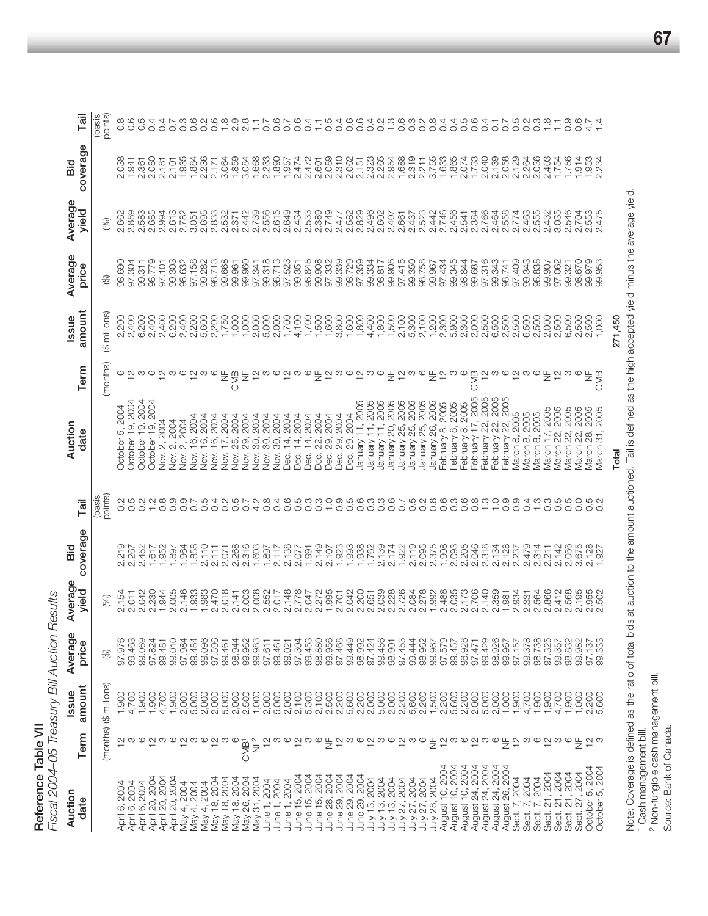**Reference Table VII**

*Fiscal 2004–05 Treasury Bill Auction Results*

| Auction date | Term | Issue amount | Average price | Average yield | Bid coverage | Tail |
|---|---|---|---|---|---|---|
| | (months) | ($ millions) | ($) | (%) | | (basis points) |
| April 6, 2004 | 12 | 1,900 | 97.976 | 2.154 | 2.219 | 0.2 |
| April 6, 2004 | 3 | 4,700 | 99.463 | 2.011 | 2.267 | 0.5 |
| April 6, 2004 | 6 | 1,900 | 99.069 | 2.042 | 2.452 | 0.2 |
| April 20, 2004 | 12 | 1,900 | 97.824 | 2.230 | 1.617 | 1.2 |
| April 20, 2004 | 3 | 4,700 | 99.481 | 1.944 | 1.952 | 0.8 |
| April 20, 2004 | 6 | 1,900 | 99.010 | 2.005 | 1.897 | 0.9 |
| May 4, 2004 | 12 | 2,000 | 97.984 | 2.146 | 1.964 | 0.9 |
| May 4, 2004 | 3 | 5,000 | 99.484 | 1.933 | 1.858 | 0.7 |
| May 4, 2004 | 6 | 2,000 | 99.096 | 1.983 | 2.110 | 0.5 |
| May 18, 2004 | 12 | 2,000 | 97.596 | 2.470 | 2.111 | 0.4 |
| May 18, 2004 | 3 | 5,000 | 99.461 | 2.018 | 2.071 | 0.2 |
| May 18, 2004 | 6 | 2,000 | 98.944 | 2.141 | 2.268 | 0.5 |
| May 26, 2004 | CMB[1] | 2,500 | 99.962 | 2.003 | 2.316 | 0.7 |
| May 31, 2004 | NF[2] | 1,000 | 99.983 | 2.008 | 1.603 | 4.2 |
| June 1, 2004 | 12 | 2,000 | 97.611 | 2.552 | 1.897 | 0.8 |
| June 1, 2004 | 3 | 5,000 | 99.461 | 2.017 | 2.117 | 0.4 |
| June 1, 2004 | 6 | 2,000 | 99.021 | 2.148 | 2.138 | 0.6 |
| June 15, 2004 | 12 | 2,100 | 97.304 | 2.778 | 2.077 | 0.5 |
| June 15, 2004 | 3 | 5,300 | 99.453 | 2.047 | 1.991 | 0.3 |
| June 15, 2004 | 6 | 2,100 | 98.880 | 2.272 | 2.149 | 0.3 |
| June 28, 2004 | NF | 2,500 | 99.956 | 1.995 | 2.107 | 1.0 |
| June 29, 2004 | 12 | 2,200 | 97.468 | 2.701 | 1.923 | 0.9 |
| June 29, 2004 | 3 | 5,600 | 99.449 | 2.042 | 1.993 | 0.5 |
| June 29, 2004 | 6 | 2,200 | 98.992 | 2.200 | 1.938 | 0.6 |
| July 13, 2004 | 12 | 2,000 | 97.424 | 2.651 | 1.762 | 0.3 |
| July 13, 2004 | 3 | 5,000 | 99.456 | 2.039 | 2.139 | 0.3 |
| July 13, 2004 | 6 | 2,000 | 98.901 | 2.228 | 2.174 | 0.6 |
| July 27, 2004 | 12 | 2,200 | 97.453 | 2.726 | 1.922 | 0.7 |
| July 27, 2004 | 3 | 5,600 | 99.444 | 2.084 | 2.119 | 0.5 |
| July 27, 2004 | 6 | 2,200 | 98.962 | 2.278 | 2.095 | 0.2 |
| July 28, 2004 | NF | 1,500 | 99.967 | 1.992 | 2.375 | 0.8 |
| August 10, 2004 | 12 | 2,200 | 97.579 | 2.488 | 1.908 | 0.6 |
| August 10, 2004 | 3 | 5,600 | 99.457 | 2.035 | 2.093 | 0.3 |
| August 10, 2004 | 6 | 2,200 | 98.928 | 2.173 | 2.205 | 0.6 |
| August 24, 2004 | 12 | 2,000 | 97.471 | 2.706 | 2.046 | 0.8 |
| August 24, 2004 | 3 | 5,000 | 99.429 | 2.140 | 2.318 | 1.3 |
| August 24, 2004 | 6 | 2,000 | 98.926 | 2.359 | 2.134 | 1.0 |
| August 26, 2004 | NF | 1,000 | 99.967 | 1.981 | 2.128 | 0.9 |
| Sept. 7, 2004 | 12 | 1,900 | 97.157 | 2.934 | 2.237 | 0.9 |
| Sept. 7, 2004 | 3 | 4,700 | 99.378 | 2.331 | 2.479 | 0.4 |
| Sept. 7, 2004 | 6 | 1,900 | 98.738 | 2.564 | 2.314 | 1.3 |
| Sept. 21, 2004 | 12 | 1,900 | 97.325 | 2.866 | 2.211 | 0.3 |
| Sept. 21, 2004 | 3 | 4,700 | 99.357 | 2.412 | 2.142 | 0.5 |
| Sept. 21, 2004 | 6 | 1,900 | 98.832 | 2.568 | 2.066 | 0.5 |
| Sept. 27, 2004 | NF | 1,000 | 99.982 | 2.195 | 3.675 | 0.0 |
| October 5, 2004 | 12 | 2,200 | 97.137 | 2.955 | 2.128 | 0.5 |
| October 5, 2004 | 3 | 5,600 | 99.333 | 2.502 | 1.927 | 0.2 |
| October 5, 2004 | 6 | 2,200 | 98.690 | 2.662 | 2.038 | 0.8 |
| October 19, 2004 | 12 | 2,400 | 97.304 | 2.889 | 1.941 | 0.6 |
| October 19, 2004 | 3 | 6,200 | 99.311 | 2.583 | 2.361 | 0.5 |
| October 19, 2004 | 6 | 2,400 | 98.779 | 2.685 | 2.080 | 0.4 |
| Nov. 2, 2004 | 12 | 2,400 | 97.101 | 2.994 | 2.181 | 0.4 |
| Nov. 2, 2004 | 3 | 6,200 | 99.303 | 2.613 | 2.101 | 0.7 |
| Nov. 2, 2004 | 6 | 2,400 | 98.632 | 2.782 | 1.935 | 0.3 |
| Nov. 16, 2004 | 12 | 2,200 | 97.158 | 3.051 | 1.884 | 0.6 |
| Nov. 16, 2004 | 3 | 5,600 | 99.282 | 2.695 | 2.236 | 0.2 |
| Nov. 16, 2004 | 6 | 2,200 | 98.713 | 2.833 | 2.171 | 0.6 |
| Nov. 17, 2004 | NF | 1,750 | 99.668 | 2.532 | 3.064 | 1.8 |
| Nov. 25, 2004 | CMB | 1,000 | 99.961 | 2.371 | 1.859 | 2.9 |
| Nov. 29, 2004 | NF | 1,000 | 99.960 | 2.442 | 3.084 | 2.8 |
| Nov. 30, 2004 | 12 | 2,000 | 97.341 | 2.739 | 1.668 | 1.1 |
| Nov. 30, 2004 | 3 | 5,000 | 99.318 | 2.556 | 2.233 | 0.7 |
| Nov. 30, 2004 | 6 | 2,000 | 98.713 | 2.615 | 1.890 | 0.6 |
| Dec. 14, 2004 | 12 | 1,700 | 97.523 | 2.649 | 1.957 | 0.7 |
| Dec. 14, 2004 | 3 | 4,100 | 99.351 | 2.434 | 2.474 | 0.6 |
| Dec. 14, 2004 | 6 | 1,700 | 98.848 | 2.533 | 2.472 | 0.4 |
| Dec. 22, 2004 | NF | 1,500 | 99.908 | 2.389 | 2.601 | 1.1 |
| Dec. 29, 2004 | 12 | 1,600 | 97.332 | 2.749 | 2.089 | 0.5 |
| Dec. 29, 2004 | 3 | 3,800 | 99.339 | 2.477 | 2.310 | 0.4 |
| Dec. 29, 2004 | 6 | 1,600 | 98.729 | 2.582 | 2.062 | 0.6 |
| January 11, 2005 | 12 | 1,800 | 97.359 | 2.829 | 2.151 | 0.6 |
| January 11, 2005 | 3 | 4,400 | 99.334 | 2.496 | 2.323 | 0.4 |
| January 11, 2005 | 6 | 1,800 | 98.817 | 2.602 | 2.265 | 0.2 |
| January 20, 2005 | NF | 1,500 | 99.908 | 2.407 | 2.954 | 1.3 |
| January 25, 2005 | 12 | 2,100 | 97.415 | 2.661 | 1.688 | 0.6 |
| January 25, 2005 | 3 | 5,300 | 99.350 | 2.437 | 2.319 | 0.3 |
| January 25, 2005 | 6 | 2,100 | 98.758 | 2.523 | 2.211 | 0.2 |
| January 26, 2005 | NF | 1,200 | 99.967 | 2.442 | 3.755 | 0.8 |
| February 8, 2005 | 12 | 2,300 | 97.434 | 2.746 | 1.633 | 0.4 |
| February 8, 2005 | 3 | 5,900 | 99.345 | 2.456 | 1.865 | 0.4 |
| February 8, 2005 | 6 | 2,300 | 98.844 | 2.541 | 2.074 | 0.5 |
| February 17, 2005 | CMB | 2,000 | 99.687 | 2.384 | 1.733 | 0.6 |
| February 22, 2005 | 12 | 2,500 | 97.316 | 2.766 | 2.040 | 0.4 |
| February 22, 2005 | 3 | 6,500 | 99.343 | 2.464 | 2.139 | 0.1 |
| February 22, 2005 | 6 | 2,500 | 98.741 | 2.558 | 2.058 | 0.7 |
| March 8, 2005 | 12 | 2,500 | 97.409 | 2.774 | 2.129 | 0.5 |
| March 8, 2005 | 3 | 6,500 | 99.343 | 2.463 | 2.264 | 0.2 |
| March 8, 2005 | 6 | 2,500 | 98.838 | 2.555 | 2.036 | 0.3 |
| March 17, 2005 | NF | 2,000 | 99.907 | 2.432 | 2.403 | 1.8 |
| March 22, 2005 | 12 | 2,500 | 97.062 | 3.035 | 1.754 | 1.1 |
| March 22, 2005 | 3 | 6,500 | 99.321 | 2.546 | 1.786 | 0.9 |
| March 22, 2005 | 6 | 2,500 | 98.670 | 2.704 | 1.914 | 0.6 |
| March 28, 2005 | NF | 2,500 | 99.979 | 2.553 | 1.953 | 4.7 |
| March 31, 2005 | CMB | 1,000 | 99.953 | 2.475 | 2.234 | 1.4 |
| **Total** | | **271,450** | | | | |

Note: Coverage is defined as the ratio of total bids at auction to the amount auctioned. Tail is defined as the high accepted yield minus the average yield.

[1] Cash management bill.

[2] Non-fungible cash management bill.

Source: Bank of Canada.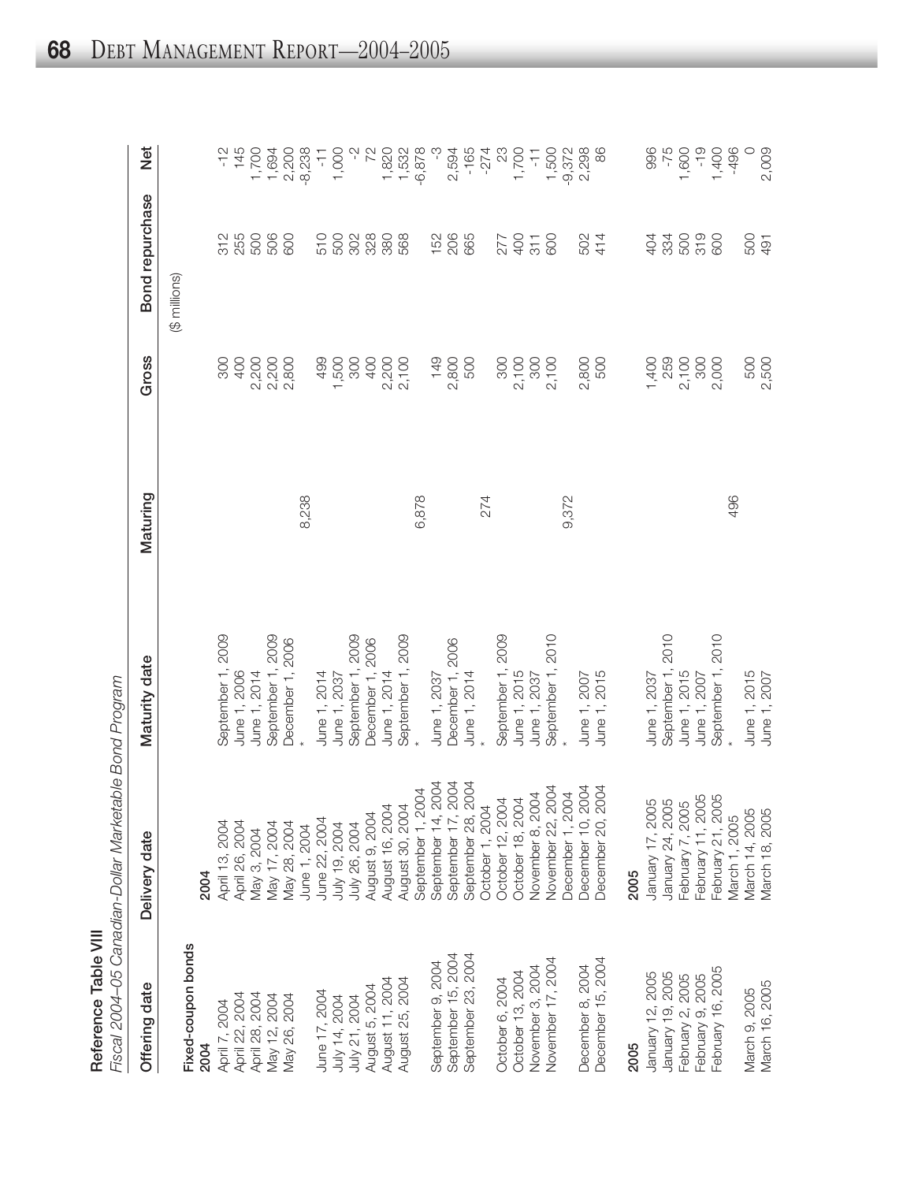**Reference Table VIII**

*Fiscal 2004–05 Canadian-Dollar Marketable Bond Program*

| Offering date | Delivery date | Maturity date | Maturing | Gross | Bond repurchase | Net |
|---|---|---|---|---|---|---|
| | | | | | ($ millions) | |
| **Fixed-coupon bonds** | | | | | | |
| **2004** | **2004** | | | | | |
| April 7, 2004 | April 13, 2004 | September 1, 2009 | | 300 | 312 | -12 |
| April 22, 2004 | April 26, 2004 | June 1, 2006 | | 400 | 255 | 145 |
| April 28, 2004 | May 3, 2004 | June 1, 2014 | | 2,200 | 500 | 1,700 |
| May 12, 2004 | May 17, 2004 | September 1, 2009 | | 2,200 | 506 | 1,694 |
| May 26, 2004 | May 28, 2004 | December 1, 2006 | | 2,800 | 600 | 2,200 |
| | June 1, 2004 | * | 8,238 | | | -8,238 |
| June 17, 2004 | June 22, 2004 | June 1, 2014 | | 499 | 510 | -11 |
| July 14, 2004 | July 19, 2004 | June 1, 2037 | | 1,500 | 500 | 1,000 |
| July 21, 2004 | July 26, 2004 | September 1, 2009 | | 300 | 302 | -2 |
| August 5, 2004 | August 9, 2004 | December 1, 2006 | | 400 | 328 | 72 |
| August 11, 2004 | August 16, 2004 | June 1, 2014 | | 2,200 | 380 | 1,820 |
| August 25, 2004 | August 30, 2004 | September 1, 2009 | | 2,100 | 568 | 1,532 |
| | September 1, 2004 | * | 6,878 | | | -6,878 |
| September 9, 2004 | September 14, 2004 | June 1, 2037 | | 149 | 152 | -3 |
| September 15, 2004 | September 17, 2004 | December 1, 2006 | | 2,800 | 206 | 2,594 |
| September 23, 2004 | September 28, 2004 | June 1, 2014 | | 500 | 665 | -165 |
| | October 1, 2004 | * | 274 | | | -274 |
| October 6, 2004 | October 12, 2004 | September 1, 2009 | | 300 | 277 | 23 |
| October 13, 2004 | October 18, 2004 | June 1, 2015 | | 2,100 | 400 | 1,700 |
| November 3, 2004 | November 8, 2004 | June 1, 2037 | | 300 | 311 | -11 |
| November 17, 2004 | November 22, 2004 | September 1, 2010 | | 2,100 | 600 | 1,500 |
| | December 1, 2004 | * | 9,372 | | | -9,372 |
| December 8, 2004 | December 10, 2004 | June 1, 2007 | | 2,800 | 502 | 2,298 |
| December 15, 2004 | December 20, 2004 | June 1, 2015 | | 500 | 414 | 86 |
| **2005** | **2005** | | | | | |
| January 12, 2005 | January 17, 2005 | June 1, 2037 | | 1,400 | 404 | 996 |
| January 19, 2005 | January 24, 2005 | September 1, 2010 | | 259 | 334 | -75 |
| February 2, 2005 | February 7, 2005 | June 1, 2015 | | 2,100 | 500 | 1,600 |
| February 9, 2005 | February 11, 2005 | June 1, 2007 | | 300 | 319 | -19 |
| February 16, 2005 | February 21, 2005 | September 1, 2010 | | 2,000 | 600 | 1,400 |
| | March 1, 2005 | * | 496 | | | -496 |
| March 9, 2005 | March 14, 2005 | June 1, 2015 | | 500 | 500 | 0 |
| March 16, 2005 | March 18, 2005 | June 1, 2007 | | 2,500 | 491 | 2,009 |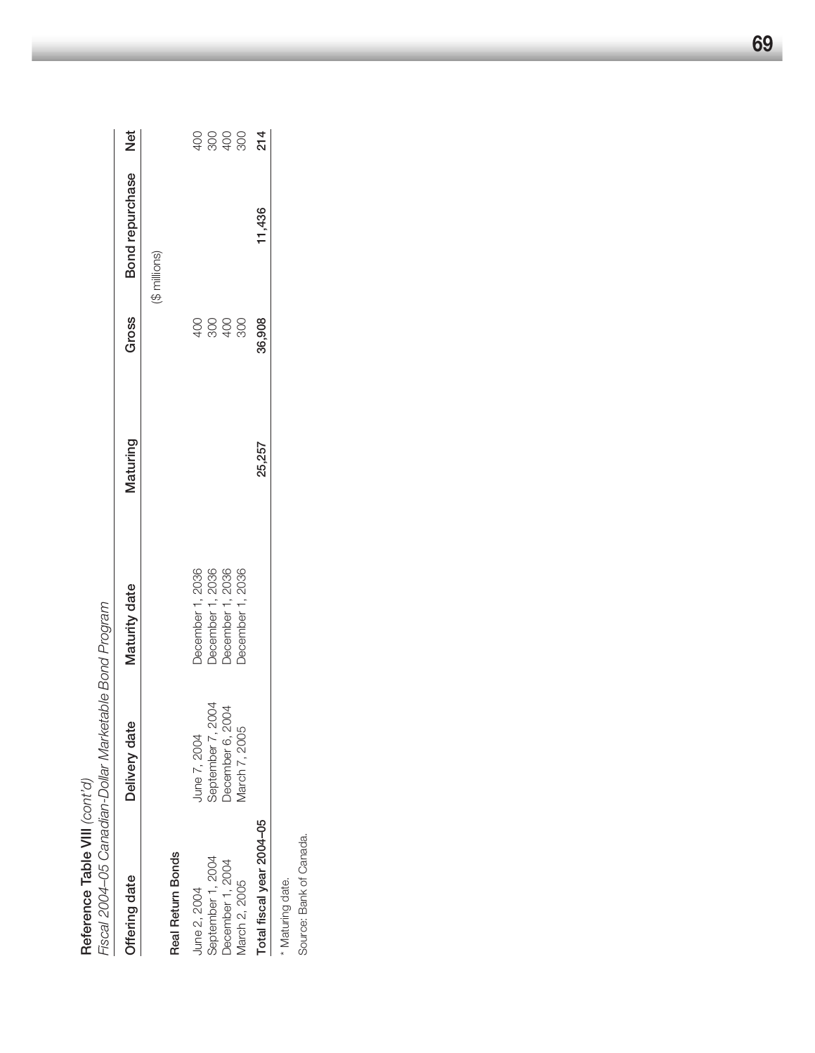**Reference Table VIII** *(cont'd)*

*Fiscal 2004–05 Canadian-Dollar Marketable Bond Program*

| Offering date | Delivery date | Maturity date | Maturing | Gross | Bond repurchase | Net |
|---|---|---|---|---|---|---|
| | | | | ($ millions) | | |
| **Real Return Bonds** | | | | | | |
| June 2, 2004 | June 7, 2004 | December 1, 2036 | | 400 | | 400 |
| September 1, 2004 | September 7, 2004 | December 1, 2036 | | 300 | | 300 |
| December 1, 2004 | December 6, 2004 | December 1, 2036 | | 400 | | 400 |
| March 2, 2005 | March 7, 2005 | December 1, 2036 | | 300 | | 300 |
| **Total fiscal year 2004–05** | | | **25,257** | **36,908** | **11,436** | **214** |

\* Maturing date.

Source: Bank of Canada.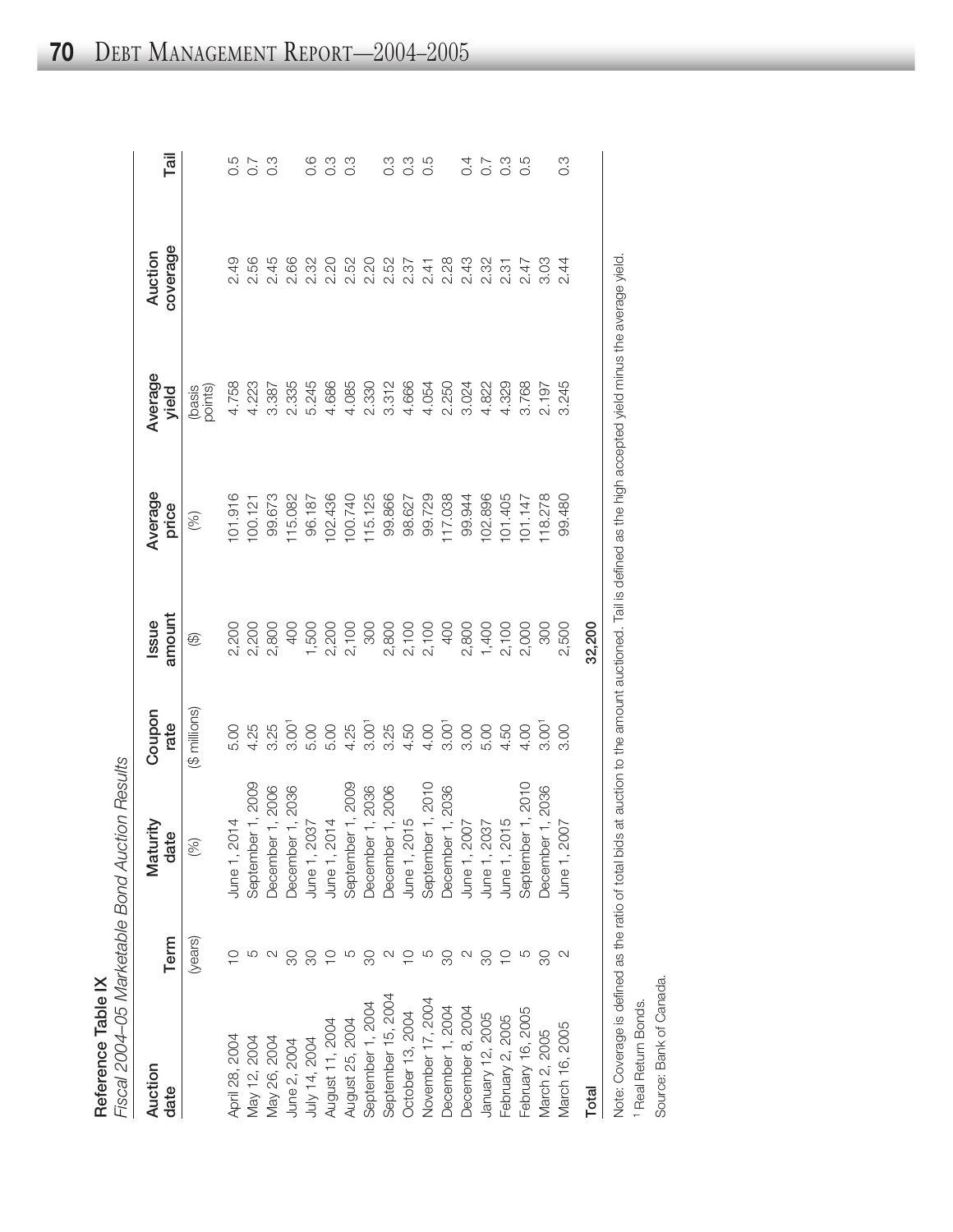**Reference Table IX**
*Fiscal 2004–05 Marketable Bond Auction Results*

| Auction date | Term | Maturity date | Coupon rate | Issue amount | Average price | Average yield | Auction coverage | Tail |
|---|---|---|---|---|---|---|---|---|
| | (years) | (%) | ($ millions) | ($) | (%) | (basis points) | | |
| April 28, 2004 | 10 | June 1, 2014 | 5.00 | 2,200 | 101.916 | 4.758 | 2.49 | 0.5 |
| May 12, 2004 | 5 | September 1, 2009 | 4.25 | 2,200 | 100.121 | 4.223 | 2.56 | 0.7 |
| May 26, 2004 | 2 | December 1, 2006 | 3.25 | 2,800 | 99.673 | 3.387 | 2.45 | 0.3 |
| June 2, 2004 | 30 | December 1, 2036 | 3.00[1] | 400 | 115.082 | 2.335 | 2.66 | |
| July 14, 2004 | 30 | June 1, 2037 | 5.00 | 1,500 | 96.187 | 5.245 | 2.32 | 0.6 |
| August 11, 2004 | 10 | June 1, 2014 | 5.00 | 2,200 | 102.436 | 4.686 | 2.20 | 0.3 |
| August 25, 2004 | 5 | September 1, 2009 | 4.25 | 2,100 | 100.740 | 4.085 | 2.52 | 0.3 |
| September 1, 2004 | 30 | December 1, 2036 | 3.00[1] | 300 | 115.125 | 2.330 | 2.20 | |
| September 15, 2004 | 2 | December 1, 2006 | 3.25 | 2,800 | 99.866 | 3.312 | 2.52 | 0.3 |
| October 13, 2004 | 10 | June 1, 2015 | 4.50 | 2,100 | 98.627 | 4.666 | 2.37 | 0.3 |
| November 17, 2004 | 5 | September 1, 2010 | 4.00 | 2,100 | 99.729 | 4.054 | 2.41 | 0.5 |
| December 1, 2004 | 30 | December 1, 2036 | 3.00[1] | 400 | 117.038 | 2.250 | 2.28 | |
| December 8, 2004 | 2 | June 1, 2007 | 3.00 | 2,800 | 99.944 | 3.024 | 2.43 | 0.4 |
| January 12, 2005 | 30 | June 1, 2037 | 5.00 | 1,400 | 102.896 | 4.822 | 2.32 | 0.7 |
| February 2, 2005 | 10 | June 1, 2015 | 4.50 | 2,100 | 101.405 | 4.329 | 2.31 | 0.3 |
| February 16, 2005 | 5 | September 1, 2010 | 4.00 | 2,000 | 101.147 | 3.768 | 2.47 | 0.5 |
| March 2, 2005 | 30 | December 1, 2036 | 3.00[1] | 300 | 118.278 | 2.197 | 3.03 | |
| March 16, 2005 | 2 | June 1, 2007 | 3.00 | 2,500 | 99.480 | 3.245 | 2.44 | 0.3 |
| **Total** | | | | **32,200** | | | | |

Note: Coverage is defined as the ratio of total bids at auction to the amount auctioned. Tail is defined as the high accepted yield minus the average yield.

[1] Real Return Bonds.

Source: Bank of Canada.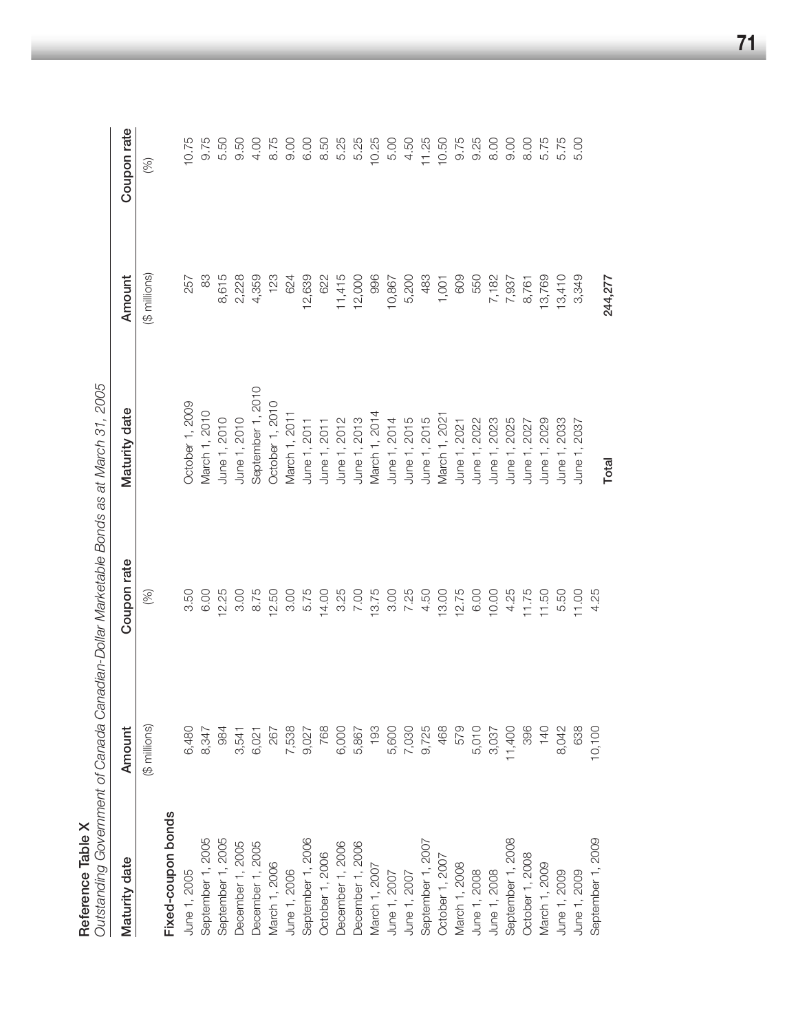**Reference Table X**

*Outstanding Government of Canada Canadian-Dollar Marketable Bonds as at March 31, 2005*

| Maturity date | Amount | Coupon rate | Maturity date | Amount | Coupon rate |
|---|---|---|---|---|---|
| | ($ millions) | (%) | | ($ millions) | (%) |
| **Fixed-coupon bonds** | | | | | |
| June 1, 2005 | 6,480 | 3.50 | October 1, 2009 | 257 | 10.75 |
| September 1, 2005 | 8,347 | 6.00 | March 1, 2010 | 83 | 9.75 |
| September 1, 2005 | 984 | 12.25 | June 1, 2010 | 8,615 | 5.50 |
| December 1, 2005 | 3,541 | 3.00 | June 1, 2010 | 2,228 | 9.50 |
| December 1, 2005 | 6,021 | 8.75 | September 1, 2010 | 4,359 | 4.00 |
| March 1, 2006 | 267 | 12.50 | October 1, 2010 | 123 | 8.75 |
| June 1, 2006 | 7,538 | 3.00 | March 1, 2011 | 624 | 9.00 |
| September 1, 2006 | 9,027 | 5.75 | June 1, 2011 | 12,639 | 6.00 |
| October 1, 2006 | 768 | 14.00 | June 1, 2011 | 622 | 8.50 |
| December 1, 2006 | 6,000 | 3.25 | June 1, 2012 | 11,415 | 5.25 |
| December 1, 2006 | 5,867 | 7.00 | June 1, 2013 | 12,000 | 5.25 |
| March 1, 2007 | 193 | 13.75 | March 1, 2014 | 996 | 10.25 |
| June 1, 2007 | 5,600 | 3.00 | June 1, 2014 | 10,867 | 5.00 |
| June 1, 2007 | 7,030 | 7.25 | June 1, 2015 | 5,200 | 4.50 |
| September 1, 2007 | 9,725 | 4.50 | June 1, 2015 | 483 | 11.25 |
| October 1, 2007 | 468 | 13.00 | March 1, 2021 | 1,001 | 10.50 |
| March 1, 2008 | 579 | 12.75 | June 1, 2021 | 609 | 9.75 |
| June 1, 2008 | 5,010 | 6.00 | June 1, 2022 | 550 | 9.25 |
| June 1, 2008 | 3,037 | 10.00 | June 1, 2023 | 7,182 | 8.00 |
| September 1, 2008 | 11,400 | 4.25 | June 1, 2025 | 7,937 | 9.00 |
| October 1, 2008 | 396 | 11.75 | June 1, 2027 | 8,761 | 8.00 |
| March 1, 2009 | 140 | 11.50 | June 1, 2029 | 13,769 | 5.75 |
| June 1, 2009 | 8,042 | 5.50 | June 1, 2033 | 13,410 | 5.75 |
| June 1, 2009 | 638 | 11.00 | June 1, 2037 | 3,349 | 5.00 |
| September 1, 2009 | 10,100 | 4.25 | | | |
| | | | **Total** | **244,277** | |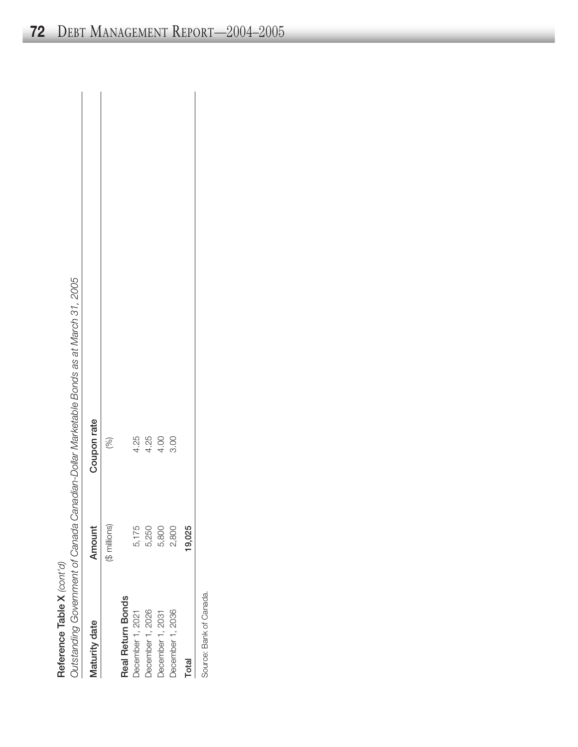**Reference Table X** *(cont'd)*

*Outstanding Government of Canada Canadian-Dollar Marketable Bonds as at March 31, 2005*

| Maturity date | Amount | Coupon rate |
|---|---|---|
| | ($ millions) | (%) |
| **Real Return Bonds** | | |
| December 1, 2021 | 5,175 | 4.25 |
| December 1, 2026 | 5,250 | 4.25 |
| December 1, 2031 | 5,800 | 4.00 |
| December 1, 2036 | 2,800 | 3.00 |
| **Total** | **19,025** | |

Source: Bank of Canada.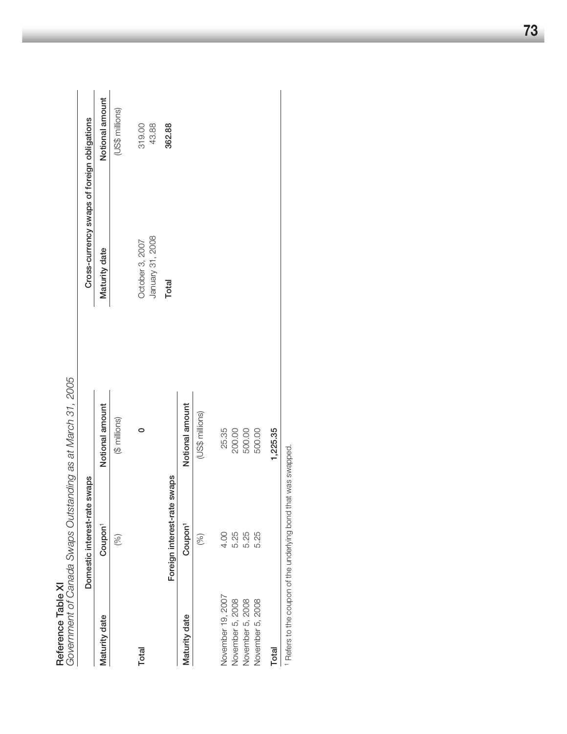**Reference Table XI**
*Government of Canada Swaps Outstanding as at March 31, 2005*

| Domestic interest-rate swaps | | |
|---|---|---|
| Maturity date | Coupon[1] | Notional amount |
| | (%) | ($ millions) |
| Total | | 0 |

| Foreign interest-rate swaps | | |
|---|---|---|
| Maturity date | Coupon[1] | Notional amount |
| | (%) | (US$ millions) |
| November 19, 2007 | 4.00 | 25.35 |
| November 5, 2008 | 5.25 | 200.00 |
| November 5, 2008 | 5.25 | 500.00 |
| November 5, 2008 | 5.25 | 500.00 |
| **Total** | | **1,225.35** |

| Cross-currency swaps of foreign obligations | |
|---|---|
| Maturity date | Notional amount |
| | (US$ millions) |
| October 3, 2007 | 319.00 |
| January 31, 2008 | 43.88 |
| **Total** | **362.88** |

[1] Refers to the coupon of the underlying bond that was swapped.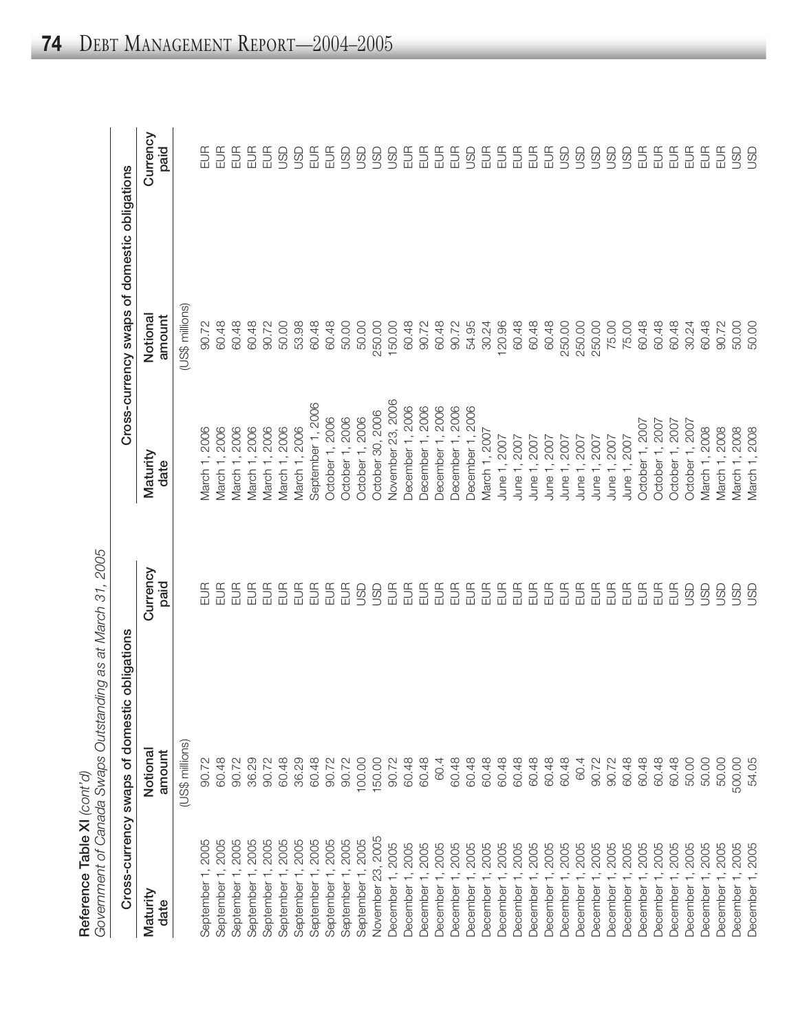**Reference Table XI** *(cont'd)*

*Government of Canada Swaps Outstanding as at March 31, 2005*

| Cross-currency swaps of domestic obligations | | | Cross-currency swaps of domestic obligations | | |
|---|---|---|---|---|---|
| Maturity date | Notional amount | Currency paid | Maturity date | Notional amount | Currency paid |
| | (US$ millions) | | | (US$ millions) | |
| September 1, 2005 | 90.72 | EUR | March 1, 2006 | 90.72 | EUR |
| September 1, 2005 | 60.48 | EUR | March 1, 2006 | 60.48 | EUR |
| September 1, 2005 | 90.72 | EUR | March 1, 2006 | 60.48 | EUR |
| September 1, 2005 | 36.29 | EUR | March 1, 2006 | 60.48 | EUR |
| September 1, 2005 | 90.72 | EUR | March 1, 2006 | 90.72 | EUR |
| September 1, 2005 | 60.48 | EUR | March 1, 2006 | 50.00 | USD |
| September 1, 2005 | 36.29 | EUR | March 1, 2006 | 53.98 | USD |
| September 1, 2005 | 60.48 | EUR | September 1, 2006 | 60.48 | EUR |
| September 1, 2005 | 90.72 | EUR | October 1, 2006 | 60.48 | EUR |
| September 1, 2005 | 90.72 | EUR | October 1, 2006 | 50.00 | USD |
| September 1, 2005 | 100.00 | USD | October 1, 2006 | 50.00 | USD |
| November 23, 2005 | 150.00 | USD | October 30, 2006 | 250.00 | USD |
| December 1, 2005 | 90.72 | EUR | November 23, 2006 | 150.00 | USD |
| December 1, 2005 | 60.48 | EUR | December 1, 2006 | 60.48 | EUR |
| December 1, 2005 | 60.48 | EUR | December 1, 2006 | 90.72 | EUR |
| December 1, 2005 | 60.4 | EUR | December 1, 2006 | 60.48 | EUR |
| December 1, 2005 | 60.48 | EUR | December 1, 2006 | 90.72 | EUR |
| December 1, 2005 | 60.48 | EUR | December 1, 2006 | 54.95 | USD |
| December 1, 2005 | 60.48 | EUR | March 1, 2007 | 30.24 | EUR |
| December 1, 2005 | 60.48 | EUR | June 1, 2007 | 120.96 | EUR |
| December 1, 2005 | 60.48 | EUR | June 1, 2007 | 60.48 | EUR |
| December 1, 2005 | 60.48 | EUR | June 1, 2007 | 60.48 | EUR |
| December 1, 2005 | 60.48 | EUR | June 1, 2007 | 60.48 | EUR |
| December 1, 2005 | 60.48 | EUR | June 1, 2007 | 250.00 | USD |
| December 1, 2005 | 60.4 | EUR | June 1, 2007 | 250.00 | USD |
| December 1, 2005 | 90.72 | EUR | June 1, 2007 | 250.00 | USD |
| December 1, 2005 | 90.72 | EUR | June 1, 2007 | 75.00 | USD |
| December 1, 2005 | 60.48 | EUR | June 1, 2007 | 75.00 | USD |
| December 1, 2005 | 60.48 | EUR | October 1, 2007 | 60.48 | EUR |
| December 1, 2005 | 60.48 | EUR | October 1, 2007 | 60.48 | EUR |
| December 1, 2005 | 60.48 | EUR | October 1, 2007 | 60.48 | EUR |
| December 1, 2005 | 50.00 | USD | October 1, 2007 | 30.24 | EUR |
| December 1, 2005 | 50.00 | USD | March 1, 2008 | 60.48 | EUR |
| December 1, 2005 | 50.00 | USD | March 1, 2008 | 90.72 | EUR |
| December 1, 2005 | 500.00 | USD | March 1, 2008 | 50.00 | USD |
| December 1, 2005 | 54.05 | USD | March 1, 2008 | 50.00 | USD |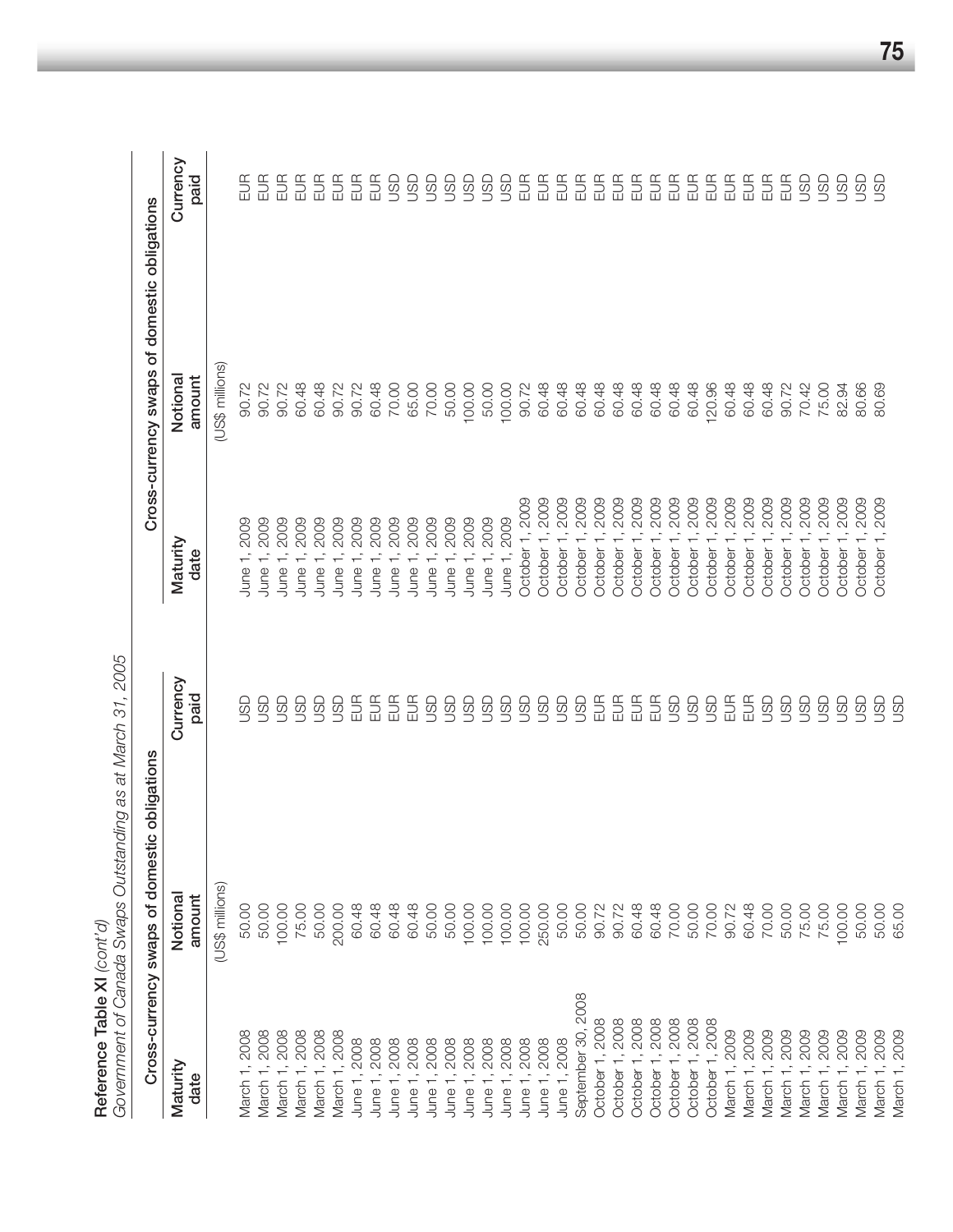**Reference Table XI** *(cont'd)*

*Government of Canada Swaps Outstanding as at March 31, 2005*

| Cross-currency swaps of domestic obligations | | | Cross-currency swaps of domestic obligations | | |
|---|---|---|---|---|---|
| Maturity date | Notional amount | Currency paid | Maturity date | Notional amount | Currency paid |
| | (US$ millions) | | | (US$ millions) | |
| March 1, 2008 | 50.00 | USD | June 1, 2009 | 90.72 | EUR |
| March 1, 2008 | 50.00 | USD | June 1, 2009 | 90.72 | EUR |
| March 1, 2008 | 100.00 | USD | June 1, 2009 | 90.72 | EUR |
| March 1, 2008 | 75.00 | USD | June 1, 2009 | 60.48 | EUR |
| March 1, 2008 | 50.00 | USD | June 1, 2009 | 60.48 | EUR |
| March 1, 2008 | 200.00 | USD | June 1, 2009 | 90.72 | EUR |
| June 1, 2008 | 60.48 | EUR | June 1, 2009 | 90.72 | EUR |
| June 1, 2008 | 60.48 | EUR | June 1, 2009 | 60.48 | EUR |
| June 1, 2008 | 60.48 | EUR | June 1, 2009 | 70.00 | USD |
| June 1, 2008 | 60.48 | EUR | June 1, 2009 | 65.00 | USD |
| June 1, 2008 | 50.00 | USD | June 1, 2009 | 70.00 | USD |
| June 1, 2008 | 50.00 | USD | June 1, 2009 | 50.00 | USD |
| June 1, 2008 | 100.00 | USD | June 1, 2009 | 100.00 | USD |
| June 1, 2008 | 100.00 | USD | June 1, 2009 | 50.00 | USD |
| June 1, 2008 | 100.00 | USD | June 1, 2009 | 100.00 | USD |
| June 1, 2008 | 100.00 | USD | October 1, 2009 | 90.72 | EUR |
| June 1, 2008 | 250.00 | USD | October 1, 2009 | 60.48 | EUR |
| June 1, 2008 | 50.00 | USD | October 1, 2009 | 60.48 | EUR |
| September 30, 2008 | 50.00 | USD | October 1, 2009 | 60.48 | EUR |
| October 1, 2008 | 90.72 | EUR | October 1, 2009 | 60.48 | EUR |
| October 1, 2008 | 90.72 | EUR | October 1, 2009 | 60.48 | EUR |
| October 1, 2008 | 60.48 | EUR | October 1, 2009 | 60.48 | EUR |
| October 1, 2008 | 60.48 | EUR | October 1, 2009 | 60.48 | EUR |
| October 1, 2008 | 70.00 | USD | October 1, 2009 | 60.48 | EUR |
| October 1, 2008 | 50.00 | USD | October 1, 2009 | 60.48 | EUR |
| October 1, 2008 | 70.00 | USD | October 1, 2009 | 120.96 | EUR |
| March 1, 2009 | 90.72 | EUR | October 1, 2009 | 60.48 | EUR |
| March 1, 2009 | 60.48 | EUR | October 1, 2009 | 60.48 | EUR |
| March 1, 2009 | 70.00 | USD | October 1, 2009 | 60.48 | EUR |
| March 1, 2009 | 50.00 | USD | October 1, 2009 | 90.72 | EUR |
| March 1, 2009 | 75.00 | USD | October 1, 2009 | 70.42 | USD |
| March 1, 2009 | 75.00 | USD | October 1, 2009 | 75.00 | USD |
| March 1, 2009 | 100.00 | USD | October 1, 2009 | 82.94 | USD |
| March 1, 2009 | 50.00 | USD | October 1, 2009 | 80.66 | USD |
| March 1, 2009 | 50.00 | USD | October 1, 2009 | 80.69 | USD |
| March 1, 2009 | 65.00 | USD | | | |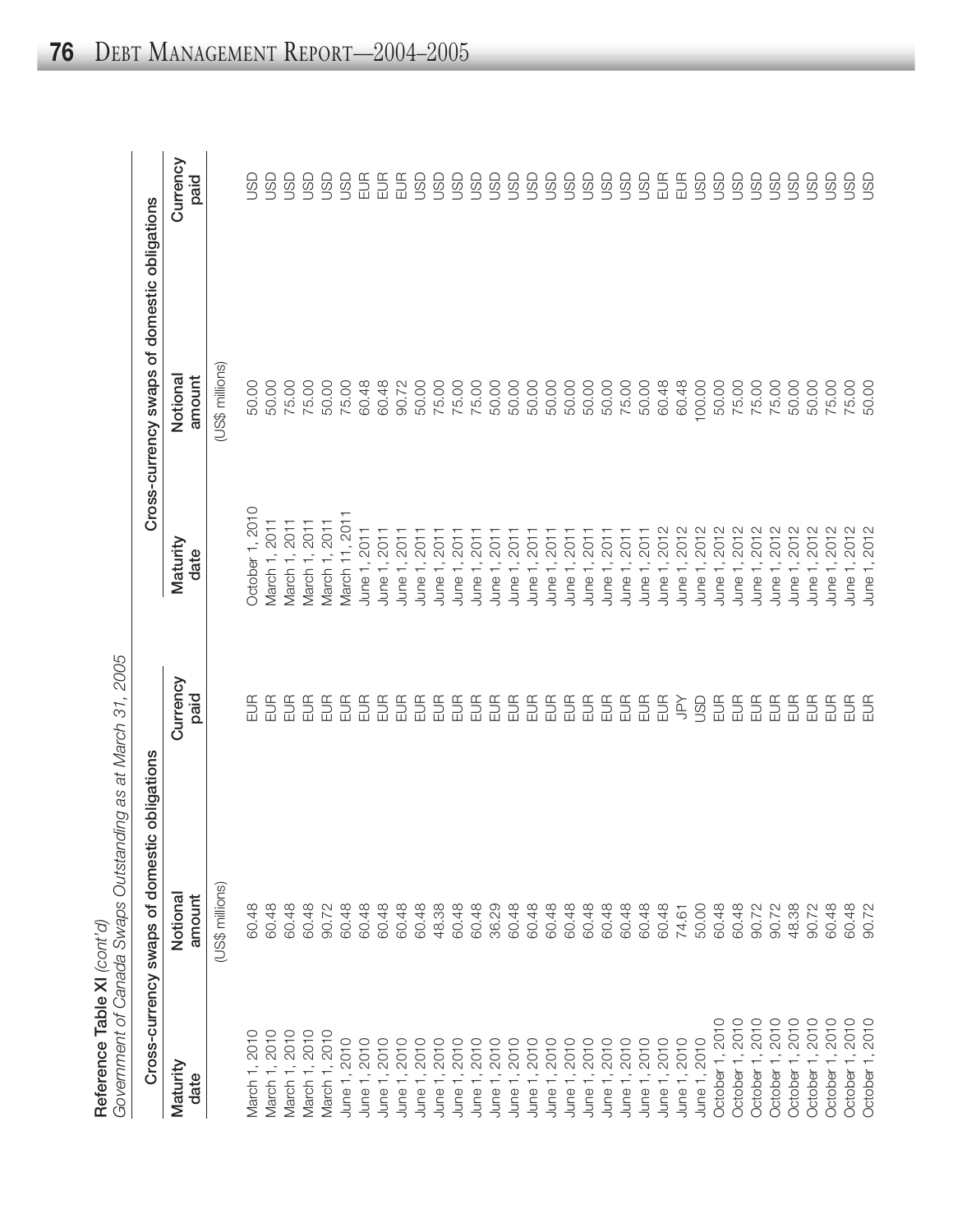**Reference Table XI** *(cont'd)*
*Government of Canada Swaps Outstanding as at March 31, 2005*

| Cross-currency swaps of domestic obligations | | | Cross-currency swaps of domestic obligations | | |
|---|---|---|---|---|---|
| Maturity date | Notional amount | Currency paid | Maturity date | Notional amount | Currency paid |
| | (US$ millions) | | | (US$ millions) | |
| March 1, 2010 | 60.48 | EUR | October 1, 2010 | 50.00 | USD |
| March 1, 2010 | 60.48 | EUR | March 1, 2011 | 50.00 | USD |
| March 1, 2010 | 60.48 | EUR | March 1, 2011 | 75.00 | USD |
| March 1, 2010 | 60.48 | EUR | March 1, 2011 | 75.00 | USD |
| March 1, 2010 | 90.72 | EUR | March 1, 2011 | 50.00 | USD |
| June 1, 2010 | 60.48 | EUR | March 11, 2011 | 75.00 | USD |
| June 1, 2010 | 60.48 | EUR | June 1, 2011 | 60.48 | EUR |
| June 1, 2010 | 60.48 | EUR | June 1, 2011 | 60.48 | EUR |
| June 1, 2010 | 60.48 | EUR | June 1, 2011 | 90.72 | EUR |
| June 1, 2010 | 48.38 | EUR | June 1, 2011 | 50.00 | USD |
| June 1, 2010 | 60.48 | EUR | June 1, 2011 | 75.00 | USD |
| June 1, 2010 | 60.48 | EUR | June 1, 2011 | 75.00 | USD |
| June 1, 2010 | 36.29 | EUR | June 1, 2011 | 50.00 | USD |
| June 1, 2010 | 60.48 | EUR | June 1, 2011 | 50.00 | USD |
| June 1, 2010 | 60.48 | EUR | June 1, 2011 | 50.00 | USD |
| June 1, 2010 | 60.48 | EUR | June 1, 2011 | 50.00 | USD |
| June 1, 2010 | 60.48 | EUR | June 1, 2011 | 50.00 | USD |
| June 1, 2010 | 60.48 | EUR | June 1, 2011 | 50.00 | USD |
| June 1, 2010 | 60.48 | EUR | June 1, 2011 | 75.00 | USD |
| June 1, 2010 | 60.48 | EUR | June 1, 2011 | 50.00 | USD |
| June 1, 2010 | 60.48 | EUR | June 1, 2012 | 60.48 | EUR |
| June 1, 2010 | 74.61 | JPY | June 1, 2012 | 60.48 | EUR |
| June 1, 2010 | 50.00 | USD | June 1, 2012 | 100.00 | USD |
| October 1, 2010 | 60.48 | EUR | June 1, 2012 | 50.00 | USD |
| October 1, 2010 | 60.48 | EUR | June 1, 2012 | 75.00 | USD |
| October 1, 2010 | 90.72 | EUR | June 1, 2012 | 75.00 | USD |
| October 1, 2010 | 90.72 | EUR | June 1, 2012 | 75.00 | USD |
| October 1, 2010 | 48.38 | EUR | June 1, 2012 | 50.00 | USD |
| October 1, 2010 | 90.72 | EUR | June 1, 2012 | 50.00 | USD |
| October 1, 2010 | 60.48 | EUR | June 1, 2012 | 75.00 | USD |
| October 1, 2010 | 60.48 | EUR | June 1, 2012 | 75.00 | USD |
| October 1, 2010 | 90.72 | EUR | June 1, 2012 | 50.00 | USD |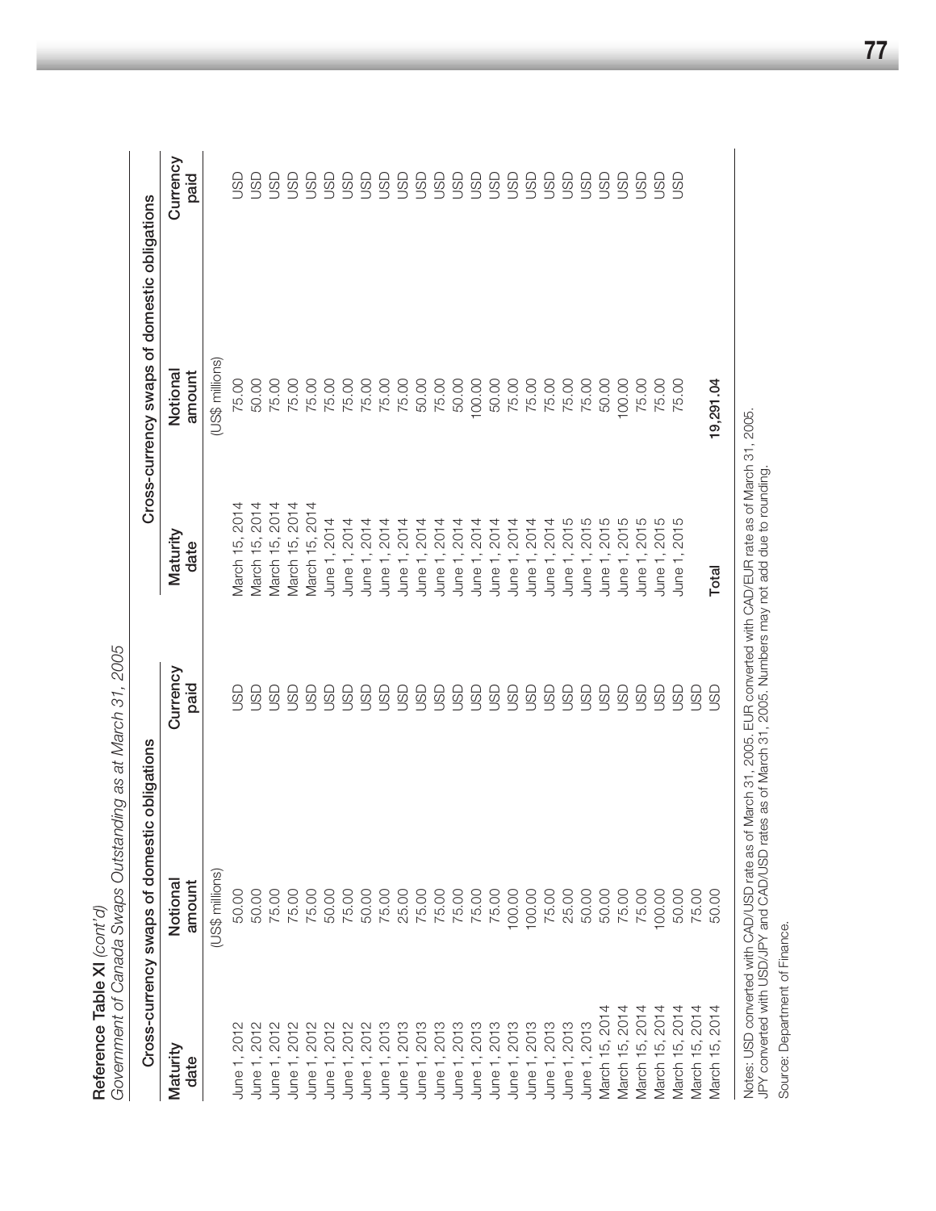**Reference Table XI** *(cont'd)*

*Government of Canada Swaps Outstanding as at March 31, 2005*

| Cross-currency swaps of domestic obligations | | | Cross-currency swaps of domestic obligations | | |
|---|---|---|---|---|---|
| Maturity date | Notional amount | Currency paid | Maturity date | Notional amount | Currency paid |
| | (US$ millions) | | | (US$ millions) | |
| June 1, 2012 | 50.00 | USD | March 15, 2014 | 75.00 | USD |
| June 1, 2012 | 50.00 | USD | March 15, 2014 | 50.00 | USD |
| June 1, 2012 | 75.00 | USD | March 15, 2014 | 75.00 | USD |
| June 1, 2012 | 75.00 | USD | March 15, 2014 | 75.00 | USD |
| June 1, 2012 | 75.00 | USD | March 15, 2014 | 75.00 | USD |
| June 1, 2012 | 50.00 | USD | June 1, 2014 | 75.00 | USD |
| June 1, 2012 | 75.00 | USD | June 1, 2014 | 75.00 | USD |
| June 1, 2012 | 50.00 | USD | June 1, 2014 | 75.00 | USD |
| June 1, 2013 | 75.00 | USD | June 1, 2014 | 75.00 | USD |
| June 1, 2013 | 25.00 | USD | June 1, 2014 | 50.00 | USD |
| June 1, 2013 | 75.00 | USD | June 1, 2014 | 75.00 | USD |
| June 1, 2013 | 75.00 | USD | June 1, 2014 | 50.00 | USD |
| June 1, 2013 | 75.00 | USD | June 1, 2014 | 100.00 | USD |
| June 1, 2013 | 75.00 | USD | June 1, 2014 | 50.00 | USD |
| June 1, 2013 | 100.00 | USD | June 1, 2014 | 75.00 | USD |
| June 1, 2013 | 100.00 | USD | June 1, 2014 | 75.00 | USD |
| June 1, 2013 | 75.00 | USD | June 1, 2014 | 75.00 | USD |
| June 1, 2013 | 25.00 | USD | June 1, 2015 | 75.00 | USD |
| June 1, 2013 | 50.00 | USD | June 1, 2015 | 75.00 | USD |
| March 15, 2014 | 50.00 | USD | June 1, 2015 | 50.00 | USD |
| March 15, 2014 | 75.00 | USD | June 1, 2015 | 100.00 | USD |
| March 15, 2014 | 75.00 | USD | June 1, 2015 | 75.00 | USD |
| March 15, 2014 | 100.00 | USD | June 1, 2015 | 75.00 | USD |
| March 15, 2014 | 50.00 | USD | June 1, 2015 | 75.00 | USD |
| March 15, 2014 | 75.00 | USD | | | |
| March 15, 2014 | 50.00 | USD | | | |
| | | | **Total** | **19,291.04** | |

Notes: USD converted with CAD/USD rate as of March 31, 2005. EUR converted with CAD/EUR rate as of March 31, 2005.
JPY converted with USD/JPY and CAD/USD rates as of March 31, 2005. Numbers may not add due to rounding.

Source: Department of Finance.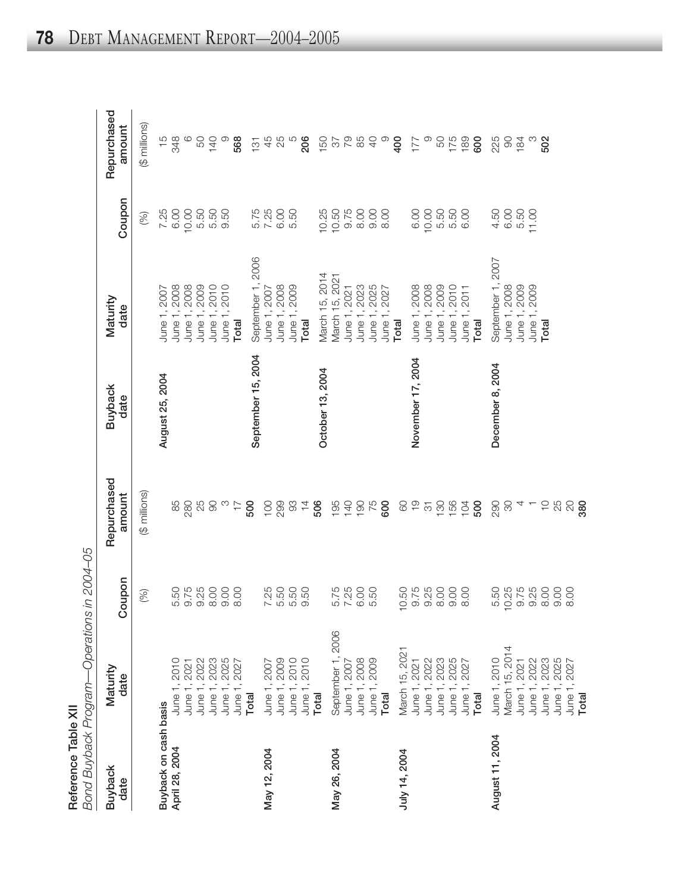## Reference Table XII

*Bond Buyback Program—Operations in 2004–05*

| Buyback date | Maturity date | Coupon | Repurchased amount | Buyback date | Maturity date | Coupon | Repurchased amount |
|---|---|---|---|---|---|---|---|
| | | (%) | ($ millions) | | | (%) | ($ millions) |
| Buyback on cash basis | | | | | | | |
| April 28, 2004 | June 1, 2010 | 5.50 | 85 | August 25, 2004 | June 1, 2007 | 7.25 | 15 |
| | June 1, 2021 | 9.75 | 280 | | June 1, 2008 | 6.00 | 348 |
| | June 1, 2022 | 9.25 | 25 | | June 1, 2008 | 10.00 | 6 |
| | June 1, 2023 | 8.00 | 90 | | June 1, 2009 | 5.50 | 50 |
| | June 1, 2025 | 9.00 | 3 | | June 1, 2010 | 5.50 | 140 |
| | June 1, 2027 | 8.00 | 17 | | June 1, 2010 | 9.50 | 9 |
| | **Total** | | **500** | | **Total** | | **568** |
| May 12, 2004 | June 1, 2007 | 7.25 | 100 | September 15, 2004 | September 1, 2006 | 5.75 | 131 |
| | June 1, 2009 | 5.50 | 299 | | June 1, 2007 | 7.25 | 45 |
| | June 1, 2010 | 5.50 | 93 | | June 1, 2008 | 6.00 | 25 |
| | June 1, 2010 | 9.50 | 14 | | June 1, 2009 | 5.50 | 5 |
| | **Total** | | **506** | | **Total** | | **206** |
| May 26, 2004 | September 1, 2006 | 5.75 | 195 | October 13, 2004 | March 15, 2014 | 10.25 | 150 |
| | June 1, 2007 | 7.25 | 140 | | March 15, 2021 | 10.50 | 37 |
| | June 1, 2008 | 6.00 | 190 | | June 1, 2021 | 9.75 | 79 |
| | June 1, 2009 | 5.50 | 75 | | June 1, 2023 | 8.00 | 85 |
| | **Total** | | **600** | | June 1, 2025 | 9.00 | 40 |
| | | | | | June 1, 2027 | 8.00 | 9 |
| | | | | | **Total** | | **400** |
| July 14, 2004 | March 15, 2021 | 10.50 | 60 | November 17, 2004 | June 1, 2008 | 6.00 | 177 |
| | June 1, 2021 | 9.75 | 19 | | June 1, 2008 | 10.00 | 9 |
| | June 1, 2022 | 9.25 | 31 | | June 1, 2009 | 5.50 | 50 |
| | June 1, 2023 | 8.00 | 130 | | June 1, 2010 | 5.50 | 175 |
| | June 1, 2025 | 9.00 | 156 | | June 1, 2011 | 6.00 | 189 |
| | June 1, 2027 | 8.00 | 104 | | **Total** | | **600** |
| | **Total** | | **500** | | | | |
| August 11, 2004 | June 1, 2010 | 5.50 | 290 | December 8, 2004 | September 1, 2007 | 4.50 | 225 |
| | March 15, 2014 | 10.25 | 30 | | June 1, 2008 | 6.00 | 90 |
| | June 1, 2021 | 9.75 | 4 | | June 1, 2009 | 5.50 | 184 |
| | June 1, 2022 | 9.25 | 1 | | June 1, 2009 | 11.00 | 3 |
| | June 1, 2023 | 8.00 | 10 | | **Total** | | **502** |
| | June 1, 2025 | 9.00 | 25 | | | | |
| | June 1, 2027 | 8.00 | 20 | | | | |
| | **Total** | | **380** | | | | |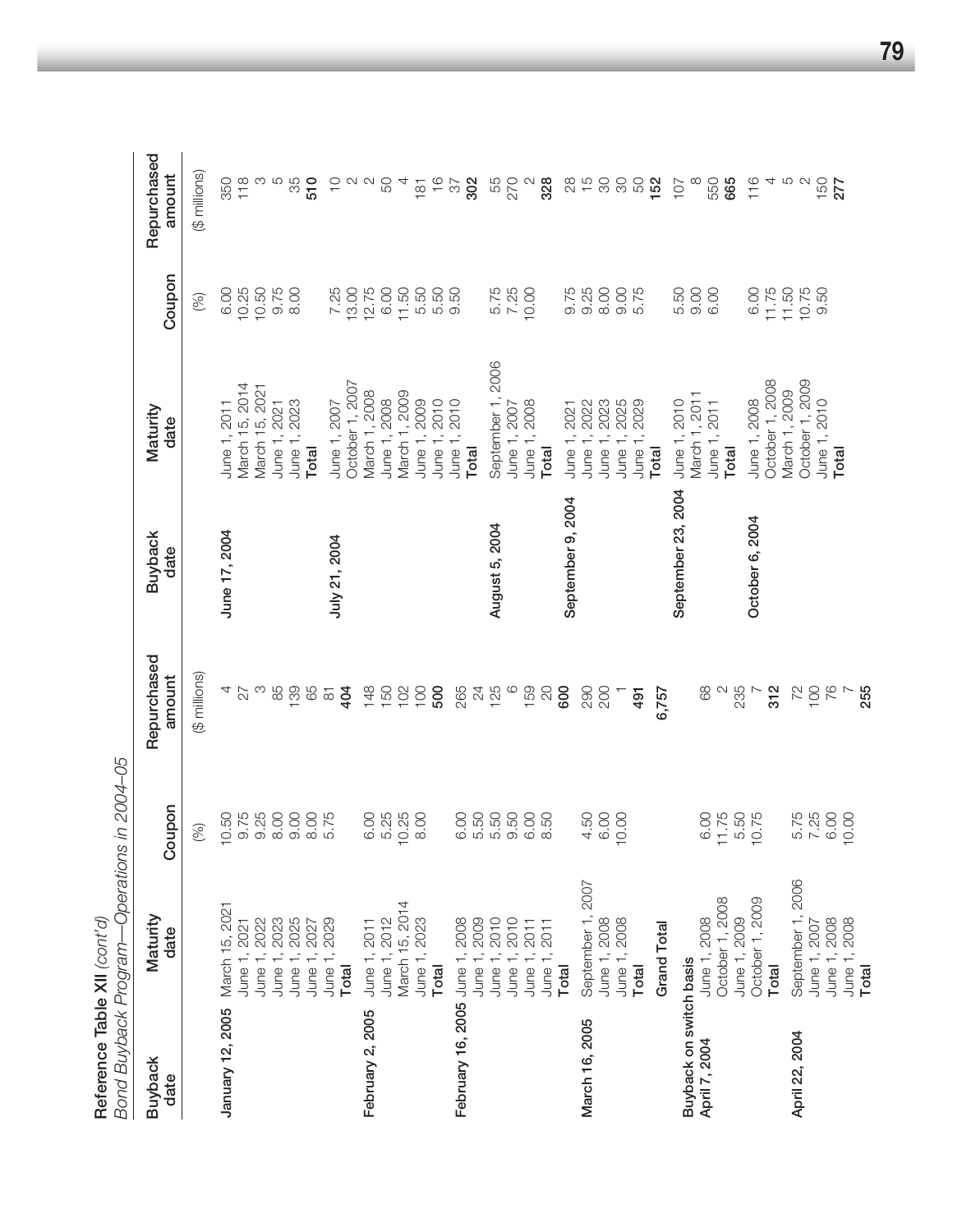**Reference Table XII** *(cont'd)*

*Bond Buyback Program—Operations in 2004–05*

| Buyback date | Maturity date | Coupon | Repurchased amount | Buyback date | Maturity date | Coupon | Repurchased amount |
|---|---|---|---|---|---|---|---|
| | | (%) | ($ millions) | | | (%) | ($ millions) |
| **January 12, 2005** | March 15, 2021 | 10.50 | 4 | **June 17, 2004** | June 1, 2011 | 6.00 | 350 |
| | June 1, 2021 | 9.75 | 27 | | March 15, 2014 | 10.25 | 118 |
| | June 1, 2022 | 9.25 | 3 | | March 15, 2021 | 10.50 | 3 |
| | June 1, 2023 | 8.00 | 85 | | June 1, 2021 | 9.75 | 5 |
| | June 1, 2025 | 9.00 | 139 | | June 1, 2023 | 8.00 | 35 |
| | June 1, 2027 | 8.00 | 65 | | **Total** | | **510** |
| | June 1, 2029 | 5.75 | 81 | **July 21, 2004** | June 1, 2007 | 7.25 | 10 |
| | **Total** | | **404** | | October 1, 2007 | 13.00 | 2 |
| **February 2, 2005** | June 1, 2011 | 6.00 | 148 | | March 1, 2008 | 12.75 | 2 |
| | June 1, 2012 | 5.25 | 150 | | June 1, 2008 | 6.00 | 50 |
| | March 15, 2014 | 10.25 | 102 | | March 1, 2009 | 11.50 | 4 |
| | June 1, 2023 | 8.00 | 100 | | June 1, 2009 | 5.50 | 181 |
| | **Total** | | **500** | | June 1, 2010 | 5.50 | 16 |
| **February 16, 2005** | June 1, 2008 | 6.00 | 265 | | June 1, 2010 | 9.50 | 37 |
| | June 1, 2009 | 5.50 | 24 | | **Total** | | **302** |
| | June 1, 2010 | 5.50 | 125 | **August 5, 2004** | September 1, 2006 | 5.75 | 55 |
| | June 1, 2010 | 9.50 | 6 | | June 1, 2007 | 7.25 | 270 |
| | June 1, 2011 | 6.00 | 159 | | June 1, 2008 | 10.00 | 2 |
| | June 1, 2011 | 8.50 | 20 | | **Total** | | **328** |
| | **Total** | | **600** | **September 9, 2004** | June 1, 2021 | 9.75 | 28 |
| **March 16, 2005** | September 1, 2007 | 4.50 | 290 | | June 1, 2022 | 9.25 | 15 |
| | June 1, 2008 | 6.00 | 200 | | June 1, 2023 | 8.00 | 30 |
| | June 1, 2008 | 10.00 | 1 | | June 1, 2025 | 9.00 | 30 |
| | **Total** | | **491** | | June 1, 2029 | 5.75 | 50 |
| | **Grand Total** | | **6,757** | | **Total** | | **152** |
| Buyback on switch basis | | | | **September 23, 2004** | June 1, 2010 | 5.50 | 107 |
| **April 7, 2004** | June 1, 2008 | 6.00 | 68 | | March 1, 2011 | 9.00 | 8 |
| | October 1, 2008 | 11.75 | 2 | | June 1, 2011 | 6.00 | 550 |
| | June 1, 2009 | 5.50 | 235 | | **Total** | | **665** |
| | October 1, 2009 | 10.75 | 7 | **October 6, 2004** | June 1, 2008 | 6.00 | 116 |
| | **Total** | | **312** | | October 1, 2008 | 11.75 | 4 |
| **April 22, 2004** | September 1, 2006 | 5.75 | 72 | | March 1, 2009 | 11.50 | 5 |
| | June 1, 2007 | 7.25 | 100 | | October 1, 2009 | 10.75 | 2 |
| | June 1, 2008 | 6.00 | 76 | | June 1, 2010 | 9.50 | 150 |
| | June 1, 2008 | 10.00 | 7 | | **Total** | | **277** |
| | **Total** | | **255** | | | | |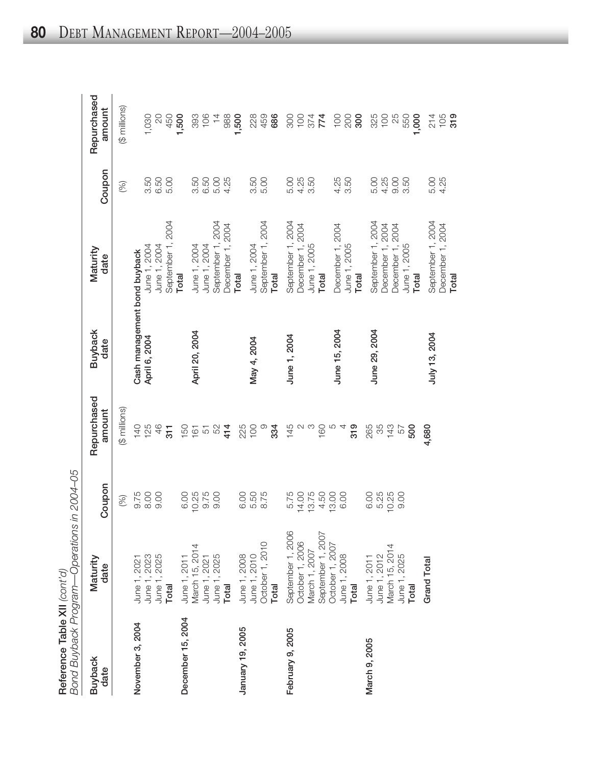**Reference Table XII** *(cont'd)*
*Bond Buyback Program—Operations in 2004–05*

| Buyback date | Maturity date | Coupon | Repurchased amount |
|---|---|---|---|
| | | (%) | ($ millions) |
| November 3, 2004 | June 1, 2021 | 9.75 | 140 |
| | June 1, 2023 | 8.00 | 125 |
| | June 1, 2025 | 9.00 | 46 |
| | **Total** | | **311** |
| December 15, 2004 | June 1, 2011 | 6.00 | 150 |
| | March 15, 2014 | 10.25 | 161 |
| | June 1, 2021 | 9.75 | 51 |
| | June 1, 2025 | 9.00 | 52 |
| | **Total** | | **414** |
| January 19, 2005 | June 1, 2008 | 6.00 | 225 |
| | June 1, 2010 | 5.50 | 100 |
| | October 1, 2010 | 8.75 | 9 |
| | **Total** | | **334** |
| February 9, 2005 | September 1, 2006 | 5.75 | 145 |
| | October 1, 2006 | 14.00 | 2 |
| | March 1, 2007 | 13.75 | 3 |
| | September 1, 2007 | 4.50 | 160 |
| | October 1, 2007 | 13.00 | 5 |
| | June 1, 2008 | 6.00 | 4 |
| | **Total** | | **319** |
| March 9, 2005 | June 1, 2011 | 6.00 | 265 |
| | June 1, 2012 | 5.25 | 35 |
| | March 15, 2014 | 10.25 | 143 |
| | June 1, 2025 | 9.00 | 57 |
| | **Total** | | **500** |
| | **Grand Total** | | **4,680** |

| Buyback date | Maturity date | Coupon | Repurchased amount |
|---|---|---|---|
| | | (%) | ($ millions) |
| **Cash management bond buyback** | | | |
| April 6, 2004 | June 1, 2004 | 3.50 | 1,030 |
| | June 1, 2004 | 6.50 | 20 |
| | September 1, 2004 | 5.00 | 450 |
| | **Total** | | **1,500** |
| April 20, 2004 | June 1, 2004 | 3.50 | 393 |
| | June 1, 2004 | 6.50 | 106 |
| | September 1, 2004 | 5.00 | 14 |
| | December 1, 2004 | 4.25 | 988 |
| | **Total** | | **1,500** |
| May 4, 2004 | June 1, 2004 | 3.50 | 228 |
| | September 1, 2004 | 5.00 | 459 |
| | **Total** | | **686** |
| June 1, 2004 | September 1, 2004 | 5.00 | 300 |
| | December 1, 2004 | 4.25 | 100 |
| | June 1, 2005 | 3.50 | 374 |
| | **Total** | | **774** |
| June 15, 2004 | December 1, 2004 | 4.25 | 100 |
| | June 1, 2005 | 3.50 | 200 |
| | **Total** | | **300** |
| June 29, 2004 | September 1, 2004 | 5.00 | 325 |
| | December 1, 2004 | 4.25 | 100 |
| | December 1, 2004 | 9.00 | 25 |
| | June 1, 2005 | 3.50 | 550 |
| | **Total** | | **1,000** |
| July 13, 2004 | September 1, 2004 | 5.00 | 214 |
| | December 1, 2004 | 4.25 | 105 |
| | **Total** | | **319** |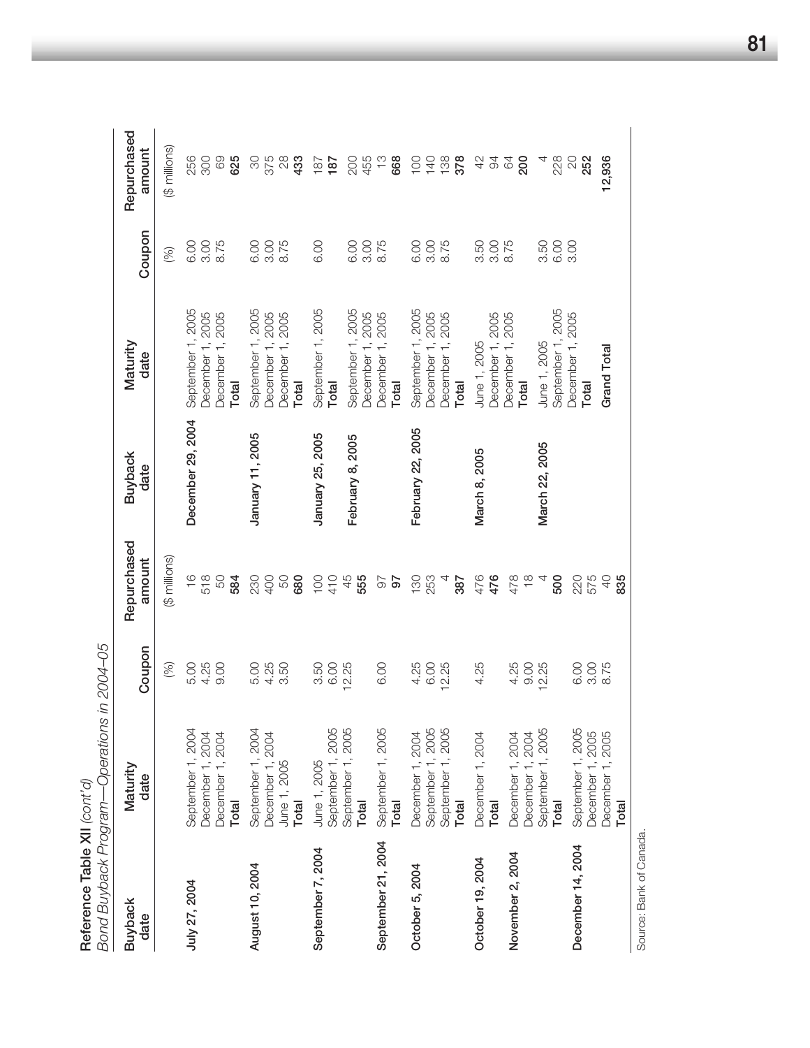**Reference Table XII** *(cont'd)*

*Bond Buyback Program—Operations in 2004–05*

| Buyback date | Maturity date | Coupon | Repurchased amount | Buyback date | Maturity date | Coupon | Repurchased amount |
|---|---|---|---|---|---|---|---|
| | | (%) | ($ millions) | | | (%) | ($ millions) |
| **July 27, 2004** | September 1, 2004 | 5.00 | 16 | **December 29, 2004** | September 1, 2005 | 6.00 | 256 |
| | December 1, 2004 | 4.25 | 518 | | December 1, 2005 | 3.00 | 300 |
| | December 1, 2004 | 9.00 | 50 | | December 1, 2005 | 8.75 | 69 |
| | **Total** | | **584** | | **Total** | | **625** |
| **August 10, 2004** | September 1, 2004 | 5.00 | 230 | **January 11, 2005** | September 1, 2005 | 6.00 | 30 |
| | December 1, 2004 | 4.25 | 400 | | December 1, 2005 | 3.00 | 375 |
| | June 1, 2005 | 3.50 | 50 | | December 1, 2005 | 8.75 | 28 |
| | **Total** | | **680** | | **Total** | | **433** |
| **September 7, 2004** | June 1, 2005 | 3.50 | 100 | **January 25, 2005** | September 1, 2005 | 6.00 | 187 |
| | September 1, 2005 | 6.00 | 410 | | **Total** | | **187** |
| | September 1, 2005 | 12.25 | 45 | **February 8, 2005** | September 1, 2005 | 6.00 | 200 |
| | **Total** | | **555** | | December 1, 2005 | 3.00 | 455 |
| **September 21, 2004** | September 1, 2005 | 6.00 | 97 | | December 1, 2005 | 8.75 | 13 |
| | **Total** | | **97** | | **Total** | | **668** |
| **October 5, 2004** | December 1, 2004 | 4.25 | 130 | **February 22, 2005** | September 1, 2005 | 6.00 | 100 |
| | September 1, 2005 | 6.00 | 253 | | December 1, 2005 | 3.00 | 140 |
| | September 1, 2005 | 12.25 | 4 | | December 1, 2005 | 8.75 | 138 |
| | **Total** | | **387** | | **Total** | | **378** |
| **October 19, 2004** | December 1, 2004 | 4.25 | 476 | **March 8, 2005** | June 1, 2005 | 3.50 | 42 |
| | **Total** | | **476** | | December 1, 2005 | 3.00 | 94 |
| **November 2, 2004** | December 1, 2004 | 4.25 | 478 | | December 1, 2005 | 8.75 | 64 |
| | December 1, 2004 | 9.00 | 18 | | **Total** | | **200** |
| | September 1, 2005 | 12.25 | 4 | **March 22, 2005** | June 1, 2005 | 3.50 | 4 |
| | **Total** | | **500** | | September 1, 2005 | 6.00 | 228 |
| **December 14, 2004** | September 1, 2005 | 6.00 | 220 | | December 1, 2005 | 3.00 | 20 |
| | December 1, 2005 | 3.00 | 575 | | **Total** | | **252** |
| | December 1, 2005 | 8.75 | 40 | | | | |
| | **Total** | | **835** | | **Grand Total** | | **12,936** |

Source: Bank of Canada.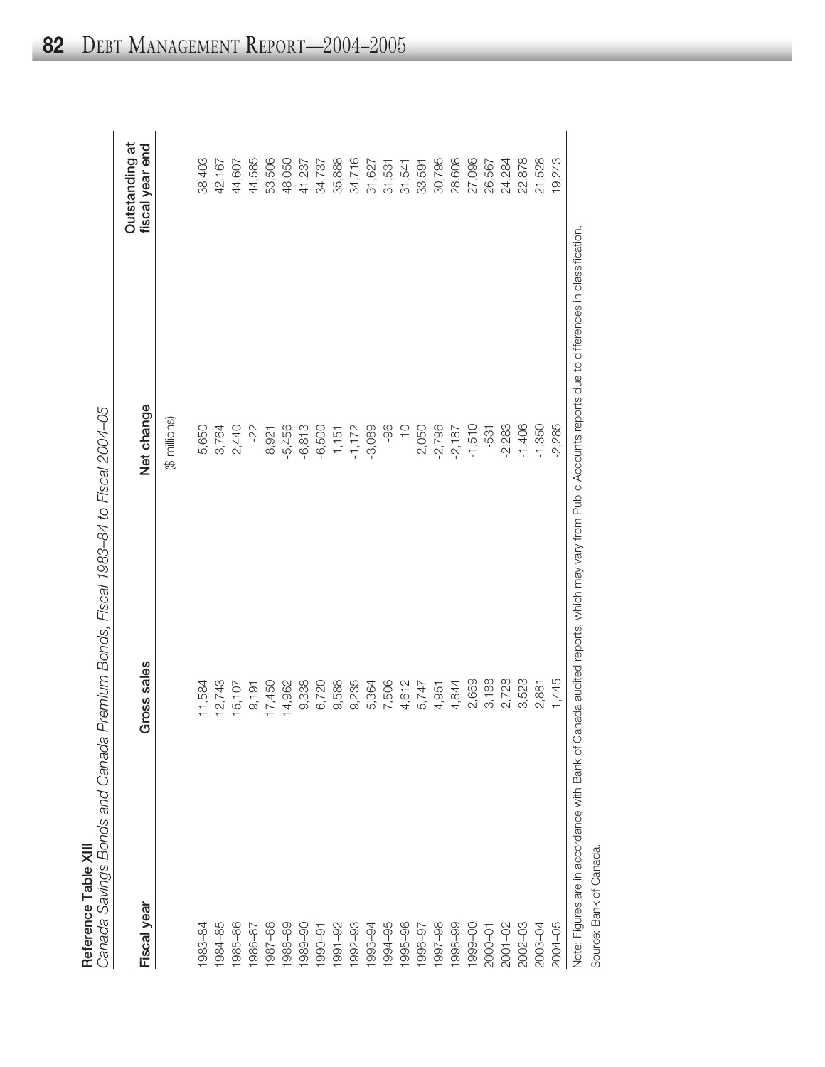**Reference Table XIII**

*Canada Savings Bonds and Canada Premium Bonds, Fiscal 1983–84 to Fiscal 2004–05*

| Fiscal year | Gross sales | Net change | Outstanding at fiscal year end |
|---|---|---|---|
| | | ($ millions) | |
| 1983–84 | 11,584 | 5,650 | 38,403 |
| 1984–85 | 12,743 | 3,764 | 42,167 |
| 1985–86 | 15,107 | 2,440 | 44,607 |
| 1986–87 | 9,191 | -22 | 44,585 |
| 1987–88 | 17,450 | 8,921 | 53,506 |
| 1988–89 | 14,962 | -5,456 | 48,050 |
| 1989–90 | 9,338 | -6,813 | 41,237 |
| 1990–91 | 6,720 | -6,500 | 34,737 |
| 1991–92 | 9,588 | 1,151 | 35,888 |
| 1992–93 | 9,235 | -1,172 | 34,716 |
| 1993–94 | 5,364 | -3,089 | 31,627 |
| 1994–95 | 7,506 | -96 | 31,531 |
| 1995–96 | 4,612 | 10 | 31,541 |
| 1996–97 | 5,747 | 2,050 | 33,591 |
| 1997–98 | 4,951 | -2,796 | 30,795 |
| 1998–99 | 4,844 | -2,187 | 28,608 |
| 1999–00 | 2,669 | -1,510 | 27,098 |
| 2000–01 | 3,188 | -531 | 26,567 |
| 2001–02 | 2,728 | -2,283 | 24,284 |
| 2002–03 | 3,523 | -1,406 | 22,878 |
| 2003–04 | 2,881 | -1,350 | 21,528 |
| 2004–05 | 1,445 | -2,285 | 19,243 |

Note: Figures are in accordance with Bank of Canada audited reports, which may vary from Public Accounts reports due to differences in classification.

Source: Bank of Canada.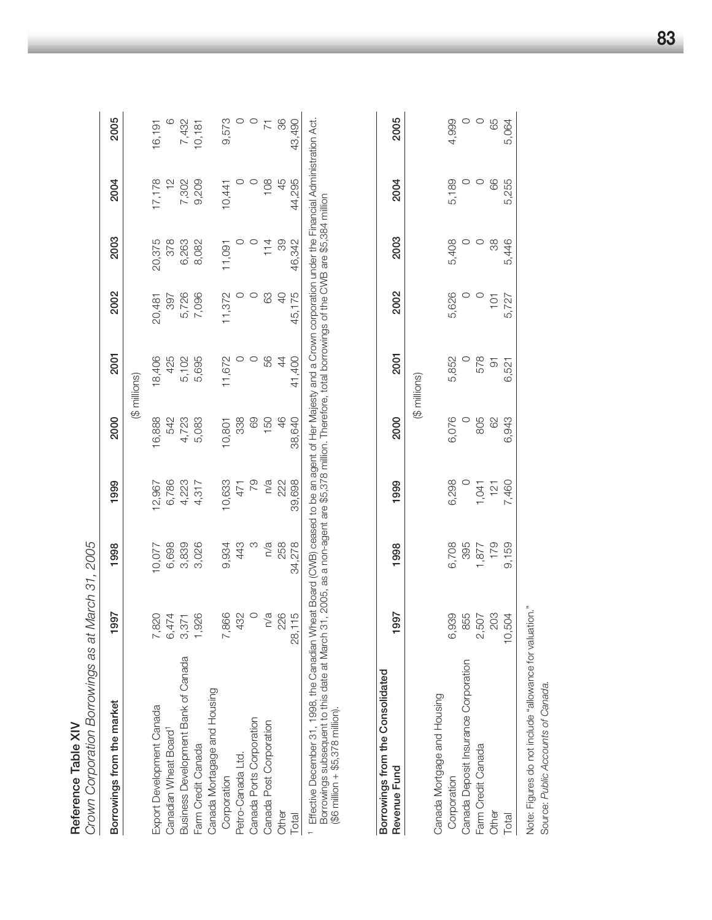**Reference Table XIV**

*Crown Corporation Borrowings as at March 31, 2005*

| Borrowings from the market | 1997 | 1998 | 1999 | 2000 | 2001 | 2002 | 2003 | 2004 | 2005 |
|---|---|---|---|---|---|---|---|---|---|
| | | | | | ($ millions) | | | | |
| Export Development Canada | 7,820 | 10,077 | 12,967 | 16,888 | 18,406 | 20,481 | 20,375 | 17,178 | 16,191 |
| Canadian Wheat Board[1] | 6,474 | 6,698 | 6,786 | 542 | 425 | 397 | 378 | 12 | 6 |
| Business Development Bank of Canada | 3,371 | 3,839 | 4,223 | 4,723 | 5,102 | 5,726 | 6,263 | 7,302 | 7,432 |
| Farm Credit Canada | 1,926 | 3,026 | 4,317 | 5,083 | 5,695 | 7,096 | 8,082 | 9,209 | 10,181 |
| Canada Mortgage and Housing Corporation | 7,866 | 9,934 | 10,633 | 10,801 | 11,672 | 11,372 | 11,091 | 10,441 | 9,573 |
| Petro-Canada Ltd. | 432 | 443 | 471 | 338 | 0 | 0 | 0 | 0 | 0 |
| Canada Ports Corporation | 0 | 3 | 79 | 69 | 0 | 0 | 0 | 0 | 0 |
| Canada Post Corporation | n/a | n/a | n/a | 150 | 56 | 63 | 114 | 108 | 71 |
| Other | 226 | 258 | 222 | 46 | 44 | 40 | 39 | 45 | 36 |
| Total | 28,115 | 34,278 | 39,698 | 38,640 | 41,400 | 45,175 | 46,342 | 44,295 | 43,490 |

[1] Effective December 31, 1998, the Canadian Wheat Board (CWB) ceased to be an agent of Her Majesty and a Crown corporation under the Financial Administration Act. Borrowings subsequent to this date at March 31, 2005, as a non-agent are $5,378 million. Therefore, total borrowings of the CWB are $5,384 million ($6 million + $5,378 million).

| Borrowings from the Consolidated Revenue Fund | 1997 | 1998 | 1999 | 2000 | 2001 | 2002 | 2003 | 2004 | 2005 |
|---|---|---|---|---|---|---|---|---|---|
| | | | | | ($ millions) | | | | |
| Canada Mortgage and Housing Corporation | 6,939 | 6,708 | 6,298 | 6,076 | 5,852 | 5,626 | 5,408 | 5,189 | 4,999 |
| Canada Deposit Insurance Corporation | 855 | 395 | 0 | 0 | 0 | 0 | 0 | 0 | 0 |
| Farm Credit Canada | 2,507 | 1,877 | 1,041 | 805 | 578 | 0 | 0 | 0 | 0 |
| Other | 203 | 179 | 121 | 62 | 91 | 101 | 38 | 66 | 65 |
| Total | 10,504 | 9,159 | 7,460 | 6,943 | 6,521 | 5,727 | 5,446 | 5,255 | 5,064 |

Note: Figures do not include "allowance for valuation."

Source: *Public Accounts of Canada.*